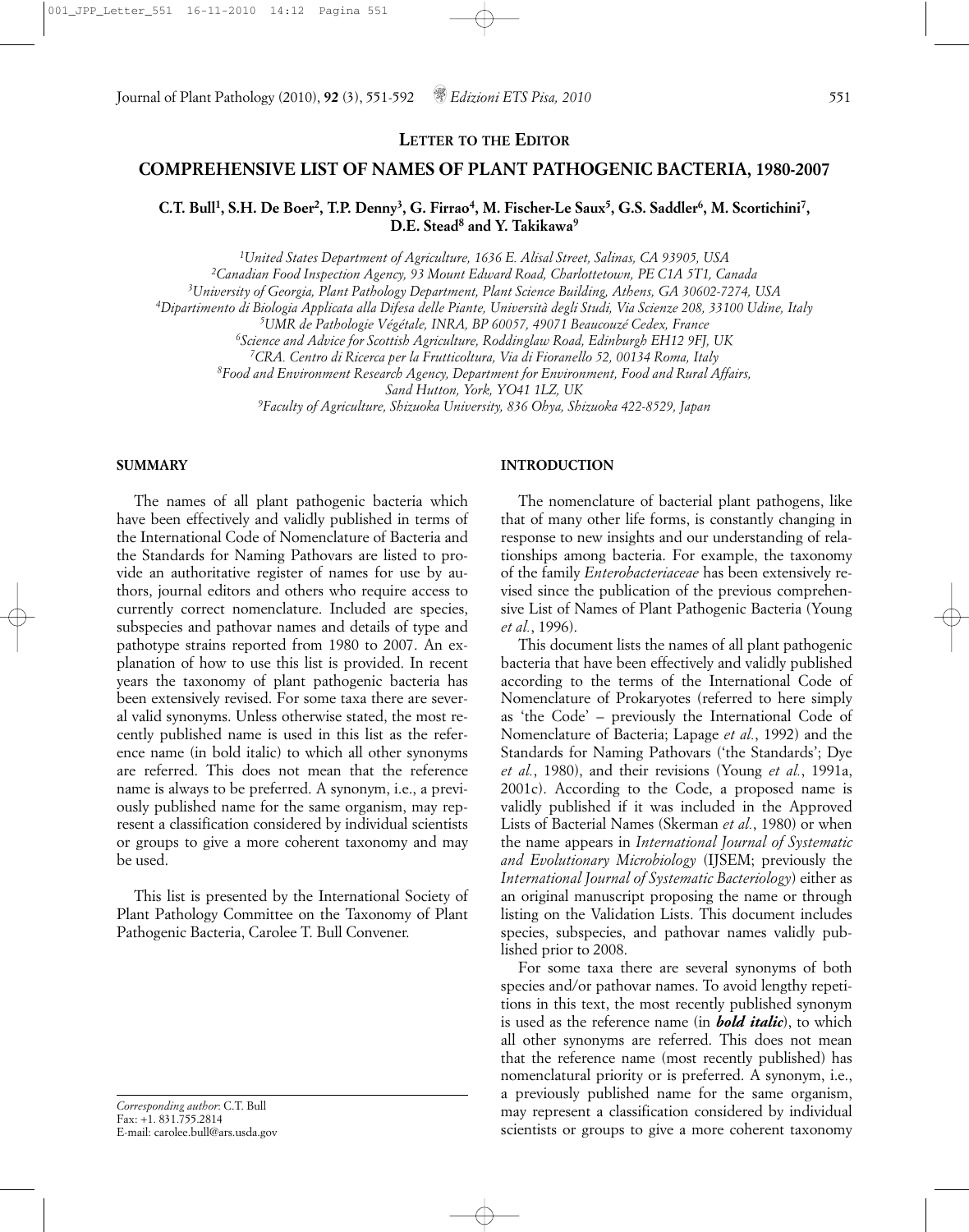**LETTER TO THE EDITOR**

# COMPREHENSIVE LIST OF NAMES OF PLANT PATHOGENIC BACTERIA, 1980-2007

**C.T. Bull[1], S.H. De Boer[2], T.P. Denny[3], G. Firrao[4], M. Fischer-Le Saux[5], G.S. Saddler[6], M. Scortichini[7], D.E. Stead[8] and Y. Takikawa[9]**

*[1]United States Department of Agriculture, 1636 E. Alisal Street, Salinas, CA 93905, USA*
*[2]Canadian Food Inspection Agency, 93 Mount Edward Road, Charlottetown, PE C1A 5T1, Canada*
*[3]University of Georgia, Plant Pathology Department, Plant Science Building, Athens, GA 30602-7274, USA*
*[4]Dipartimento di Biologia Applicata alla Difesa delle Piante, Università degli Studi, Via Scienze 208, 33100 Udine, Italy*
*[5]UMR de Pathologie Végétale, INRA, BP 60057, 49071 Beaucouzé Cedex, France*
*[6]Science and Advice for Scottish Agriculture, Roddinglaw Road, Edinburgh EH12 9FJ, UK*
*[7]CRA. Centro di Ricerca per la Frutticoltura, Via di Fioranello 52, 00134 Roma, Italy*
*[8]Food and Environment Research Agency, Department for Environment, Food and Rural Affairs, Sand Hutton, York, YO41 1LZ, UK*
*[9]Faculty of Agriculture, Shizuoka University, 836 Ohya, Shizuoka 422-8529, Japan*

## SUMMARY

The names of all plant pathogenic bacteria which have been effectively and validly published in terms of the International Code of Nomenclature of Bacteria and the Standards for Naming Pathovars are listed to provide an authoritative register of names for use by authors, journal editors and others who require access to currently correct nomenclature. Included are species, subspecies and pathovar names and details of type and pathotype strains reported from 1980 to 2007. An explanation of how to use this list is provided. In recent years the taxonomy of plant pathogenic bacteria has been extensively revised. For some taxa there are several valid synonyms. Unless otherwise stated, the most recently published name is used in this list as the reference name (in bold italic) to which all other synonyms are referred. This does not mean that the reference name is always to be preferred. A synonym, i.e., a previously published name for the same organism, may represent a classification considered by individual scientists or groups to give a more coherent taxonomy and may be used.

This list is presented by the International Society of Plant Pathology Committee on the Taxonomy of Plant Pathogenic Bacteria, Carolee T. Bull Convener.

*Corresponding author*: C.T. Bull
Fax: +1. 831.755.2814
E-mail: carolee.bull@ars.usda.gov

## INTRODUCTION

The nomenclature of bacterial plant pathogens, like that of many other life forms, is constantly changing in response to new insights and our understanding of relationships among bacteria. For example, the taxonomy of the family *Enterobacteriaceae* has been extensively revised since the publication of the previous comprehensive List of Names of Plant Pathogenic Bacteria (Young *et al.*, 1996).

This document lists the names of all plant pathogenic bacteria that have been effectively and validly published according to the terms of the International Code of Nomenclature of Prokaryotes (referred to here simply as 'the Code' – previously the International Code of Nomenclature of Bacteria; Lapage *et al.*, 1992) and the Standards for Naming Pathovars ('the Standards'; Dye *et al.*, 1980), and their revisions (Young *et al.*, 1991a, 2001c). According to the Code, a proposed name is validly published if it was included in the Approved Lists of Bacterial Names (Skerman *et al.*, 1980) or when the name appears in *International Journal of Systematic and Evolutionary Microbiology* (IJSEM; previously the *International Journal of Systematic Bacteriology*) either as an original manuscript proposing the name or through listing on the Validation Lists. This document includes species, subspecies, and pathovar names validly published prior to 2008.

For some taxa there are several synonyms of both species and/or pathovar names. To avoid lengthy repetitions in this text, the most recently published synonym is used as the reference name (in ***bold italic***), to which all other synonyms are referred. This does not mean that the reference name (most recently published) has nomenclatural priority or is preferred. A synonym, i.e., a previously published name for the same organism, may represent a classification considered by individual scientists or groups to give a more coherent taxonomy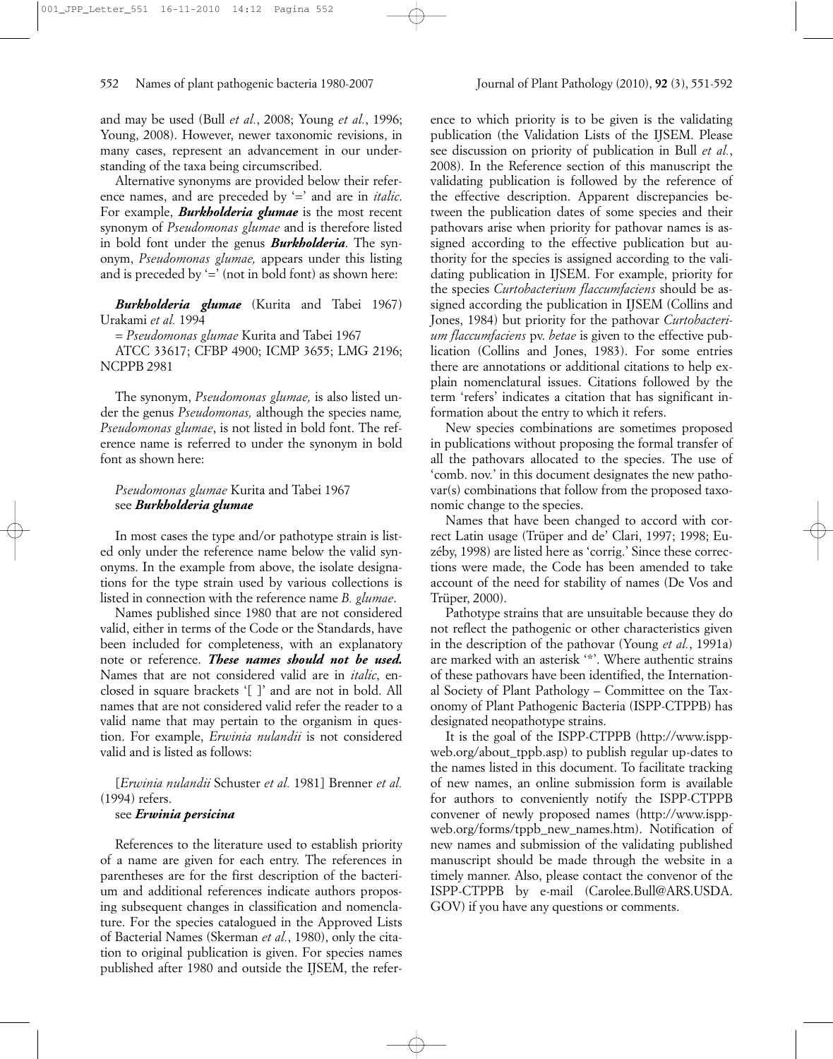and may be used (Bull *et al.*, 2008; Young *et al.*, 1996; Young, 2008). However, newer taxonomic revisions, in many cases, represent an advancement in our understanding of the taxa being circumscribed.

Alternative synonyms are provided below their reference names, and are preceded by '=' and are in *italic*. For example, ***Burkholderia glumae*** is the most recent synonym of *Pseudomonas glumae* and is therefore listed in bold font under the genus ***Burkholderia***. The synonym, *Pseudomonas glumae,* appears under this listing and is preceded by '=' (not in bold font) as shown here:

***Burkholderia glumae*** (Kurita and Tabei 1967) Urakami *et al.* 1994
= *Pseudomonas glumae* Kurita and Tabei 1967
ATCC 33617; CFBP 4900; ICMP 3655; LMG 2196; NCPPB 2981

The synonym, *Pseudomonas glumae,* is also listed under the genus *Pseudomonas,* although the species name*, Pseudomonas glumae*, is not listed in bold font. The reference name is referred to under the synonym in bold font as shown here:

*Pseudomonas glumae* Kurita and Tabei 1967
see ***Burkholderia glumae***

In most cases the type and/or pathotype strain is listed only under the reference name below the valid synonyms. In the example from above, the isolate designations for the type strain used by various collections is listed in connection with the reference name *B. glumae*.

Names published since 1980 that are not considered valid, either in terms of the Code or the Standards, have been included for completeness, with an explanatory note or reference. ***These names should not be used.*** Names that are not considered valid are in *italic*, enclosed in square brackets '[ ]' and are not in bold. All names that are not considered valid refer the reader to a valid name that may pertain to the organism in question. For example, *Erwinia nulandii* is not considered valid and is listed as follows:

[*Erwinia nulandii* Schuster *et al.* 1981] Brenner *et al.* (1994) refers.
see ***Erwinia persicina***

References to the literature used to establish priority of a name are given for each entry. The references in parentheses are for the first description of the bacterium and additional references indicate authors proposing subsequent changes in classification and nomenclature. For the species catalogued in the Approved Lists of Bacterial Names (Skerman *et al.*, 1980), only the citation to original publication is given. For species names published after 1980 and outside the IJSEM, the reference to which priority is to be given is the validating publication (the Validation Lists of the IJSEM. Please see discussion on priority of publication in Bull *et al.*, 2008). In the Reference section of this manuscript the validating publication is followed by the reference of the effective description. Apparent discrepancies between the publication dates of some species and their pathovars arise when priority for pathovar names is assigned according to the effective publication but authority for the species is assigned according to the validating publication in IJSEM. For example, priority for the species *Curtobacterium flaccumfaciens* should be assigned according the publication in IJSEM (Collins and Jones, 1984) but priority for the pathovar *Curtobacterium flaccumfaciens* pv. *betae* is given to the effective publication (Collins and Jones, 1983). For some entries there are annotations or additional citations to help explain nomenclatural issues. Citations followed by the term 'refers' indicates a citation that has significant information about the entry to which it refers.

New species combinations are sometimes proposed in publications without proposing the formal transfer of all the pathovars allocated to the species. The use of 'comb. nov.' in this document designates the new pathovar(s) combinations that follow from the proposed taxonomic change to the species.

Names that have been changed to accord with correct Latin usage (Trüper and de' Clari, 1997; 1998; Euzéby, 1998) are listed here as 'corrig.' Since these corrections were made, the Code has been amended to take account of the need for stability of names (De Vos and Trüper, 2000).

Pathotype strains that are unsuitable because they do not reflect the pathogenic or other characteristics given in the description of the pathovar (Young *et al.*, 1991a) are marked with an asterisk '*'. Where authentic strains of these pathovars have been identified, the International Society of Plant Pathology – Committee on the Taxonomy of Plant Pathogenic Bacteria (ISPP-CTPPB) has designated neopathotype strains.

It is the goal of the ISPP-CTPPB (http://www.isppweb.org/about_tppb.asp) to publish regular up-dates to the names listed in this document. To facilitate tracking of new names, an online submission form is available for authors to conveniently notify the ISPP-CTPPB convener of newly proposed names (http://www.isppweb.org/forms/tppb_new_names.htm). Notification of new names and submission of the validating published manuscript should be made through the website in a timely manner. Also, please contact the convenor of the ISPP-CTPPB by e-mail (Carolee.Bull@ARS.USDA.GOV) if you have any questions or comments.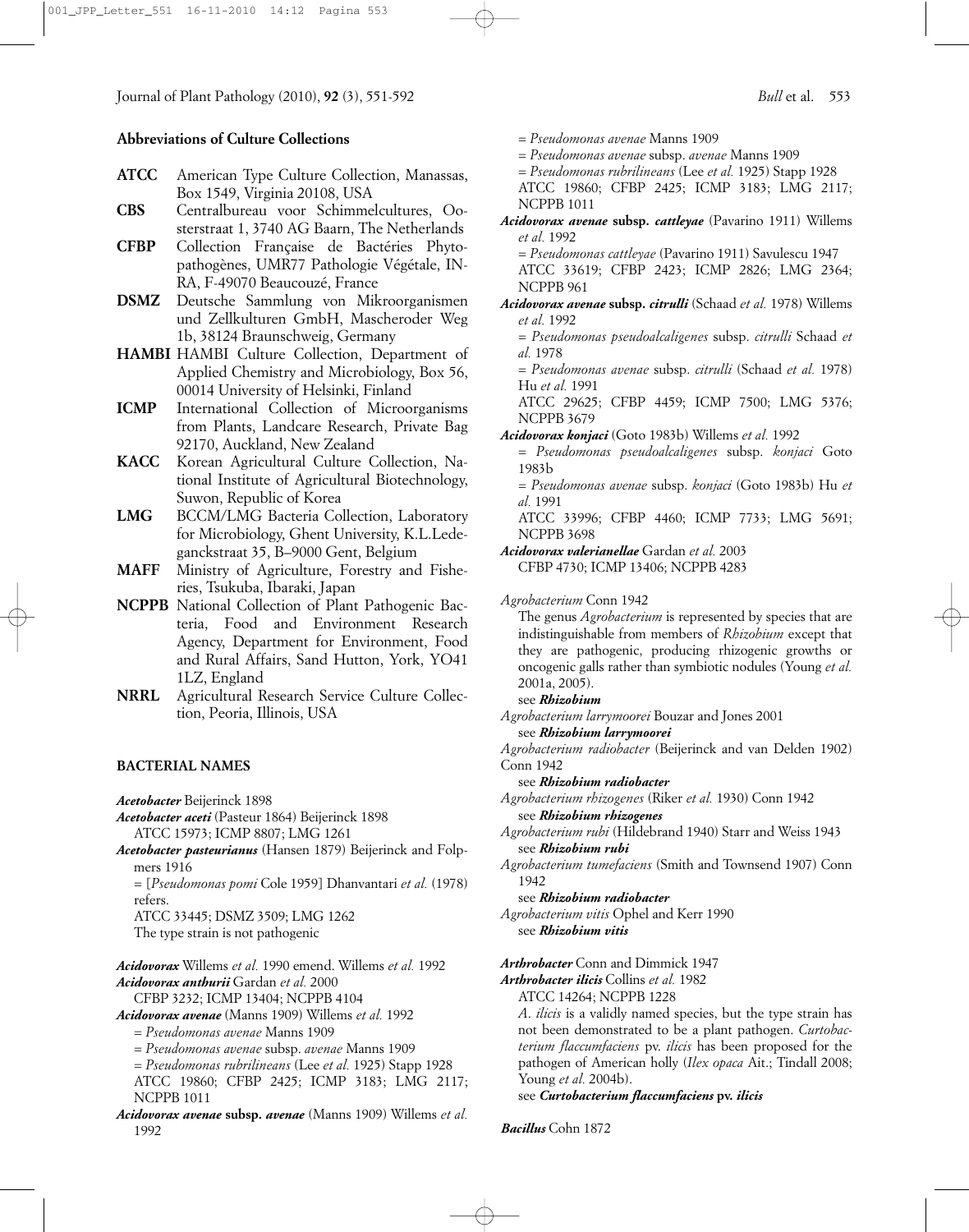## Abbreviations of Culture Collections

**ATCC** American Type Culture Collection, Manassas, Box 1549, Virginia 20108, USA

**CBS** Centralbureau voor Schimmelcultures, Oosterstraat 1, 3740 AG Baarn, The Netherlands

**CFBP** Collection Française de Bactéries Phytopathogènes, UMR77 Pathologie Végétale, INRA, F-49070 Beaucouzé, France

**DSMZ** Deutsche Sammlung von Mikroorganismen und Zellkulturen GmbH, Mascheroder Weg 1b, 38124 Braunschweig, Germany

**HAMBI** HAMBI Culture Collection, Department of Applied Chemistry and Microbiology, Box 56, 00014 University of Helsinki, Finland

**ICMP** International Collection of Microorganisms from Plants, Landcare Research, Private Bag 92170, Auckland, New Zealand

**KACC** Korean Agricultural Culture Collection, National Institute of Agricultural Biotechnology, Suwon, Republic of Korea

**LMG** BCCM/LMG Bacteria Collection, Laboratory for Microbiology, Ghent University, K.L.Ledeganckstraat 35, B–9000 Gent, Belgium

**MAFF** Ministry of Agriculture, Forestry and Fisheries, Tsukuba, Ibaraki, Japan

**NCPPB** National Collection of Plant Pathogenic Bacteria, Food and Environment Research Agency, Department for Environment, Food and Rural Affairs, Sand Hutton, York, YO41 1LZ, England

**NRRL** Agricultural Research Service Culture Collection, Peoria, Illinois, USA

## BACTERIAL NAMES

***Acetobacter*** Beijerinck 1898

***Acetobacter aceti*** (Pasteur 1864) Beijerinck 1898
ATCC 15973; ICMP 8807; LMG 1261

***Acetobacter pasteurianus*** (Hansen 1879) Beijerinck and Folpmers 1916
= [*Pseudomonas pomi* Cole 1959] Dhanvantari *et al.* (1978) refers.
ATCC 33445; DSMZ 3509; LMG 1262
The type strain is not pathogenic

***Acidovorax*** Willems *et al.* 1990 emend. Willems *et al.* 1992

***Acidovorax anthurii*** Gardan *et al.* 2000
CFBP 3232; ICMP 13404; NCPPB 4104

***Acidovorax avenae*** (Manns 1909) Willems *et al.* 1992
= *Pseudomonas avenae* Manns 1909
= *Pseudomonas avenae* subsp. *avenae* Manns 1909
= *Pseudomonas rubrilineans* (Lee *et al.* 1925) Stapp 1928
ATCC 19860; CFBP 2425; ICMP 3183; LMG 2117; NCPPB 1011

***Acidovorax avenae* subsp. *avenae*** (Manns 1909) Willems *et al.* 1992
= *Pseudomonas avenae* Manns 1909
= *Pseudomonas avenae* subsp. *avenae* Manns 1909
= *Pseudomonas rubrilineans* (Lee *et al.* 1925) Stapp 1928
ATCC 19860; CFBP 2425; ICMP 3183; LMG 2117; NCPPB 1011

***Acidovorax avenae* subsp. *cattleyae*** (Pavarino 1911) Willems *et al.* 1992
= *Pseudomonas cattleyae* (Pavarino 1911) Savulescu 1947
ATCC 33619; CFBP 2423; ICMP 2826; LMG 2364; NCPPB 961

***Acidovorax avenae* subsp. *citrulli*** (Schaad *et al.* 1978) Willems *et al.* 1992
= *Pseudomonas pseudoalcaligenes* subsp. *citrulli* Schaad *et al.* 1978
= *Pseudomonas avenae* subsp. *citrulli* (Schaad *et al.* 1978) Hu *et al.* 1991
ATCC 29625; CFBP 4459; ICMP 7500; LMG 5376; NCPPB 3679

***Acidovorax konjaci*** (Goto 1983b) Willems *et al.* 1992
= *Pseudomonas pseudoalcaligenes* subsp. *konjaci* Goto 1983b
= *Pseudomonas avenae* subsp. *konjaci* (Goto 1983b) Hu *et al.* 1991
ATCC 33996; CFBP 4460; ICMP 7733; LMG 5691; NCPPB 3698

***Acidovorax valerianellae*** Gardan *et al.* 2003
CFBP 4730; ICMP 13406; NCPPB 4283

*Agrobacterium* Conn 1942
The genus *Agrobacterium* is represented by species that are indistinguishable from members of *Rhizobium* except that they are pathogenic, producing rhizogenic growths or oncogenic galls rather than symbiotic nodules (Young *et al.* 2001a, 2005).
see ***Rhizobium***

*Agrobacterium larrymoorei* Bouzar and Jones 2001
see ***Rhizobium larrymoorei***

*Agrobacterium radiobacter* (Beijerinck and van Delden 1902) Conn 1942
see ***Rhizobium radiobacter***

*Agrobacterium rhizogenes* (Riker *et al.* 1930) Conn 1942
see ***Rhizobium rhizogenes***

*Agrobacterium rubi* (Hildebrand 1940) Starr and Weiss 1943
see ***Rhizobium rubi***

*Agrobacterium tumefaciens* (Smith and Townsend 1907) Conn 1942
see ***Rhizobium radiobacter***

*Agrobacterium vitis* Ophel and Kerr 1990
see ***Rhizobium vitis***

***Arthrobacter*** Conn and Dimmick 1947

***Arthrobacter ilicis*** Collins *et al.* 1982
ATCC 14264; NCPPB 1228
*A. ilicis* is a validly named species, but the type strain has not been demonstrated to be a plant pathogen. *Curtobacterium flaccumfaciens* pv. *ilicis* has been proposed for the pathogen of American holly (*Ilex opaca* Ait.; Tindall 2008; Young *et al.* 2004b).
see ***Curtobacterium flaccumfaciens* pv. *ilicis***

***Bacillus*** Cohn 1872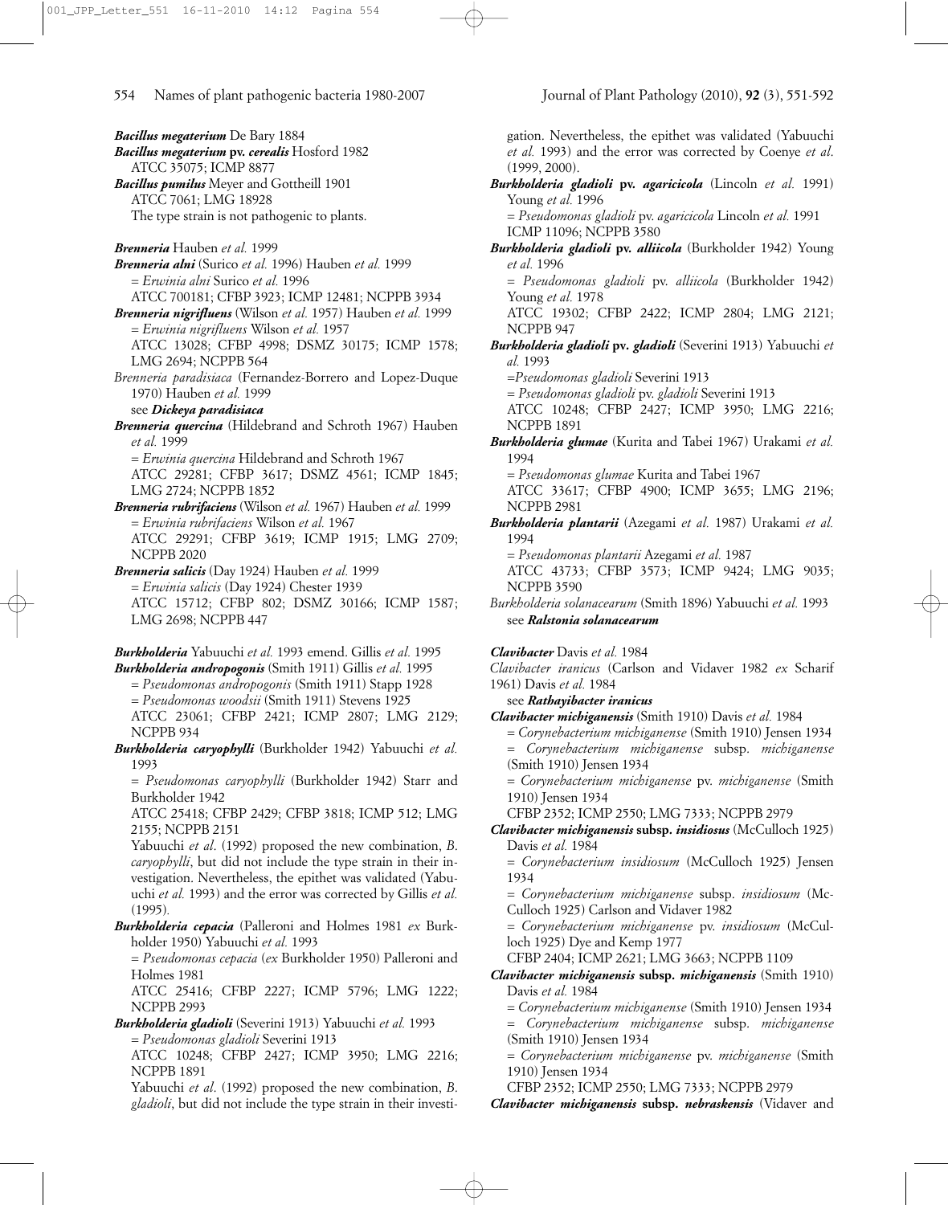***Bacillus megaterium*** De Bary 1884

***Bacillus megaterium* pv. *cerealis*** Hosford 1982
ATCC 35075; ICMP 8877

***Bacillus pumilus*** Meyer and Gottheill 1901
ATCC 7061; LMG 18928
The type strain is not pathogenic to plants.

***Brenneria*** Hauben *et al.* 1999

***Brenneria alni*** (Surico *et al.* 1996) Hauben *et al.* 1999
= *Erwinia alni* Surico *et al.* 1996
ATCC 700181; CFBP 3923; ICMP 12481; NCPPB 3934

***Brenneria nigrifluens*** (Wilson *et al.* 1957) Hauben *et al.* 1999
= *Erwinia nigrifluens* Wilson *et al.* 1957
ATCC 13028; CFBP 4998; DSMZ 30175; ICMP 1578; LMG 2694; NCPPB 564

*Brenneria paradisiaca* (Fernandez-Borrero and Lopez-Duque 1970) Hauben *et al.* 1999
see ***Dickeya paradisiaca***

***Brenneria quercina*** (Hildebrand and Schroth 1967) Hauben *et al.* 1999
= *Erwinia quercina* Hildebrand and Schroth 1967
ATCC 29281; CFBP 3617; DSMZ 4561; ICMP 1845; LMG 2724; NCPPB 1852

***Brenneria rubrifaciens*** (Wilson *et al.* 1967) Hauben *et al.* 1999
= *Erwinia rubrifaciens* Wilson *et al.* 1967
ATCC 29291; CFBP 3619; ICMP 1915; LMG 2709; NCPPB 2020

***Brenneria salicis*** (Day 1924) Hauben *et al.* 1999
= *Erwinia salicis* (Day 1924) Chester 1939
ATCC 15712; CFBP 802; DSMZ 30166; ICMP 1587; LMG 2698; NCPPB 447

***Burkholderia*** Yabuuchi *et al.* 1993 emend. Gillis *et al.* 1995

***Burkholderia andropogonis*** (Smith 1911) Gillis *et al.* 1995
= *Pseudomonas andropogonis* (Smith 1911) Stapp 1928
= *Pseudomonas woodsii* (Smith 1911) Stevens 1925
ATCC 23061; CFBP 2421; ICMP 2807; LMG 2129; NCPPB 934

***Burkholderia caryophylli*** (Burkholder 1942) Yabuuchi *et al.* 1993
= *Pseudomonas caryophylli* (Burkholder 1942) Starr and Burkholder 1942
ATCC 25418; CFBP 2429; CFBP 3818; ICMP 512; LMG 2155; NCPPB 2151
Yabuuchi *et al*. (1992) proposed the new combination, *B. caryophylli*, but did not include the type strain in their investigation. Nevertheless, the epithet was validated (Yabuuchi *et al.* 1993) and the error was corrected by Gillis *et al.* (1995).

***Burkholderia cepacia*** (Palleroni and Holmes 1981 *ex* Burkholder 1950) Yabuuchi *et al.* 1993
= *Pseudomonas cepacia* (*ex* Burkholder 1950) Palleroni and Holmes 1981
ATCC 25416; CFBP 2227; ICMP 5796; LMG 1222; NCPPB 2993

***Burkholderia gladioli*** (Severini 1913) Yabuuchi *et al.* 1993
= *Pseudomonas gladioli* Severini 1913
ATCC 10248; CFBP 2427; ICMP 3950; LMG 2216; NCPPB 1891
Yabuuchi *et al*. (1992) proposed the new combination, *B. gladioli*, but did not include the type strain in their investigation. Nevertheless, the epithet was validated (Yabuuchi *et al.* 1993) and the error was corrected by Coenye *et al*. (1999, 2000).

***Burkholderia gladioli* pv. *agaricicola*** (Lincoln *et al.* 1991) Young *et al.* 1996
= *Pseudomonas gladioli* pv. *agaricicola* Lincoln *et al.* 1991
ICMP 11096; NCPPB 3580

***Burkholderia gladioli* pv. *alliicola*** (Burkholder 1942) Young *et al.* 1996
= *Pseudomonas gladioli* pv. *alliicola* (Burkholder 1942) Young *et al.* 1978
ATCC 19302; CFBP 2422; ICMP 2804; LMG 2121; NCPPB 947

***Burkholderia gladioli* pv. *gladioli*** (Severini 1913) Yabuuchi *et al.* 1993
=*Pseudomonas gladioli* Severini 1913
= *Pseudomonas gladioli* pv. *gladioli* Severini 1913
ATCC 10248; CFBP 2427; ICMP 3950; LMG 2216; NCPPB 1891

***Burkholderia glumae*** (Kurita and Tabei 1967) Urakami *et al.* 1994
= *Pseudomonas glumae* Kurita and Tabei 1967
ATCC 33617; CFBP 4900; ICMP 3655; LMG 2196; NCPPB 2981

***Burkholderia plantarii*** (Azegami *et al.* 1987) Urakami *et al.* 1994
= *Pseudomonas plantarii* Azegami *et al.* 1987
ATCC 43733; CFBP 3573; ICMP 9424; LMG 9035; NCPPB 3590

*Burkholderia solanacearum* (Smith 1896) Yabuuchi *et al.* 1993
see ***Ralstonia solanacearum***

***Clavibacter*** Davis *et al.* 1984

*Clavibacter iranicus* (Carlson and Vidaver 1982 *ex* Scharif 1961) Davis *et al.* 1984
see ***Rathayibacter iranicus***

***Clavibacter michiganensis*** (Smith 1910) Davis *et al.* 1984
= *Corynebacterium michiganense* (Smith 1910) Jensen 1934
= *Corynebacterium michiganense* subsp. *michiganense* (Smith 1910) Jensen 1934
= *Corynebacterium michiganense* pv. *michiganense* (Smith 1910) Jensen 1934
CFBP 2352; ICMP 2550; LMG 7333; NCPPB 2979

***Clavibacter michiganensis* subsp. *insidiosus*** (McCulloch 1925) Davis *et al.* 1984
= *Corynebacterium insidiosum* (McCulloch 1925) Jensen 1934
= *Corynebacterium michiganense* subsp. *insidiosum* (McCulloch 1925) Carlson and Vidaver 1982
= *Corynebacterium michiganense* pv. *insidiosum* (McCulloch 1925) Dye and Kemp 1977
CFBP 2404; ICMP 2621; LMG 3663; NCPPB 1109

***Clavibacter michiganensis* subsp. *michiganensis*** (Smith 1910) Davis *et al.* 1984
= *Corynebacterium michiganense* (Smith 1910) Jensen 1934
= *Corynebacterium michiganense* subsp. *michiganense* (Smith 1910) Jensen 1934
= *Corynebacterium michiganense* pv. *michiganense* (Smith 1910) Jensen 1934
CFBP 2352; ICMP 2550; LMG 7333; NCPPB 2979

***Clavibacter michiganensis* subsp. *nebraskensis*** (Vidaver and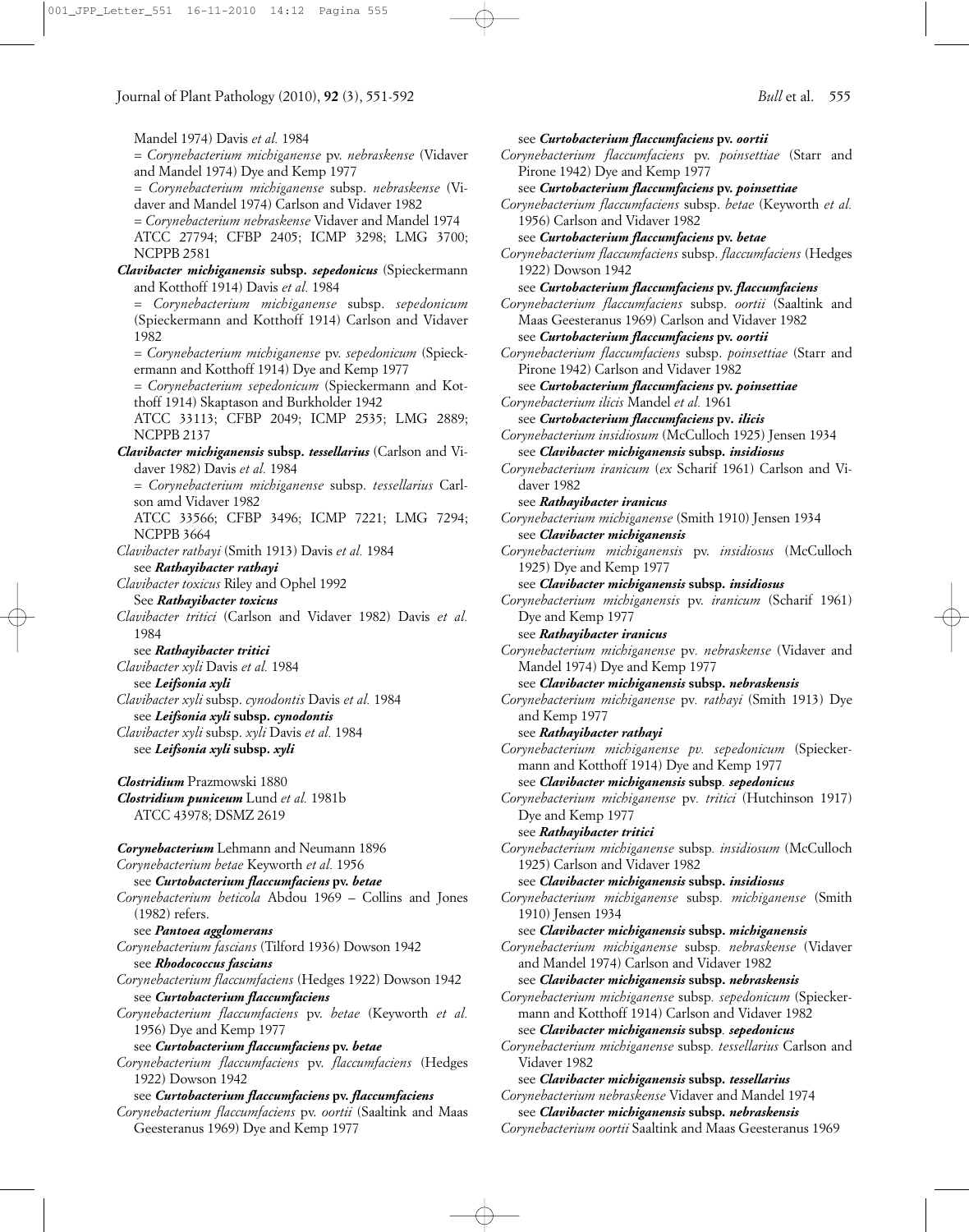Mandel 1974) Davis *et al.* 1984

= *Corynebacterium michiganense* pv. *nebraskense* (Vidaver and Mandel 1974) Dye and Kemp 1977

= *Corynebacterium michiganense* subsp. *nebraskense* (Vidaver and Mandel 1974) Carlson and Vidaver 1982

= *Corynebacterium nebraskense* Vidaver and Mandel 1974

ATCC 27794; CFBP 2405; ICMP 3298; LMG 3700; NCPPB 2581

***Clavibacter michiganensis* subsp. *sepedonicus*** (Spieckermann and Kotthoff 1914) Davis *et al.* 1984

= *Corynebacterium michiganense* subsp. *sepedonicum* (Spieckermann and Kotthoff 1914) Carlson and Vidaver 1982

= *Corynebacterium michiganense* pv. *sepedonicum* (Spieckermann and Kotthoff 1914) Dye and Kemp 1977

= *Corynebacterium sepedonicum* (Spieckermann and Kotthoff 1914) Skaptason and Burkholder 1942

ATCC 33113; CFBP 2049; ICMP 2535; LMG 2889; NCPPB 2137

***Clavibacter michiganensis* subsp. *tessellarius*** (Carlson and Vidaver 1982) Davis *et al.* 1984

= *Corynebacterium michiganense* subsp. *tessellarius* Carlson amd Vidaver 1982

ATCC 33566; CFBP 3496; ICMP 7221; LMG 7294; NCPPB 3664

*Clavibacter rathayi* (Smith 1913) Davis *et al.* 1984
see ***Rathayibacter rathayi***

*Clavibacter toxicus* Riley and Ophel 1992
See ***Rathayibacter toxicus***

*Clavibacter tritici* (Carlson and Vidaver 1982) Davis *et al.* 1984
see ***Rathayibacter tritici***

*Clavibacter xyli* Davis *et al.* 1984
see ***Leifsonia xyli***

*Clavibacter xyli* subsp. *cynodontis* Davis *et al.* 1984
see ***Leifsonia xyli* subsp. *cynodontis***

*Clavibacter xyli* subsp. *xyli* Davis *et al.* 1984
see ***Leifsonia xyli* subsp. *xyli***

***Clostridium*** Prazmowski 1880

***Clostridium puniceum*** Lund *et al.* 1981b
ATCC 43978; DSMZ 2619

***Corynebacterium*** Lehmann and Neumann 1896

*Corynebacterium betae* Keyworth *et al.* 1956
see ***Curtobacterium flaccumfaciens* pv. *betae***

*Corynebacterium beticola* Abdou 1969 – Collins and Jones (1982) refers.
see ***Pantoea agglomerans***

*Corynebacterium fascians* (Tilford 1936) Dowson 1942
see ***Rhodococcus fascians***

*Corynebacterium flaccumfaciens* (Hedges 1922) Dowson 1942
see ***Curtobacterium flaccumfaciens***

*Corynebacterium flaccumfaciens* pv. *betae* (Keyworth *et al.* 1956) Dye and Kemp 1977
see ***Curtobacterium flaccumfaciens* pv. *betae***

*Corynebacterium flaccumfaciens* pv. *flaccumfaciens* (Hedges 1922) Dowson 1942
see ***Curtobacterium flaccumfaciens* pv. *flaccumfaciens***

*Corynebacterium flaccumfaciens* pv. *oortii* (Saaltink and Maas Geesteranus 1969) Dye and Kemp 1977
see ***Curtobacterium flaccumfaciens* pv. *oortii***

*Corynebacterium flaccumfaciens* pv. *poinsettiae* (Starr and Pirone 1942) Dye and Kemp 1977
see ***Curtobacterium flaccumfaciens* pv. *poinsettiae***

*Corynebacterium flaccumfaciens* subsp. *betae* (Keyworth *et al.* 1956) Carlson and Vidaver 1982
see ***Curtobacterium flaccumfaciens* pv. *betae***

*Corynebacterium flaccumfaciens* subsp. *flaccumfaciens* (Hedges 1922) Dowson 1942
see ***Curtobacterium flaccumfaciens* pv. *flaccumfaciens***

*Corynebacterium flaccumfaciens* subsp. *oortii* (Saaltink and Maas Geesteranus 1969) Carlson and Vidaver 1982
see ***Curtobacterium flaccumfaciens* pv. *oortii***

*Corynebacterium flaccumfaciens* subsp. *poinsettiae* (Starr and Pirone 1942) Carlson and Vidaver 1982
see ***Curtobacterium flaccumfaciens* pv. *poinsettiae***

*Corynebacterium ilicis* Mandel *et al.* 1961
see ***Curtobacterium flaccumfaciens* pv. *ilicis***

*Corynebacterium insidiosum* (McCulloch 1925) Jensen 1934
see ***Clavibacter michiganensis* subsp. *insidiosus***

*Corynebacterium iranicum* (*ex* Scharif 1961) Carlson and Vidaver 1982
see ***Rathayibacter iranicus***

*Corynebacterium michiganense* (Smith 1910) Jensen 1934
see ***Clavibacter michiganensis***

*Corynebacterium michiganensis* pv. *insidiosus* (McCulloch 1925) Dye and Kemp 1977
see ***Clavibacter michiganensis* subsp. *insidiosus***

*Corynebacterium michiganensis* pv. *iranicum* (Scharif 1961) Dye and Kemp 1977
see ***Rathayibacter iranicus***

*Corynebacterium michiganense* pv. *nebraskense* (Vidaver and Mandel 1974) Dye and Kemp 1977
see ***Clavibacter michiganensis* subsp. *nebraskensis***

*Corynebacterium michiganense* pv. *rathayi* (Smith 1913) Dye and Kemp 1977
see ***Rathayibacter rathayi***

*Corynebacterium michiganense pv. sepedonicum* (Spieckermann and Kotthoff 1914) Dye and Kemp 1977
see ***Clavibacter michiganensis* subsp. *sepedonicus***

*Corynebacterium michiganense* pv. *tritici* (Hutchinson 1917) Dye and Kemp 1977
see ***Rathayibacter tritici***

*Corynebacterium michiganense* subsp. *insidiosum* (McCulloch 1925) Carlson and Vidaver 1982
see ***Clavibacter michiganensis* subsp. *insidiosus***

*Corynebacterium michiganense* subsp. *michiganense* (Smith 1910) Jensen 1934
see ***Clavibacter michiganensis* subsp. *michiganensis***

*Corynebacterium michiganense* subsp. *nebraskense* (Vidaver and Mandel 1974) Carlson and Vidaver 1982
see ***Clavibacter michiganensis* subsp. *nebraskensis***

*Corynebacterium michiganense* subsp. *sepedonicum* (Spieckermann and Kotthoff 1914) Carlson and Vidaver 1982
see ***Clavibacter michiganensis* subsp. *sepedonicus***

*Corynebacterium michiganense* subsp. *tessellarius* Carlson and Vidaver 1982
see ***Clavibacter michiganensis* subsp. *tessellarius***

*Corynebacterium nebraskense* Vidaver and Mandel 1974
see ***Clavibacter michiganensis* subsp. *nebraskensis***

*Corynebacterium oortii* Saaltink and Maas Geesteranus 1969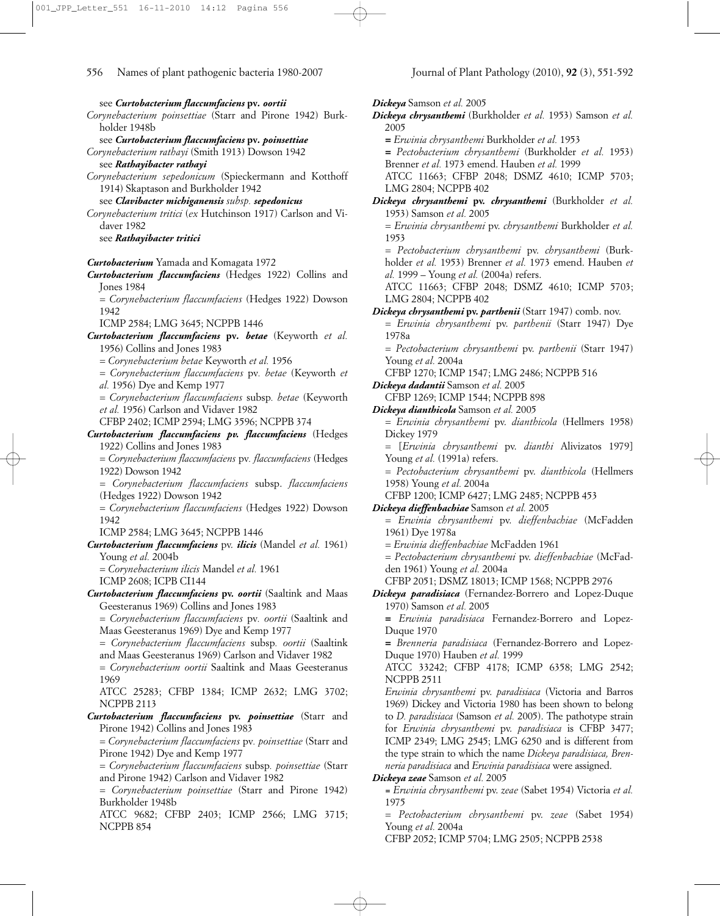see ***Curtobacterium flaccumfaciens* pv. *oortii***

*Corynebacterium poinsettiae* (Starr and Pirone 1942) Burkholder 1948b
see ***Curtobacterium flaccumfaciens* pv. *poinsettiae***

*Corynebacterium rathayi* (Smith 1913) Dowson 1942
see ***Rathayibacter rathayi***

*Corynebacterium sepedonicum* (Spieckermann and Kotthoff 1914) Skaptason and Burkholder 1942
see ***Clavibacter michiganensis* subsp. *sepedonicus***

*Corynebacterium tritici* (*ex* Hutchinson 1917) Carlson and Vidaver 1982
see ***Rathayibacter tritici***

***Curtobacterium*** Yamada and Komagata 1972

***Curtobacterium flaccumfaciens*** (Hedges 1922) Collins and Jones 1984
= *Corynebacterium flaccumfaciens* (Hedges 1922) Dowson 1942
ICMP 2584; LMG 3645; NCPPB 1446

***Curtobacterium flaccumfaciens* pv. *betae*** (Keyworth *et al.* 1956) Collins and Jones 1983
= *Corynebacterium betae* Keyworth *et al.* 1956
= *Corynebacterium flaccumfaciens* pv. *betae* (Keyworth *et al.* 1956) Dye and Kemp 1977
= *Corynebacterium flaccumfaciens* subsp. *betae* (Keyworth *et al.* 1956) Carlson and Vidaver 1982
CFBP 2402; ICMP 2594; LMG 3596; NCPPB 374

***Curtobacterium flaccumfaciens pv. flaccumfaciens*** (Hedges 1922) Collins and Jones 1983
= *Corynebacterium flaccumfaciens* pv. *flaccumfaciens* (Hedges 1922) Dowson 1942
= *Corynebacterium flaccumfaciens* subsp. *flaccumfaciens* (Hedges 1922) Dowson 1942
= *Corynebacterium flaccumfaciens* (Hedges 1922) Dowson 1942
ICMP 2584; LMG 3645; NCPPB 1446

***Curtobacterium flaccumfaciens*** pv. ***ilicis*** (Mandel *et al.* 1961) Young *et al.* 2004b
= *Corynebacterium ilicis* Mandel *et al.* 1961
ICMP 2608; ICPB CI144

***Curtobacterium flaccumfaciens* pv. *oortii*** (Saaltink and Maas Geesteranus 1969) Collins and Jones 1983
= *Corynebacterium flaccumfaciens* pv. *oortii* (Saaltink and Maas Geesteranus 1969) Dye and Kemp 1977
= *Corynebacterium flaccumfaciens* subsp. *oortii* (Saaltink and Maas Geesteranus 1969) Carlson and Vidaver 1982
= *Corynebacterium oortii* Saaltink and Maas Geesteranus 1969
ATCC 25283; CFBP 1384; ICMP 2632; LMG 3702; NCPPB 2113

***Curtobacterium flaccumfaciens* pv. *poinsettiae*** (Starr and Pirone 1942) Collins and Jones 1983
= *Corynebacterium flaccumfaciens* pv. *poinsettiae* (Starr and Pirone 1942) Dye and Kemp 1977
= *Corynebacterium flaccumfaciens* subsp. *poinsettiae* (Starr and Pirone 1942) Carlson and Vidaver 1982
= *Corynebacterium poinsettiae* (Starr and Pirone 1942) Burkholder 1948b
ATCC 9682; CFBP 2403; ICMP 2566; LMG 3715; NCPPB 854

***Dickeya*** Samson *et al.* 2005

***Dickeya chrysanthemi*** (Burkholder *et al.* 1953) Samson *et al.* 2005
= *Erwinia chrysanthemi* Burkholder *et al.* 1953
= *Pectobacterium chrysanthemi* (Burkholder *et al.* 1953) Brenner *et al.* 1973 emend. Hauben *et al.* 1999
ATCC 11663; CFBP 2048; DSMZ 4610; ICMP 5703; LMG 2804; NCPPB 402

***Dickeya chrysanthemi* pv. *chrysanthemi*** (Burkholder *et al.* 1953) Samson *et al.* 2005
= *Erwinia chrysanthemi* pv. *chrysanthemi* Burkholder *et al.* 1953
= *Pectobacterium chrysanthemi* pv. *chrysanthemi* (Burkholder *et al.* 1953) Brenner *et al.* 1973 emend. Hauben *et al.* 1999 – Young *et al.* (2004a) refers.
ATCC 11663; CFBP 2048; DSMZ 4610; ICMP 5703; LMG 2804; NCPPB 402

***Dickeya chrysanthemi* pv. *parthenii*** (Starr 1947) comb. nov.
= *Erwinia chrysanthemi* pv. *parthenii* (Starr 1947) Dye 1978a
= *Pectobacterium chrysanthemi* pv. *parthenii* (Starr 1947) Young *et al.* 2004a
CFBP 1270; ICMP 1547; LMG 2486; NCPPB 516

***Dickeya dadantii*** Samson *et al.* 2005
CFBP 1269; ICMP 1544; NCPPB 898

***Dickeya dianthicola*** Samson *et al.* 2005
= *Erwinia chrysanthemi* pv. *dianthicola* (Hellmers 1958) Dickey 1979
= [*Erwinia chrysanthemi* pv. *dianthi* Alivizatos 1979] Young *et al.* (1991a) refers.
= *Pectobacterium chrysanthemi* pv. *dianthicola* (Hellmers 1958) Young *et al.* 2004a
CFBP 1200; ICMP 6427; LMG 2485; NCPPB 453

***Dickeya dieffenbachiae*** Samson *et al.* 2005
= *Erwinia chrysanthemi* pv. *dieffenbachiae* (McFadden 1961) Dye 1978a
= *Erwinia dieffenbachiae* McFadden 1961
= *Pectobacterium chrysanthemi* pv. *dieffenbachiae* (McFadden 1961) Young *et al.* 2004a
CFBP 2051; DSMZ 18013; ICMP 1568; NCPPB 2976

***Dickeya paradisiaca*** (Fernandez-Borrero and Lopez-Duque 1970) Samson *et al.* 2005
= *Erwinia paradisiaca* Fernandez-Borrero and Lopez-Duque 1970
= *Brenneria paradisiaca* (Fernandez-Borrero and Lopez-Duque 1970) Hauben *et al.* 1999
ATCC 33242; CFBP 4178; ICMP 6358; LMG 2542; NCPPB 2511
*Erwinia chrysanthemi* pv. *paradisiaca* (Victoria and Barros 1969) Dickey and Victoria 1980 has been shown to belong to *D. paradisiaca* (Samson *et al.* 2005). The pathotype strain for *Erwinia chrysanthemi* pv. *paradisiaca* is CFBP 3477; ICMP 2349; LMG 2545; LMG 6250 and is different from the type strain to which the name *Dickeya paradisiaca, Brenneria paradisiaca* and *Erwinia paradisiaca* were assigned.

***Dickeya zeae*** Samson *et al.* 2005
= *Erwinia chrysanthemi* pv. *zeae* (Sabet 1954) Victoria *et al.* 1975
= *Pectobacterium chrysanthemi* pv. *zeae* (Sabet 1954) Young *et al.* 2004a
CFBP 2052; ICMP 5704; LMG 2505; NCPPB 2538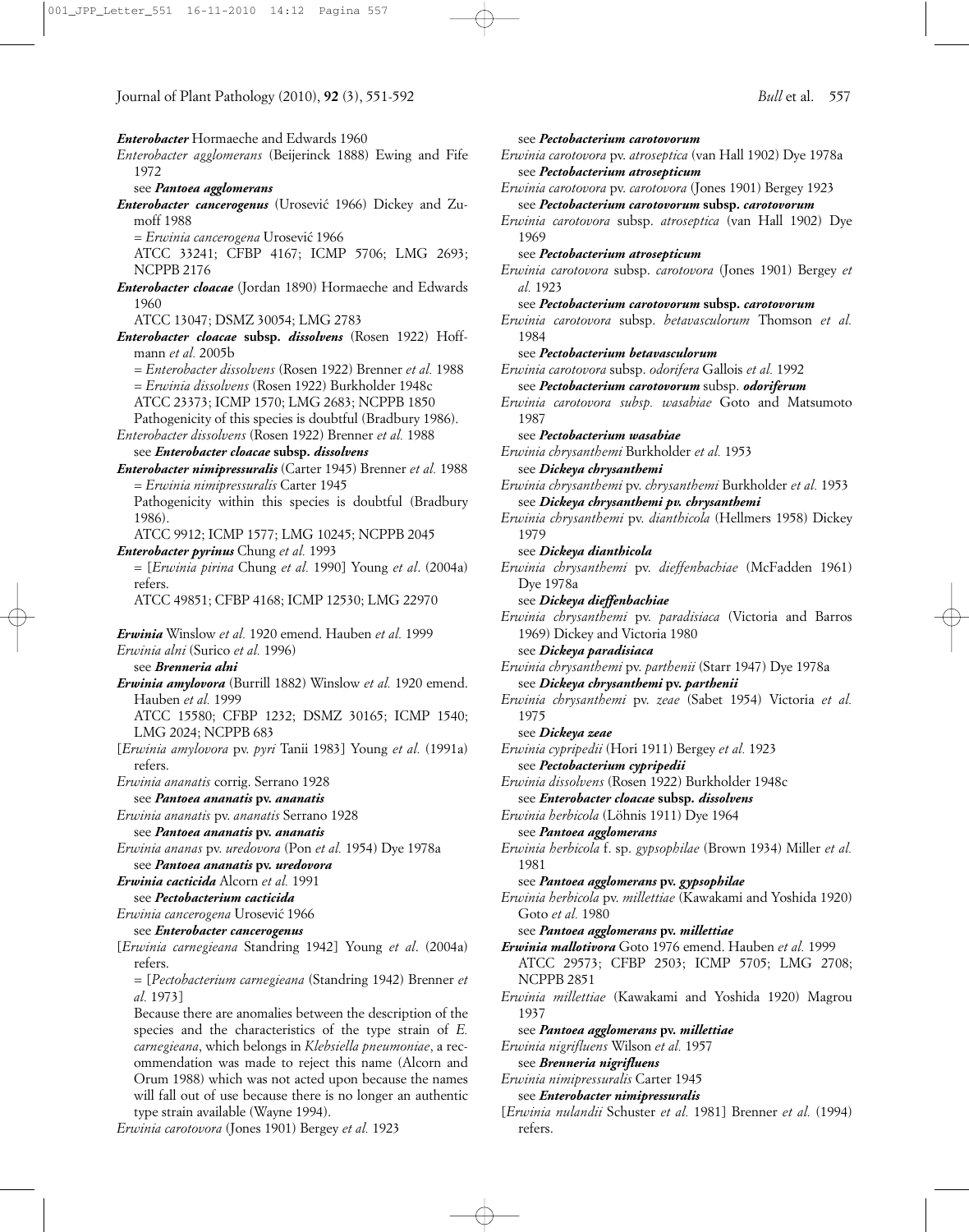***Enterobacter*** Hormaeche and Edwards 1960

*Enterobacter agglomerans* (Beijerinck 1888) Ewing and Fife 1972
see ***Pantoea agglomerans***

***Enterobacter cancerogenus*** (Urosević 1966) Dickey and Zumoff 1988
= *Erwinia cancerogena* Urosević 1966
ATCC 33241; CFBP 4167; ICMP 5706; LMG 2693; NCPPB 2176

***Enterobacter cloacae*** (Jordan 1890) Hormaeche and Edwards 1960
ATCC 13047; DSMZ 30054; LMG 2783

***Enterobacter cloacae* subsp. *dissolvens*** (Rosen 1922) Hoffmann *et al.* 2005b
= *Enterobacter dissolvens* (Rosen 1922) Brenner *et al.* 1988
= *Erwinia dissolvens* (Rosen 1922) Burkholder 1948c
ATCC 23373; ICMP 1570; LMG 2683; NCPPB 1850
Pathogenicity of this species is doubtful (Bradbury 1986).

*Enterobacter dissolvens* (Rosen 1922) Brenner *et al.* 1988
see ***Enterobacter cloacae* subsp. *dissolvens***

***Enterobacter nimipressuralis*** (Carter 1945) Brenner *et al.* 1988
= *Erwinia nimipressuralis* Carter 1945
Pathogenicity within this species is doubtful (Bradbury 1986).
ATCC 9912; ICMP 1577; LMG 10245; NCPPB 2045

***Enterobacter pyrinus*** Chung *et al.* 1993
= [*Erwinia pirina* Chung *et al.* 1990] Young *et al*. (2004a) refers.
ATCC 49851; CFBP 4168; ICMP 12530; LMG 22970

***Erwinia*** Winslow *et al.* 1920 emend. Hauben *et al.* 1999

*Erwinia alni* (Surico *et al.* 1996)
see ***Brenneria alni***

***Erwinia amylovora*** (Burrill 1882) Winslow *et al.* 1920 emend. Hauben *et al.* 1999
ATCC 15580; CFBP 1232; DSMZ 30165; ICMP 1540; LMG 2024; NCPPB 683

[*Erwinia amylovora* pv. *pyri* Tanii 1983] Young *et al.* (1991a) refers.

*Erwinia ananatis* corrig. Serrano 1928
see ***Pantoea ananatis* pv. *ananatis***

*Erwinia ananatis* pv. *ananatis* Serrano 1928
see ***Pantoea ananatis* pv. *ananatis***

*Erwinia ananas* pv. *uredovora* (Pon *et al.* 1954) Dye 1978a
see ***Pantoea ananatis* pv. *uredovora***

***Erwinia cacticida*** Alcorn *et al.* 1991
see ***Pectobacterium cacticida***

*Erwinia cancerogena* Urosević 1966
see ***Enterobacter cancerogenus***

[*Erwinia carnegieana* Standring 1942] Young *et al*. (2004a) refers.
= [*Pectobacterium carnegieana* (Standring 1942) Brenner *et al.* 1973]
Because there are anomalies between the description of the species and the characteristics of the type strain of *E. carnegieana*, which belongs in *Klebsiella pneumoniae*, a recommendation was made to reject this name (Alcorn and Orum 1988) which was not acted upon because the names will fall out of use because there is no longer an authentic type strain available (Wayne 1994).

*Erwinia carotovora* (Jones 1901) Bergey *et al.* 1923
see ***Pectobacterium carotovorum***

*Erwinia carotovora* pv. *atroseptica* (van Hall 1902) Dye 1978a
see ***Pectobacterium atrosepticum***

*Erwinia carotovora* pv. *carotovora* (Jones 1901) Bergey 1923
see ***Pectobacterium carotovorum* subsp. *carotovorum***

*Erwinia carotovora* subsp. *atroseptica* (van Hall 1902) Dye 1969
see ***Pectobacterium atrosepticum***

*Erwinia carotovora* subsp. *carotovora* (Jones 1901) Bergey *et al.* 1923
see ***Pectobacterium carotovorum* subsp. *carotovorum***

*Erwinia carotovora* subsp. *betavasculorum* Thomson *et al.* 1984
see ***Pectobacterium betavasculorum***

*Erwinia carotovora* subsp. *odorifera* Gallois *et al.* 1992
see ***Pectobacterium carotovorum* subsp. *odoriferum***

*Erwinia carotovora subsp. wasabiae* Goto and Matsumoto 1987
see ***Pectobacterium wasabiae***

*Erwinia chrysanthemi* Burkholder *et al.* 1953
see ***Dickeya chrysanthemi***

*Erwinia chrysanthemi* pv. *chrysanthemi* Burkholder *et al.* 1953
see ***Dickeya chrysanthemi pv. chrysanthemi***

*Erwinia chrysanthemi* pv. *dianthicola* (Hellmers 1958) Dickey 1979
see ***Dickeya dianthicola***

*Erwinia chrysanthemi* pv. *dieffenbachiae* (McFadden 1961) Dye 1978a
see ***Dickeya dieffenbachiae***

*Erwinia chrysanthemi* pv. *paradisiaca* (Victoria and Barros 1969) Dickey and Victoria 1980
see ***Dickeya paradisiaca***

*Erwinia chrysanthemi* pv. *parthenii* (Starr 1947) Dye 1978a
see ***Dickeya chrysanthemi* pv. *parthenii***

*Erwinia chrysanthemi* pv. *zeae* (Sabet 1954) Victoria *et al.* 1975
see ***Dickeya zeae***

*Erwinia cypripedii* (Hori 1911) Bergey *et al.* 1923
see ***Pectobacterium cypripedii***

*Erwinia dissolvens* (Rosen 1922) Burkholder 1948c
see ***Enterobacter cloacae* subsp. *dissolvens***

*Erwinia herbicola* (Löhnis 1911) Dye 1964
see ***Pantoea agglomerans***

*Erwinia herbicola* f. sp. *gypsophilae* (Brown 1934) Miller *et al.* 1981
see ***Pantoea agglomerans* pv. *gypsophilae***

*Erwinia herbicola* pv. *millettiae* (Kawakami and Yoshida 1920) Goto *et al.* 1980
see ***Pantoea agglomerans* pv. *millettiae***

***Erwinia mallotivora*** Goto 1976 emend. Hauben *et al.* 1999
ATCC 29573; CFBP 2503; ICMP 5705; LMG 2708; NCPPB 2851

*Erwinia millettiae* (Kawakami and Yoshida 1920) Magrou 1937
see ***Pantoea agglomerans* pv. *millettiae***

*Erwinia nigrifluens* Wilson *et al.* 1957
see ***Brenneria nigrifluens***

*Erwinia nimipressuralis* Carter 1945
see ***Enterobacter nimipressuralis***

[*Erwinia nulandii* Schuster *et al.* 1981] Brenner *et al.* (1994) refers.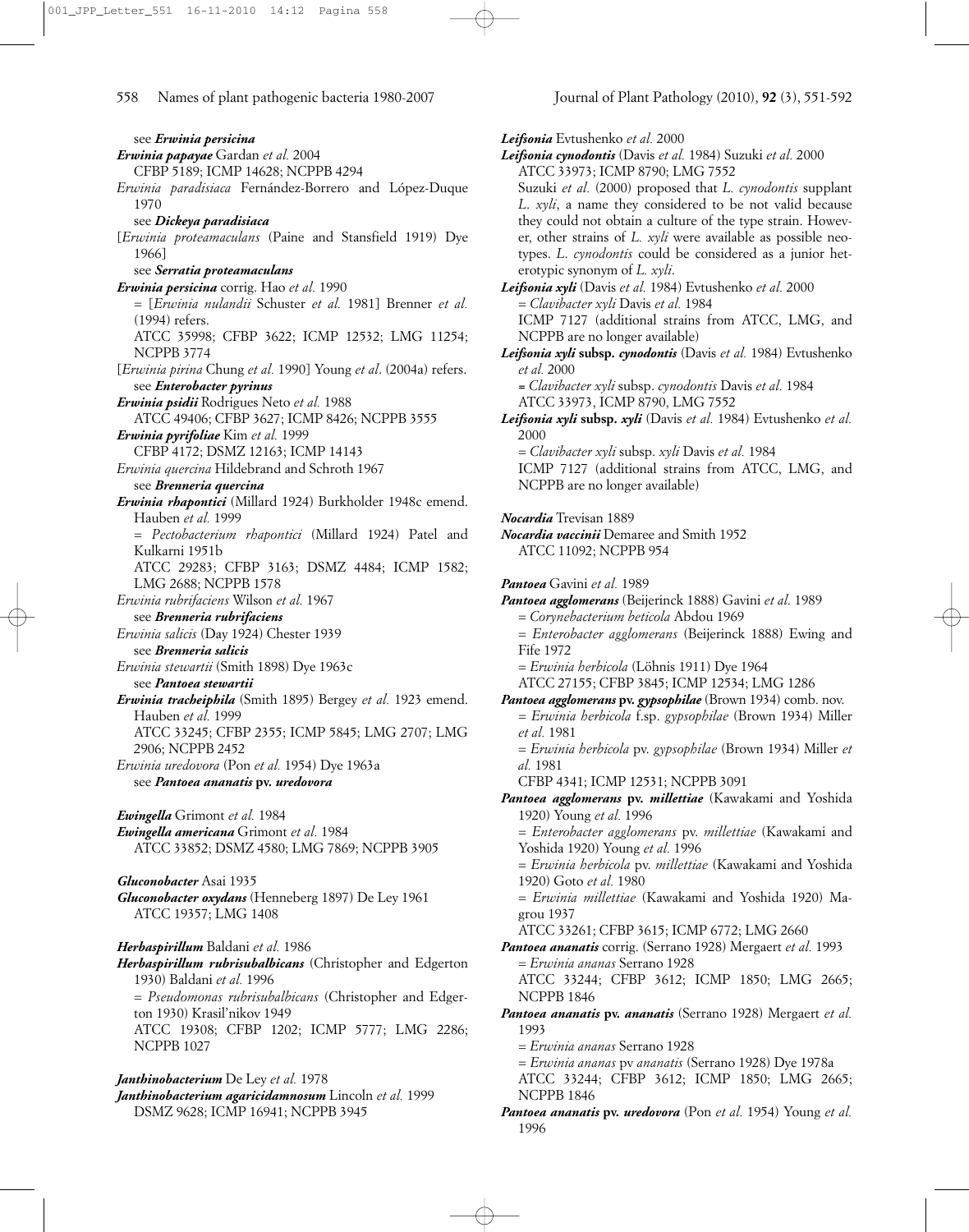see ***Erwinia persicina***

***Erwinia papayae*** Gardan *et al.* 2004
CFBP 5189; ICMP 14628; NCPPB 4294

*Erwinia paradisiaca* Fernández-Borrero and López-Duque 1970
see ***Dickeya paradisiaca***

[*Erwinia proteamaculans* (Paine and Stansfield 1919) Dye 1966]
see ***Serratia proteamaculans***

***Erwinia persicina*** corrig. Hao *et al.* 1990
= [*Erwinia nulandii* Schuster *et al.* 1981] Brenner *et al.* (1994) refers.
ATCC 35998; CFBP 3622; ICMP 12532; LMG 11254; NCPPB 3774

[*Erwinia pirina* Chung *et al.* 1990] Young *et al*. (2004a) refers.
see ***Enterobacter pyrinus***

***Erwinia psidii*** Rodrigues Neto *et al.* 1988
ATCC 49406; CFBP 3627; ICMP 8426; NCPPB 3555

***Erwinia pyrifoliae*** Kim *et al.* 1999
CFBP 4172; DSMZ 12163; ICMP 14143

*Erwinia quercina* Hildebrand and Schroth 1967
see ***Brenneria quercina***

***Erwinia rhapontici*** (Millard 1924) Burkholder 1948c emend. Hauben *et al.* 1999
= *Pectobacterium rhapontici* (Millard 1924) Patel and Kulkarni 1951b
ATCC 29283; CFBP 3163; DSMZ 4484; ICMP 1582; LMG 2688; NCPPB 1578

*Erwinia rubrifaciens* Wilson *et al.* 1967
see ***Brenneria rubrifaciens***

*Erwinia salicis* (Day 1924) Chester 1939
see ***Brenneria salicis***

*Erwinia stewartii* (Smith 1898) Dye 1963c
see ***Pantoea stewartii***

***Erwinia tracheiphila*** (Smith 1895) Bergey *et al.* 1923 emend. Hauben *et al.* 1999
ATCC 33245; CFBP 2355; ICMP 5845; LMG 2707; LMG 2906; NCPPB 2452

*Erwinia uredovora* (Pon *et al.* 1954) Dye 1963a
see ***Pantoea ananatis* pv. *uredovora***

***Ewingella*** Grimont *et al.* 1984

***Ewingella americana*** Grimont *et al.* 1984
ATCC 33852; DSMZ 4580; LMG 7869; NCPPB 3905

***Gluconobacter*** Asai 1935

***Gluconobacter oxydans*** (Henneberg 1897) De Ley 1961
ATCC 19357; LMG 1408

***Herbaspirillum*** Baldani *et al.* 1986

***Herbaspirillum rubrisubalbicans*** (Christopher and Edgerton 1930) Baldani *et al.* 1996
= *Pseudomonas rubrisubalbicans* (Christopher and Edgerton 1930) Krasil'nikov 1949
ATCC 19308; CFBP 1202; ICMP 5777; LMG 2286; NCPPB 1027

***Janthinobacterium*** De Ley *et al.* 1978

***Janthinobacterium agaricidamnosum*** Lincoln *et al.* 1999
DSMZ 9628; ICMP 16941; NCPPB 3945

***Leifsonia*** Evtushenko *et al.* 2000

***Leifsonia cynodontis*** (Davis *et al.* 1984) Suzuki *et al.* 2000
ATCC 33973; ICMP 8790; LMG 7552
Suzuki *et al.* (2000) proposed that *L. cynodontis* supplant *L. xyli*, a name they considered to be not valid because they could not obtain a culture of the type strain. However, other strains of *L. xyli* were available as possible neotypes. *L. cynodontis* could be considered as a junior heterotypic synonym of *L. xyli*.

***Leifsonia xyli*** (Davis *et al.* 1984) Evtushenko *et al.* 2000
= *Clavibacter xyli* Davis *et al.* 1984
ICMP 7127 (additional strains from ATCC, LMG, and NCPPB are no longer available)

***Leifsonia xyli* subsp. *cynodontis*** (Davis *et al.* 1984) Evtushenko *et al.* 2000
= *Clavibacter xyli* subsp. *cynodontis* Davis *et al.* 1984
ATCC 33973, ICMP 8790, LMG 7552

***Leifsonia xyli* subsp. *xyli*** (Davis *et al.* 1984) Evtushenko *et al.* 2000
= *Clavibacter xyli* subsp. *xyli* Davis *et al.* 1984
ICMP 7127 (additional strains from ATCC, LMG, and NCPPB are no longer available)

***Nocardia*** Trevisan 1889

***Nocardia vaccinii*** Demaree and Smith 1952
ATCC 11092; NCPPB 954

***Pantoea*** Gavini *et al.* 1989

***Pantoea agglomerans*** (Beijerinck 1888) Gavini *et al.* 1989
= *Corynebacterium beticola* Abdou 1969
= *Enterobacter agglomerans* (Beijerinck 1888) Ewing and Fife 1972
= *Erwinia herbicola* (Löhnis 1911) Dye 1964
ATCC 27155; CFBP 3845; ICMP 12534; LMG 1286

***Pantoea agglomerans* pv. *gypsophilae*** (Brown 1934) comb. nov.
= *Erwinia herbicola* f.sp. *gypsophilae* (Brown 1934) Miller *et al.* 1981
= *Erwinia herbicola* pv. *gypsophilae* (Brown 1934) Miller *et al.* 1981
CFBP 4341; ICMP 12531; NCPPB 3091

***Pantoea agglomerans* pv. *millettiae*** (Kawakami and Yoshida 1920) Young *et al.* 1996
= *Enterobacter agglomerans* pv. *millettiae* (Kawakami and Yoshida 1920) Young *et al.* 1996
= *Erwinia herbicola* pv. *millettiae* (Kawakami and Yoshida 1920) Goto *et al.* 1980
= *Erwinia millettiae* (Kawakami and Yoshida 1920) Magrou 1937
ATCC 33261; CFBP 3615; ICMP 6772; LMG 2660

***Pantoea ananatis*** corrig. (Serrano 1928) Mergaert *et al.* 1993
= *Erwinia ananas* Serrano 1928
ATCC 33244; CFBP 3612; ICMP 1850; LMG 2665; NCPPB 1846

***Pantoea ananatis* pv. *ananatis*** (Serrano 1928) Mergaert *et al.* 1993
= *Erwinia ananas* Serrano 1928
= *Erwinia ananas* pv *ananatis* (Serrano 1928) Dye 1978a
ATCC 33244; CFBP 3612; ICMP 1850; LMG 2665; NCPPB 1846

***Pantoea ananatis* pv. *uredovora*** (Pon *et al.* 1954) Young *et al.* 1996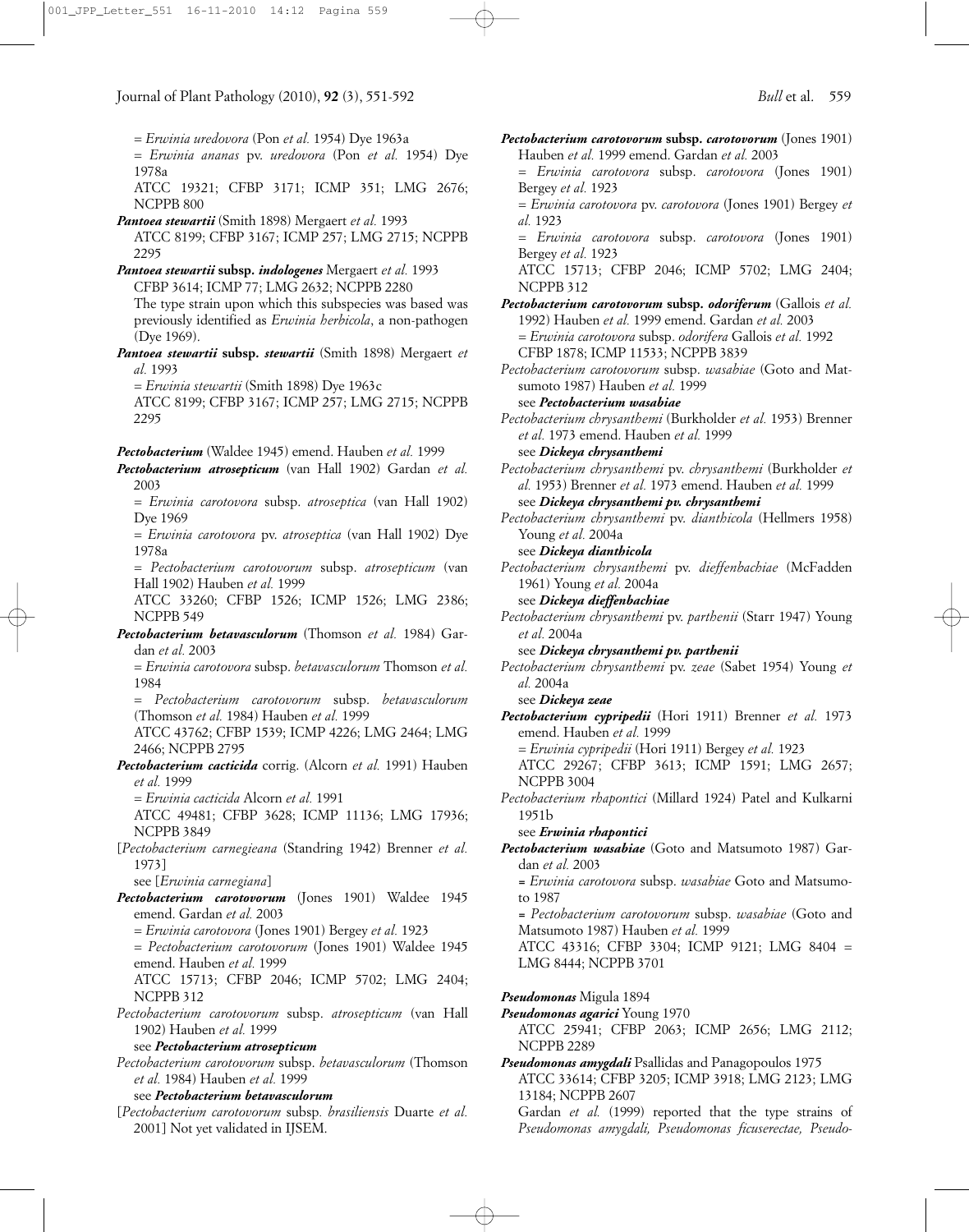= *Erwinia uredovora* (Pon *et al.* 1954) Dye 1963a

= *Erwinia ananas* pv. *uredovora* (Pon *et al.* 1954) Dye 1978a

ATCC 19321; CFBP 3171; ICMP 351; LMG 2676; NCPPB 800

***Pantoea stewartii*** (Smith 1898) Mergaert *et al.* 1993

ATCC 8199; CFBP 3167; ICMP 257; LMG 2715; NCPPB 2295

***Pantoea stewartii* subsp. *indologenes*** Mergaert *et al.* 1993

CFBP 3614; ICMP 77; LMG 2632; NCPPB 2280

The type strain upon which this subspecies was based was previously identified as *Erwinia herbicola*, a non-pathogen (Dye 1969).

***Pantoea stewartii* subsp. *stewartii*** (Smith 1898) Mergaert *et al.* 1993

= *Erwinia stewartii* (Smith 1898) Dye 1963c

ATCC 8199; CFBP 3167; ICMP 257; LMG 2715; NCPPB 2295

***Pectobacterium*** (Waldee 1945) emend. Hauben *et al.* 1999

***Pectobacterium atrosepticum*** (van Hall 1902) Gardan *et al.* 2003

= *Erwinia carotovora* subsp. *atroseptica* (van Hall 1902) Dye 1969

= *Erwinia carotovora* pv. *atroseptica* (van Hall 1902) Dye 1978a

= *Pectobacterium carotovorum* subsp. *atrosepticum* (van Hall 1902) Hauben *et al.* 1999

ATCC 33260; CFBP 1526; ICMP 1526; LMG 2386; NCPPB 549

***Pectobacterium betavasculorum*** (Thomson *et al.* 1984) Gardan *et al.* 2003

= *Erwinia carotovora* subsp. *betavasculorum* Thomson *et al.* 1984

= *Pectobacterium carotovorum* subsp. *betavasculorum* (Thomson *et al.* 1984) Hauben *et al.* 1999

ATCC 43762; CFBP 1539; ICMP 4226; LMG 2464; LMG 2466; NCPPB 2795

***Pectobacterium cacticida*** corrig. (Alcorn *et al.* 1991) Hauben *et al.* 1999

= *Erwinia cacticida* Alcorn *et al.* 1991

ATCC 49481; CFBP 3628; ICMP 11136; LMG 17936; NCPPB 3849

[*Pectobacterium carnegieana* (Standring 1942) Brenner *et al.* 1973]

see [*Erwinia carnegiana*]

***Pectobacterium carotovorum*** (Jones 1901) Waldee 1945 emend. Gardan *et al.* 2003

= *Erwinia carotovora* (Jones 1901) Bergey *et al.* 1923

= *Pectobacterium carotovorum* (Jones 1901) Waldee 1945 emend. Hauben *et al.* 1999

ATCC 15713; CFBP 2046; ICMP 5702; LMG 2404; NCPPB 312

*Pectobacterium carotovorum* subsp. *atrosepticum* (van Hall 1902) Hauben *et al.* 1999

see ***Pectobacterium atrosepticum***

*Pectobacterium carotovorum* subsp. *betavasculorum* (Thomson *et al.* 1984) Hauben *et al.* 1999

see ***Pectobacterium betavasculorum***

[*Pectobacterium carotovorum* subsp*. brasiliensis* Duarte *et al.* 2001] Not yet validated in IJSEM.

***Pectobacterium carotovorum* subsp. *carotovorum*** (Jones 1901) Hauben *et al.* 1999 emend. Gardan *et al.* 2003

= *Erwinia carotovora* subsp. *carotovora* (Jones 1901) Bergey *et al.* 1923

= *Erwinia carotovora* pv. *carotovora* (Jones 1901) Bergey *et al.* 1923

= *Erwinia carotovora* subsp. *carotovora* (Jones 1901) Bergey *et al.* 1923

ATCC 15713; CFBP 2046; ICMP 5702; LMG 2404; NCPPB 312

***Pectobacterium carotovorum* subsp. *odoriferum*** (Gallois *et al.* 1992) Hauben *et al.* 1999 emend. Gardan *et al.* 2003

= *Erwinia carotovora* subsp. *odorifera* Gallois *et al.* 1992

CFBP 1878; ICMP 11533; NCPPB 3839

*Pectobacterium carotovorum* subsp. *wasabiae* (Goto and Matsumoto 1987) Hauben *et al.* 1999

see ***Pectobacterium wasabiae***

*Pectobacterium chrysanthemi* (Burkholder *et al.* 1953) Brenner *et al.* 1973 emend. Hauben *et al.* 1999

see ***Dickeya chrysanthemi***

*Pectobacterium chrysanthemi* pv. *chrysanthemi* (Burkholder *et al.* 1953) Brenner *et al.* 1973 emend. Hauben *et al.* 1999

see ***Dickeya chrysanthemi pv. chrysanthemi***

*Pectobacterium chrysanthemi* pv. *dianthicola* (Hellmers 1958) Young *et al.* 2004a

see ***Dickeya dianthicola***

*Pectobacterium chrysanthemi* pv. *dieffenbachiae* (McFadden 1961) Young *et al.* 2004a

see ***Dickeya dieffenbachiae***

*Pectobacterium chrysanthemi* pv. *parthenii* (Starr 1947) Young *et al.* 2004a

see ***Dickeya chrysanthemi pv. parthenii***

*Pectobacterium chrysanthemi* pv. *zeae* (Sabet 1954) Young *et al.* 2004a

see ***Dickeya zeae***

***Pectobacterium cypripedii*** (Hori 1911) Brenner *et al.* 1973 emend. Hauben *et al.* 1999

= *Erwinia cypripedii* (Hori 1911) Bergey *et al.* 1923

ATCC 29267; CFBP 3613; ICMP 1591; LMG 2657; NCPPB 3004

*Pectobacterium rhapontici* (Millard 1924) Patel and Kulkarni 1951b

see ***Erwinia rhapontici***

***Pectobacterium wasabiae*** (Goto and Matsumoto 1987) Gardan *et al.* 2003

= *Erwinia carotovora* subsp. *wasabiae* Goto and Matsumoto 1987

= *Pectobacterium carotovorum* subsp. *wasabiae* (Goto and Matsumoto 1987) Hauben *et al.* 1999

ATCC 43316; CFBP 3304; ICMP 9121; LMG 8404 = LMG 8444; NCPPB 3701

***Pseudomonas*** Migula 1894

***Pseudomonas agarici*** Young 1970

ATCC 25941; CFBP 2063; ICMP 2656; LMG 2112; NCPPB 2289

***Pseudomonas amygdali*** Psallidas and Panagopoulos 1975

ATCC 33614; CFBP 3205; ICMP 3918; LMG 2123; LMG 13184; NCPPB 2607

Gardan *et al.* (1999) reported that the type strains of *Pseudomonas amygdali, Pseudomonas ficuserectae, Pseudo-*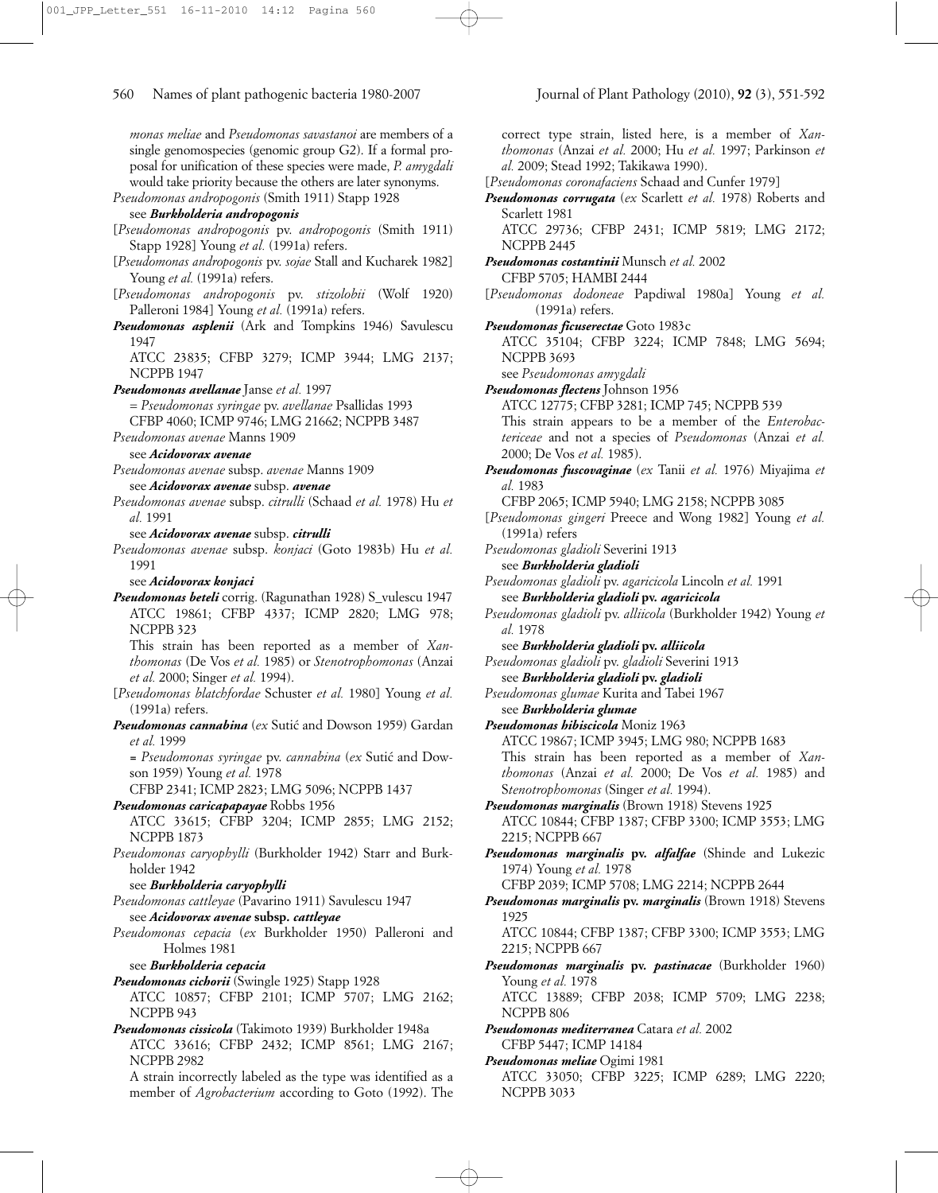*monas meliae* and *Pseudomonas savastanoi* are members of a single genomospecies (genomic group G2). If a formal proposal for unification of these species were made, *P. amygdali* would take priority because the others are later synonyms.

*Pseudomonas andropogonis* (Smith 1911) Stapp 1928
see ***Burkholderia andropogonis***

[*Pseudomonas andropogonis* pv. *andropogonis* (Smith 1911) Stapp 1928] Young *et al.* (1991a) refers.

[*Pseudomonas andropogonis* pv. *sojae* Stall and Kucharek 1982] Young *et al.* (1991a) refers.

[*Pseudomonas andropogonis* pv. *stizolobii* (Wolf 1920) Palleroni 1984] Young *et al.* (1991a) refers.

***Pseudomonas asplenii*** (Ark and Tompkins 1946) Savulescu 1947
ATCC 23835; CFBP 3279; ICMP 3944; LMG 2137; NCPPB 1947

***Pseudomonas avellanae*** Janse *et al.* 1997
= *Pseudomonas syringae* pv. *avellanae* Psallidas 1993
CFBP 4060; ICMP 9746; LMG 21662; NCPPB 3487

*Pseudomonas avenae* Manns 1909
see ***Acidovorax avenae***

*Pseudomonas avenae* subsp. *avenae* Manns 1909
see ***Acidovorax avenae*** subsp. ***avenae***

*Pseudomonas avenae* subsp. *citrulli* (Schaad *et al.* 1978) Hu *et al.* 1991
see ***Acidovorax avenae*** subsp. ***citrulli***

*Pseudomonas avenae* subsp. *konjaci* (Goto 1983b) Hu *et al.* 1991
see ***Acidovorax konjaci***

***Pseudomonas beteli*** corrig. (Ragunathan 1928) S_vulescu 1947
ATCC 19861; CFBP 4337; ICMP 2820; LMG 978; NCPPB 323
This strain has been reported as a member of *Xanthomonas* (De Vos *et al.* 1985) or *Stenotrophomonas* (Anzai *et al.* 2000; Singer *et al.* 1994).

[*Pseudomonas blatchfordae* Schuster *et al.* 1980] Young *et al.* (1991a) refers.

***Pseudomonas cannabina*** (*ex* Sutić and Dowson 1959) Gardan *et al.* 1999
= *Pseudomonas syringae* pv. *cannabina* (*ex* Sutić and Dowson 1959) Young *et al.* 1978
CFBP 2341; ICMP 2823; LMG 5096; NCPPB 1437

***Pseudomonas caricapapayae*** Robbs 1956
ATCC 33615; CFBP 3204; ICMP 2855; LMG 2152; NCPPB 1873

*Pseudomonas caryophylli* (Burkholder 1942) Starr and Burkholder 1942
see ***Burkholderia caryophylli***

*Pseudomonas cattleyae* (Pavarino 1911) Savulescu 1947
see ***Acidovorax avenae* subsp. *cattleyae***

*Pseudomonas cepacia* (*ex* Burkholder 1950) Palleroni and Holmes 1981
see ***Burkholderia cepacia***

***Pseudomonas cichorii*** (Swingle 1925) Stapp 1928
ATCC 10857; CFBP 2101; ICMP 5707; LMG 2162; NCPPB 943

***Pseudomonas cissicola*** (Takimoto 1939) Burkholder 1948a
ATCC 33616; CFBP 2432; ICMP 8561; LMG 2167; NCPPB 2982
A strain incorrectly labeled as the type was identified as a member of *Agrobacterium* according to Goto (1992). The correct type strain, listed here, is a member of *Xanthomonas* (Anzai *et al.* 2000; Hu *et al.* 1997; Parkinson *et al.* 2009; Stead 1992; Takikawa 1990).

[*Pseudomonas coronafaciens* Schaad and Cunfer 1979]

***Pseudomonas corrugata*** (*ex* Scarlett *et al.* 1978) Roberts and Scarlett 1981
ATCC 29736; CFBP 2431; ICMP 5819; LMG 2172; NCPPB 2445

***Pseudomonas costantinii*** Munsch *et al.* 2002
CFBP 5705; HAMBI 2444

[*Pseudomonas dodoneae* Papdiwal 1980a] Young *et al.* (1991a) refers.

***Pseudomonas ficuserectae*** Goto 1983c
ATCC 35104; CFBP 3224; ICMP 7848; LMG 5694; NCPPB 3693
see *Pseudomonas amygdali*

***Pseudomonas flectens*** Johnson 1956
ATCC 12775; CFBP 3281; ICMP 745; NCPPB 539
This strain appears to be a member of the *Enterobactericeae* and not a species of *Pseudomonas* (Anzai *et al.* 2000; De Vos *et al.* 1985).

***Pseudomonas fuscovaginae*** (*ex* Tanii *et al.* 1976) Miyajima *et al.* 1983
CFBP 2065; ICMP 5940; LMG 2158; NCPPB 3085

[*Pseudomonas gingeri* Preece and Wong 1982] Young *et al.* (1991a) refers

*Pseudomonas gladioli* Severini 1913
see ***Burkholderia gladioli***

*Pseudomonas gladioli* pv. *agaricicola* Lincoln *et al.* 1991
see ***Burkholderia gladioli* pv. *agaricicola***

*Pseudomonas gladioli* pv. *alliicola* (Burkholder 1942) Young *et al.* 1978
see ***Burkholderia gladioli* pv. *alliicola***

*Pseudomonas gladioli* pv. *gladioli* Severini 1913
see ***Burkholderia gladioli* pv. *gladioli***

*Pseudomonas glumae* Kurita and Tabei 1967
see ***Burkholderia glumae***

***Pseudomonas hibiscicola*** Moniz 1963
ATCC 19867; ICMP 3945; LMG 980; NCPPB 1683
This strain has been reported as a member of *Xanthomonas* (Anzai *et al.* 2000; De Vos *et al.* 1985) and *Stenotrophomonas* (Singer *et al.* 1994).

***Pseudomonas marginalis*** (Brown 1918) Stevens 1925
ATCC 10844; CFBP 1387; CFBP 3300; ICMP 3553; LMG 2215; NCPPB 667

***Pseudomonas marginalis* pv. *alfalfae*** (Shinde and Lukezic 1974) Young *et al.* 1978
CFBP 2039; ICMP 5708; LMG 2214; NCPPB 2644

***Pseudomonas marginalis* pv. *marginalis*** (Brown 1918) Stevens 1925
ATCC 10844; CFBP 1387; CFBP 3300; ICMP 3553; LMG 2215; NCPPB 667

***Pseudomonas marginalis* pv. *pastinacae*** (Burkholder 1960) Young *et al.* 1978
ATCC 13889; CFBP 2038; ICMP 5709; LMG 2238; NCPPB 806

***Pseudomonas mediterranea*** Catara *et al.* 2002
CFBP 5447; ICMP 14184

***Pseudomonas meliae*** Ogimi 1981
ATCC 33050; CFBP 3225; ICMP 6289; LMG 2220; NCPPB 3033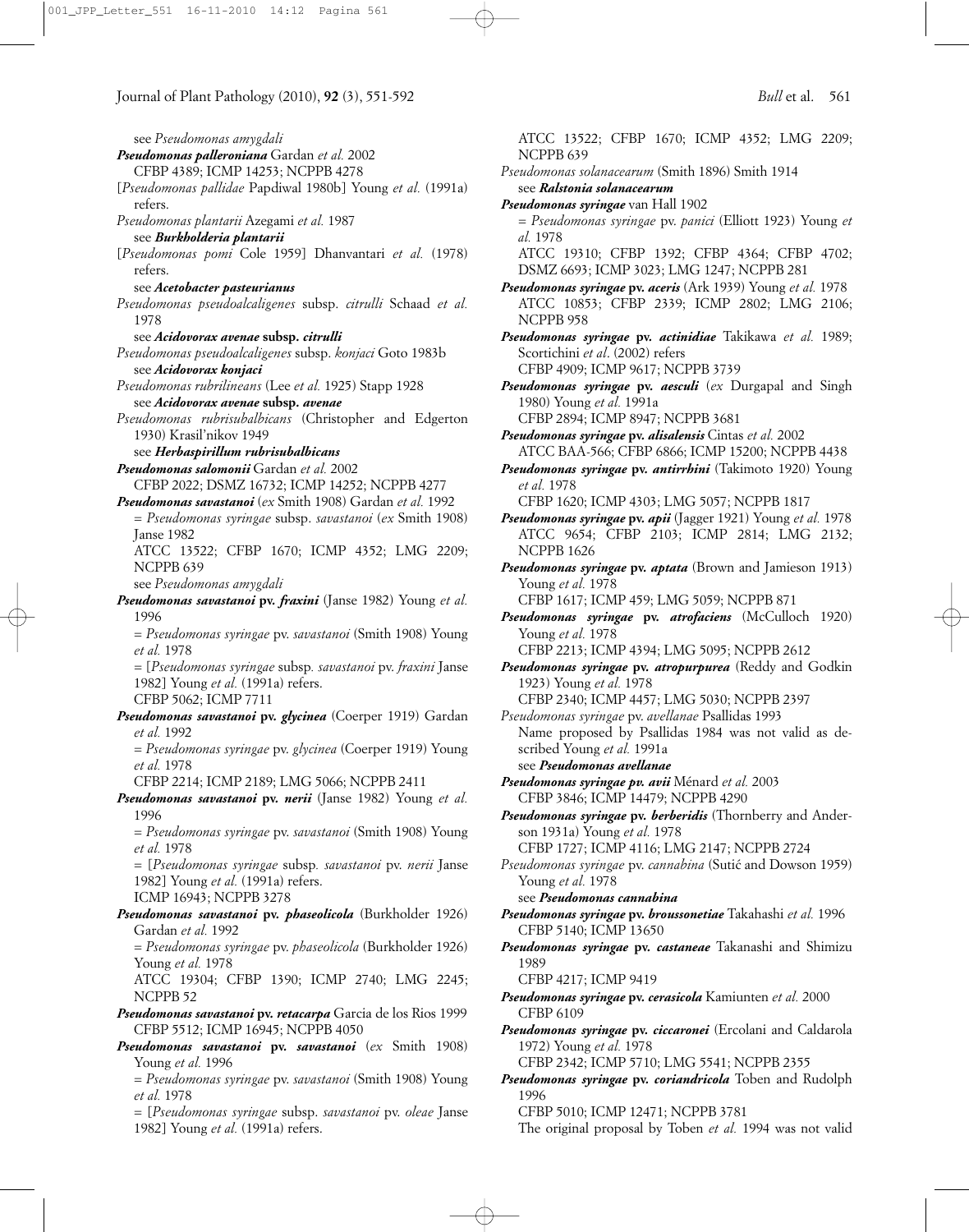see *Pseudomonas amygdali*

***Pseudomonas palleroniana*** Gardan *et al.* 2002
CFBP 4389; ICMP 14253; NCPPB 4278

[*Pseudomonas pallidae* Papdiwal 1980b] Young *et al.* (1991a) refers.

*Pseudomonas plantarii* Azegami *et al.* 1987
see ***Burkholderia plantarii***

[*Pseudomonas pomi* Cole 1959] Dhanvantari *et al.* (1978) refers.
see ***Acetobacter pasteurianus***

*Pseudomonas pseudoalcaligenes* subsp. *citrulli* Schaad *et al.* 1978
see ***Acidovorax avenae* subsp. *citrulli***

*Pseudomonas pseudoalcaligenes* subsp. *konjaci* Goto 1983b
see ***Acidovorax konjaci***

*Pseudomonas rubrilineans* (Lee *et al.* 1925) Stapp 1928
see ***Acidovorax avenae* subsp. *avenae***

*Pseudomonas rubrisubalbicans* (Christopher and Edgerton 1930) Krasil'nikov 1949
see ***Herbaspirillum rubrisubalbicans***

***Pseudomonas salomonii*** Gardan *et al.* 2002
CFBP 2022; DSMZ 16732; ICMP 14252; NCPPB 4277

***Pseudomonas savastanoi*** (*ex* Smith 1908) Gardan *et al.* 1992
= *Pseudomonas syringae* subsp. *savastanoi* (*ex* Smith 1908) Janse 1982
ATCC 13522; CFBP 1670; ICMP 4352; LMG 2209; NCPPB 639
see *Pseudomonas amygdali*

***Pseudomonas savastanoi* pv. *fraxini*** (Janse 1982) Young *et al.* 1996
= *Pseudomonas syringae* pv. *savastanoi* (Smith 1908) Young *et al.* 1978
= [*Pseudomonas syringae* subsp. *savastanoi* pv. *fraxini* Janse 1982] Young *et al.* (1991a) refers.
CFBP 5062; ICMP 7711

***Pseudomonas savastanoi* pv. *glycinea*** (Coerper 1919) Gardan *et al.* 1992
= *Pseudomonas syringae* pv. *glycinea* (Coerper 1919) Young *et al.* 1978
CFBP 2214; ICMP 2189; LMG 5066; NCPPB 2411

***Pseudomonas savastanoi* pv. *nerii*** (Janse 1982) Young *et al.* 1996
= *Pseudomonas syringae* pv. *savastanoi* (Smith 1908) Young *et al.* 1978
= [*Pseudomonas syringae* subsp. *savastanoi* pv. *nerii* Janse 1982] Young *et al.* (1991a) refers.
ICMP 16943; NCPPB 3278

***Pseudomonas savastanoi* pv. *phaseolicola*** (Burkholder 1926) Gardan *et al.* 1992
= *Pseudomonas syringae* pv. *phaseolicola* (Burkholder 1926) Young *et al.* 1978
ATCC 19304; CFBP 1390; ICMP 2740; LMG 2245; NCPPB 52

***Pseudomonas savastanoi* pv. *retacarpa*** Garcia de los Rios 1999
CFBP 5512; ICMP 16945; NCPPB 4050

***Pseudomonas savastanoi* pv. *savastanoi*** (*ex* Smith 1908) Young *et al.* 1996
= *Pseudomonas syringae* pv. *savastanoi* (Smith 1908) Young *et al.* 1978
= [*Pseudomonas syringae* subsp. *savastanoi* pv. *oleae* Janse 1982] Young *et al.* (1991a) refers.
ATCC 13522; CFBP 1670; ICMP 4352; LMG 2209; NCPPB 639

*Pseudomonas solanacearum* (Smith 1896) Smith 1914
see ***Ralstonia solanacearum***

***Pseudomonas syringae*** van Hall 1902
= *Pseudomonas syringae* pv. *panici* (Elliott 1923) Young *et al.* 1978
ATCC 19310; CFBP 1392; CFBP 4364; CFBP 4702; DSMZ 6693; ICMP 3023; LMG 1247; NCPPB 281

***Pseudomonas syringae* pv. *aceris*** (Ark 1939) Young *et al.* 1978
ATCC 10853; CFBP 2339; ICMP 2802; LMG 2106; NCPPB 958

***Pseudomonas syringae* pv. *actinidiae*** Takikawa *et al.* 1989; Scortichini *et al*. (2002) refers
CFBP 4909; ICMP 9617; NCPPB 3739

***Pseudomonas syringae* pv. *aesculi*** (*ex* Durgapal and Singh 1980) Young *et al.* 1991a
CFBP 2894; ICMP 8947; NCPPB 3681

***Pseudomonas syringae* pv. *alisalensis*** Cintas *et al.* 2002
ATCC BAA-566; CFBP 6866; ICMP 15200; NCPPB 4438

***Pseudomonas syringae* pv. *antirrhini*** (Takimoto 1920) Young *et al.* 1978
CFBP 1620; ICMP 4303; LMG 5057; NCPPB 1817

***Pseudomonas syringae* pv. *apii*** (Jagger 1921) Young *et al.* 1978
ATCC 9654; CFBP 2103; ICMP 2814; LMG 2132; NCPPB 1626

***Pseudomonas syringae* pv. *aptata*** (Brown and Jamieson 1913) Young *et al.* 1978
CFBP 1617; ICMP 459; LMG 5059; NCPPB 871

***Pseudomonas syringae* pv. *atrofaciens*** (McCulloch 1920) Young *et al.* 1978
CFBP 2213; ICMP 4394; LMG 5095; NCPPB 2612

***Pseudomonas syringae* pv. *atropurpurea*** (Reddy and Godkin 1923) Young *et al.* 1978
CFBP 2340; ICMP 4457; LMG 5030; NCPPB 2397

*Pseudomonas syringae* pv. *avellanae* Psallidas 1993
Name proposed by Psallidas 1984 was not valid as described Young *et al.* 1991a
see ***Pseudomonas avellanae***

***Pseudomonas syringae pv. avii*** Ménard *et al.* 2003
CFBP 3846; ICMP 14479; NCPPB 4290

***Pseudomonas syringae* pv. *berberidis*** (Thornberry and Anderson 1931a) Young *et al.* 1978
CFBP 1727; ICMP 4116; LMG 2147; NCPPB 2724

*Pseudomonas syringae* pv. *cannabina* (Sutić and Dowson 1959) Young *et al.* 1978
see ***Pseudomonas cannabina***

***Pseudomonas syringae* pv. *broussonetiae*** Takahashi *et al.* 1996
CFBP 5140; ICMP 13650

***Pseudomonas syringae* pv. *castaneae*** Takanashi and Shimizu 1989
CFBP 4217; ICMP 9419

***Pseudomonas syringae* pv. *cerasicola*** Kamiunten *et al.* 2000
CFBP 6109

***Pseudomonas syringae* pv. *ciccaronei*** (Ercolani and Caldarola 1972) Young *et al.* 1978
CFBP 2342; ICMP 5710; LMG 5541; NCPPB 2355

***Pseudomonas syringae* pv. *coriandricola*** Toben and Rudolph 1996
CFBP 5010; ICMP 12471; NCPPB 3781
The original proposal by Toben *et al.* 1994 was not valid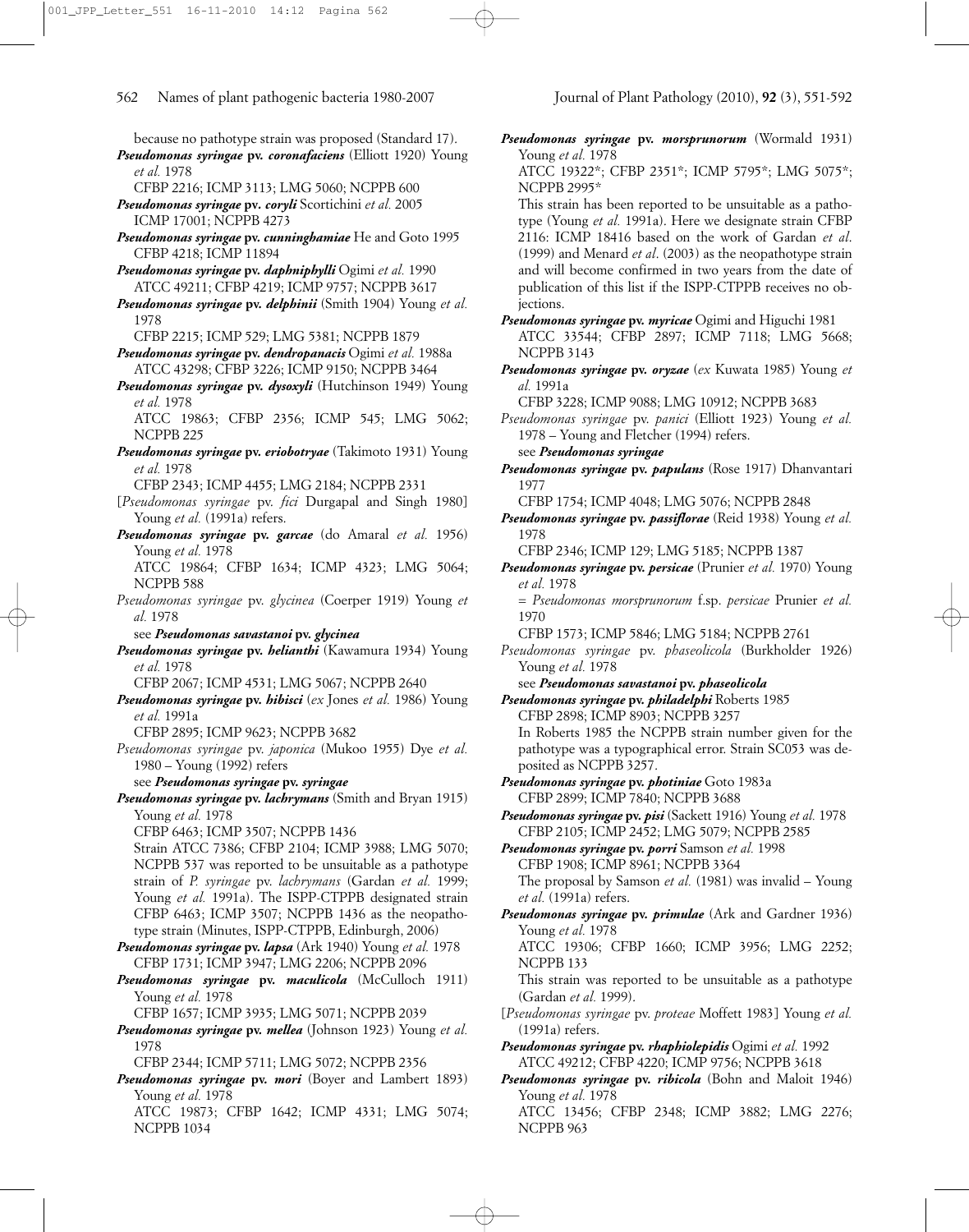because no pathotype strain was proposed (Standard 17).

***Pseudomonas syringae* pv. *coronafaciens*** (Elliott 1920) Young *et al.* 1978
CFBP 2216; ICMP 3113; LMG 5060; NCPPB 600

***Pseudomonas syringae* pv. *coryli*** Scortichini *et al.* 2005
ICMP 17001; NCPPB 4273

***Pseudomonas syringae* pv. *cunninghamiae*** He and Goto 1995
CFBP 4218; ICMP 11894

***Pseudomonas syringae* pv. *daphniphylli*** Ogimi *et al.* 1990
ATCC 49211; CFBP 4219; ICMP 9757; NCPPB 3617

***Pseudomonas syringae* pv. *delphinii*** (Smith 1904) Young *et al.* 1978
CFBP 2215; ICMP 529; LMG 5381; NCPPB 1879

***Pseudomonas syringae* pv. *dendropanacis*** Ogimi *et al.* 1988a
ATCC 43298; CFBP 3226; ICMP 9150; NCPPB 3464

***Pseudomonas syringae* pv. *dysoxyli*** (Hutchinson 1949) Young *et al.* 1978
ATCC 19863; CFBP 2356; ICMP 545; LMG 5062; NCPPB 225

***Pseudomonas syringae* pv. *eriobotryae*** (Takimoto 1931) Young *et al.* 1978
CFBP 2343; ICMP 4455; LMG 2184; NCPPB 2331

[*Pseudomonas syringae* pv. *fici* Durgapal and Singh 1980] Young *et al.* (1991a) refers.

***Pseudomonas syringae* pv. *garcae*** (do Amaral *et al.* 1956) Young *et al.* 1978
ATCC 19864; CFBP 1634; ICMP 4323; LMG 5064; NCPPB 588

*Pseudomonas syringae* pv. *glycinea* (Coerper 1919) Young *et al.* 1978
see ***Pseudomonas savastanoi* pv. *glycinea***

***Pseudomonas syringae* pv. *helianthi*** (Kawamura 1934) Young *et al.* 1978
CFBP 2067; ICMP 4531; LMG 5067; NCPPB 2640

***Pseudomonas syringae* pv. *hibisci*** (*ex* Jones *et al.* 1986) Young *et al.* 1991a
CFBP 2895; ICMP 9623; NCPPB 3682

*Pseudomonas syringae* pv. *japonica* (Mukoo 1955) Dye *et al.* 1980 – Young (1992) refers
see ***Pseudomonas syringae* pv. *syringae***

***Pseudomonas syringae* pv. *lachrymans*** (Smith and Bryan 1915) Young *et al.* 1978
CFBP 6463; ICMP 3507; NCPPB 1436
Strain ATCC 7386; CFBP 2104; ICMP 3988; LMG 5070; NCPPB 537 was reported to be unsuitable as a pathotype strain of *P. syringae* pv. *lachrymans* (Gardan *et al.* 1999; Young *et al.* 1991a). The ISPP-CTPPB designated strain CFBP 6463; ICMP 3507; NCPPB 1436 as the neopathotype strain (Minutes, ISPP-CTPPB, Edinburgh, 2006)

***Pseudomonas syringae* pv. *lapsa*** (Ark 1940) Young *et al.* 1978
CFBP 1731; ICMP 3947; LMG 2206; NCPPB 2096

***Pseudomonas syringae* pv. *maculicola*** (McCulloch 1911) Young *et al.* 1978
CFBP 1657; ICMP 3935; LMG 5071; NCPPB 2039

***Pseudomonas syringae* pv. *mellea*** (Johnson 1923) Young *et al.* 1978
CFBP 2344; ICMP 5711; LMG 5072; NCPPB 2356

***Pseudomonas syringae* pv. *mori*** (Boyer and Lambert 1893) Young *et al.* 1978
ATCC 19873; CFBP 1642; ICMP 4331; LMG 5074; NCPPB 1034

***Pseudomonas syringae* pv. *morsprunorum*** (Wormald 1931) Young *et al.* 1978
ATCC 19322*; CFBP 2351*; ICMP 5795*; LMG 5075*; NCPPB 2995*
This strain has been reported to be unsuitable as a pathotype (Young *et al.* 1991a). Here we designate strain CFBP 2116: ICMP 18416 based on the work of Gardan *et al.* (1999) and Menard *et al*. (2003) as the neopathotype strain and will become confirmed in two years from the date of publication of this list if the ISPP-CTPPB receives no objections.

***Pseudomonas syringae* pv. *myricae*** Ogimi and Higuchi 1981
ATCC 33544; CFBP 2897; ICMP 7118; LMG 5668; NCPPB 3143

***Pseudomonas syringae* pv. *oryzae*** (*ex* Kuwata 1985) Young *et al.* 1991a
CFBP 3228; ICMP 9088; LMG 10912; NCPPB 3683

*Pseudomonas syringae* pv. *panici* (Elliott 1923) Young *et al.* 1978 – Young and Fletcher (1994) refers.
see ***Pseudomonas syringae***

***Pseudomonas syringae* pv. *papulans*** (Rose 1917) Dhanvantari 1977
CFBP 1754; ICMP 4048; LMG 5076; NCPPB 2848

***Pseudomonas syringae* pv. *passiflorae*** (Reid 1938) Young *et al.* 1978
CFBP 2346; ICMP 129; LMG 5185; NCPPB 1387

***Pseudomonas syringae* pv. *persicae*** (Prunier *et al.* 1970) Young *et al.* 1978
= *Pseudomonas morsprunorum* f.sp. *persicae* Prunier *et al.* 1970
CFBP 1573; ICMP 5846; LMG 5184; NCPPB 2761

*Pseudomonas syringae* pv. *phaseolicola* (Burkholder 1926) Young *et al.* 1978
see ***Pseudomonas savastanoi* pv. *phaseolicola***

***Pseudomonas syringae* pv. *philadelphi*** Roberts 1985
CFBP 2898; ICMP 8903; NCPPB 3257
In Roberts 1985 the NCPPB strain number given for the pathotype was a typographical error. Strain SC053 was deposited as NCPPB 3257.

***Pseudomonas syringae* pv. *photiniae*** Goto 1983a
CFBP 2899; ICMP 7840; NCPPB 3688

***Pseudomonas syringae* pv. *pisi*** (Sackett 1916) Young *et al.* 1978
CFBP 2105; ICMP 2452; LMG 5079; NCPPB 2585

***Pseudomonas syringae* pv. *porri*** Samson *et al.* 1998
CFBP 1908; ICMP 8961; NCPPB 3364
The proposal by Samson *et al.* (1981) was invalid – Young *et al.* (1991a) refers.

***Pseudomonas syringae* pv. *primulae*** (Ark and Gardner 1936) Young *et al.* 1978
ATCC 19306; CFBP 1660; ICMP 3956; LMG 2252; NCPPB 133
This strain was reported to be unsuitable as a pathotype (Gardan *et al.* 1999).

[*Pseudomonas syringae* pv. *proteae* Moffett 1983] Young *et al.* (1991a) refers.

***Pseudomonas syringae* pv. *rhaphiolepidis*** Ogimi *et al.* 1992
ATCC 49212; CFBP 4220; ICMP 9756; NCPPB 3618

***Pseudomonas syringae* pv. *ribicola*** (Bohn and Maloit 1946) Young *et al.* 1978
ATCC 13456; CFBP 2348; ICMP 3882; LMG 2276; NCPPB 963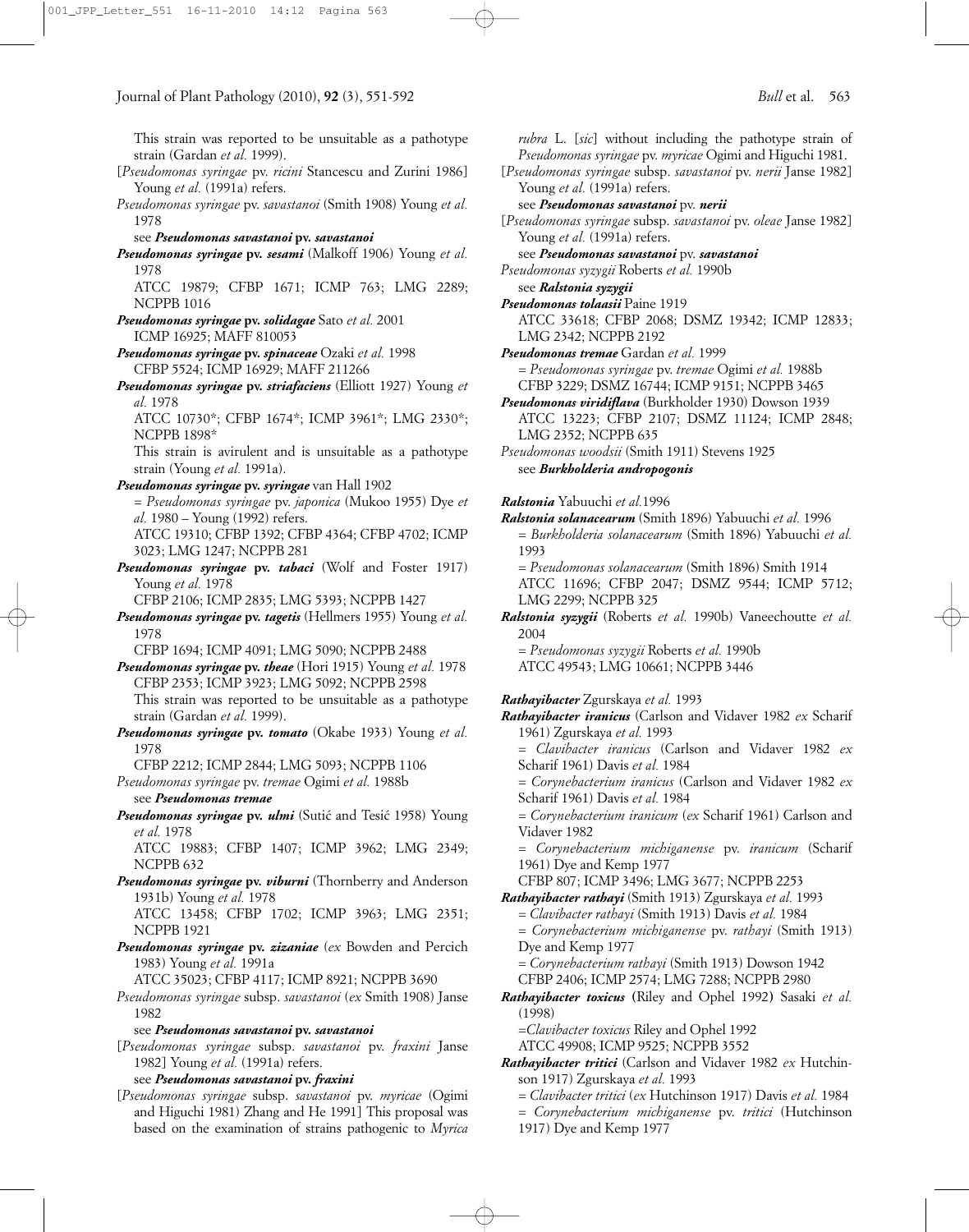This strain was reported to be unsuitable as a pathotype strain (Gardan *et al.* 1999).

[*Pseudomonas syringae* pv. *ricini* Stancescu and Zurini 1986] Young *et al.* (1991a) refers.

*Pseudomonas syringae* pv. *savastanoi* (Smith 1908) Young *et al.* 1978
see ***Pseudomonas savastanoi* pv. *savastanoi***

***Pseudomonas syringae* pv. *sesami*** (Malkoff 1906) Young *et al.* 1978
ATCC 19879; CFBP 1671; ICMP 763; LMG 2289; NCPPB 1016

***Pseudomonas syringae* pv. *solidagae*** Sato *et al.* 2001
ICMP 16925; MAFF 810053

***Pseudomonas syringae* pv. *spinaceae*** Ozaki *et al.* 1998
CFBP 5524; ICMP 16929; MAFF 211266

***Pseudomonas syringae* pv. *striafaciens*** (Elliott 1927) Young *et al.* 1978
ATCC 10730*; CFBP 1674*; ICMP 3961*; LMG 2330*; NCPPB 1898*
This strain is avirulent and is unsuitable as a pathotype strain (Young *et al.* 1991a).

***Pseudomonas syringae* pv. *syringae*** van Hall 1902
= *Pseudomonas syringae* pv. *japonica* (Mukoo 1955) Dye *et al.* 1980 – Young (1992) refers.
ATCC 19310; CFBP 1392; CFBP 4364; CFBP 4702; ICMP 3023; LMG 1247; NCPPB 281

***Pseudomonas syringae* pv. *tabaci*** (Wolf and Foster 1917) Young *et al.* 1978
CFBP 2106; ICMP 2835; LMG 5393; NCPPB 1427

***Pseudomonas syringae* pv. *tagetis*** (Hellmers 1955) Young *et al.* 1978
CFBP 1694; ICMP 4091; LMG 5090; NCPPB 2488

***Pseudomonas syringae* pv. *theae*** (Hori 1915) Young *et al.* 1978
CFBP 2353; ICMP 3923; LMG 5092; NCPPB 2598
This strain was reported to be unsuitable as a pathotype strain (Gardan *et al.* 1999).

***Pseudomonas syringae* pv. *tomato*** (Okabe 1933) Young *et al.* 1978
CFBP 2212; ICMP 2844; LMG 5093; NCPPB 1106

*Pseudomonas syringae* pv. *tremae* Ogimi *et al.* 1988b
see ***Pseudomonas tremae***

***Pseudomonas syringae* pv. *ulmi*** (Sutić and Tesić 1958) Young *et al.* 1978
ATCC 19883; CFBP 1407; ICMP 3962; LMG 2349; NCPPB 632

***Pseudomonas syringae* pv. *viburni*** (Thornberry and Anderson 1931b) Young *et al.* 1978
ATCC 13458; CFBP 1702; ICMP 3963; LMG 2351; NCPPB 1921

***Pseudomonas syringae* pv. *zizaniae*** (*ex* Bowden and Percich 1983) Young *et al.* 1991a
ATCC 35023; CFBP 4117; ICMP 8921; NCPPB 3690

*Pseudomonas syringae* subsp. *savastanoi* (*ex* Smith 1908) Janse 1982
see ***Pseudomonas savastanoi* pv. *savastanoi***

[*Pseudomonas syringae* subsp. *savastanoi* pv. *fraxini* Janse 1982] Young *et al.* (1991a) refers.
see ***Pseudomonas savastanoi* pv. *fraxini***

[*Pseudomonas syringae* subsp. *savastanoi* pv. *myricae* (Ogimi and Higuchi 1981) Zhang and He 1991] This proposal was based on the examination of strains pathogenic to *Myrica rubra* L. [*sic*] without including the pathotype strain of *Pseudomonas syringae* pv. *myricae* Ogimi and Higuchi 1981.

[*Pseudomonas syringae* subsp. *savastanoi* pv. *nerii* Janse 1982] Young *et al.* (1991a) refers.
see ***Pseudomonas savastanoi*** pv. ***nerii***

[*Pseudomonas syringae* subsp. *savastanoi* pv. *oleae* Janse 1982] Young *et al.* (1991a) refers.
see ***Pseudomonas savastanoi*** pv. ***savastanoi***

*Pseudomonas syzygii* Roberts *et al.* 1990b
see ***Ralstonia syzygii***

***Pseudomonas tolaasii*** Paine 1919
ATCC 33618; CFBP 2068; DSMZ 19342; ICMP 12833; LMG 2342; NCPPB 2192

***Pseudomonas tremae*** Gardan *et al.* 1999
= *Pseudomonas syringae* pv. *tremae* Ogimi *et al.* 1988b
CFBP 3229; DSMZ 16744; ICMP 9151; NCPPB 3465

***Pseudomonas viridiflava*** (Burkholder 1930) Dowson 1939
ATCC 13223; CFBP 2107; DSMZ 11124; ICMP 2848; LMG 2352; NCPPB 635

*Pseudomonas woodsii* (Smith 1911) Stevens 1925
see ***Burkholderia andropogonis***

***Ralstonia*** Yabuuchi *et al.*1996

***Ralstonia solanacearum*** (Smith 1896) Yabuuchi *et al.* 1996
= *Burkholderia solanacearum* (Smith 1896) Yabuuchi *et al.* 1993
= *Pseudomonas solanacearum* (Smith 1896) Smith 1914
ATCC 11696; CFBP 2047; DSMZ 9544; ICMP 5712; LMG 2299; NCPPB 325

***Ralstonia syzygii*** (Roberts *et al.* 1990b) Vaneechoutte *et al.* 2004
= *Pseudomonas syzygii* Roberts *et al.* 1990b
ATCC 49543; LMG 10661; NCPPB 3446

***Rathayibacter*** Zgurskaya *et al.* 1993

***Rathayibacter iranicus*** (Carlson and Vidaver 1982 *ex* Scharif 1961) Zgurskaya *et al.* 1993
= *Clavibacter iranicus* (Carlson and Vidaver 1982 *ex* Scharif 1961) Davis *et al.* 1984
= *Corynebacterium iranicus* (Carlson and Vidaver 1982 *ex* Scharif 1961) Davis *et al.* 1984
= *Corynebacterium iranicum* (*ex* Scharif 1961) Carlson and Vidaver 1982
= *Corynebacterium michiganense* pv. *iranicum* (Scharif 1961) Dye and Kemp 1977
CFBP 807; ICMP 3496; LMG 3677; NCPPB 2253

***Rathayibacter rathayi*** (Smith 1913) Zgurskaya *et al.* 1993
= *Clavibacter rathayi* (Smith 1913) Davis *et al.* 1984
= *Corynebacterium michiganense* pv. *rathayi* (Smith 1913) Dye and Kemp 1977
= *Corynebacterium rathayi* (Smith 1913) Dowson 1942
CFBP 2406; ICMP 2574; LMG 7288; NCPPB 2980

***Rathayibacter toxicus*** (Riley and Ophel 1992) Sasaki *et al.* (1998)
=*Clavibacter toxicus* Riley and Ophel 1992
ATCC 49908; ICMP 9525; NCPPB 3552

***Rathayibacter tritici*** (Carlson and Vidaver 1982 *ex* Hutchinson 1917) Zgurskaya *et al.* 1993
= *Clavibacter tritici* (*ex* Hutchinson 1917) Davis *et al.* 1984
= *Corynebacterium michiganense* pv. *tritici* (Hutchinson 1917) Dye and Kemp 1977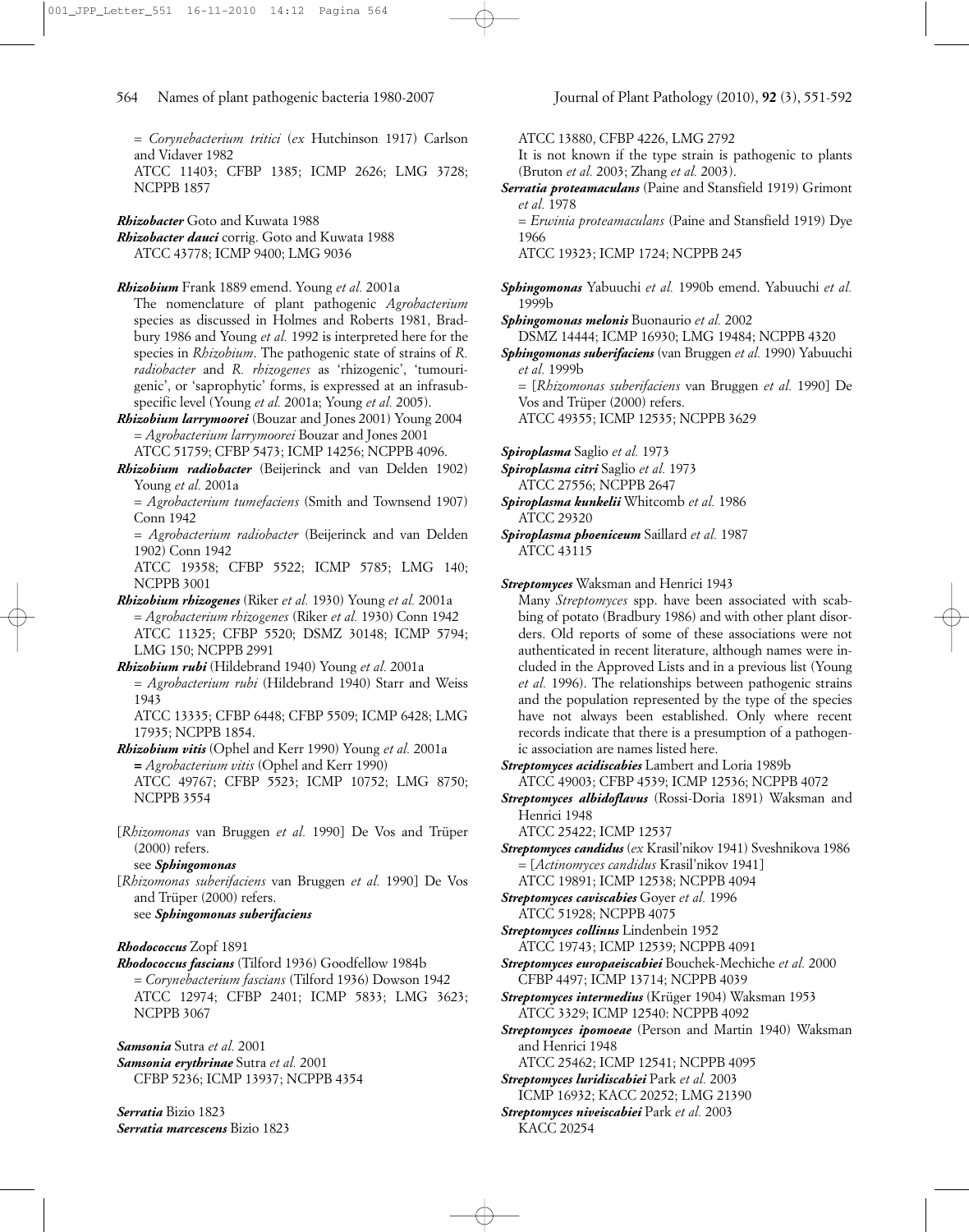= *Corynebacterium tritici* (*ex* Hutchinson 1917) Carlson and Vidaver 1982
ATCC 11403; CFBP 1385; ICMP 2626; LMG 3728; NCPPB 1857

***Rhizobacter*** Goto and Kuwata 1988
***Rhizobacter dauci*** corrig. Goto and Kuwata 1988
ATCC 43778; ICMP 9400; LMG 9036

***Rhizobium*** Frank 1889 emend. Young *et al.* 2001a
The nomenclature of plant pathogenic *Agrobacterium* species as discussed in Holmes and Roberts 1981, Bradbury 1986 and Young *et al.* 1992 is interpreted here for the species in *Rhizobium*. The pathogenic state of strains of *R. radiobacter* and *R. rhizogenes* as 'rhizogenic', 'tumourigenic', or 'saprophytic' forms, is expressed at an infrasubspecific level (Young *et al.* 2001a; Young *et al.* 2005).

***Rhizobium larrymoorei*** (Bouzar and Jones 2001) Young 2004
= *Agrobacterium larrymoorei* Bouzar and Jones 2001
ATCC 51759; CFBP 5473; ICMP 14256; NCPPB 4096.

***Rhizobium radiobacter*** (Beijerinck and van Delden 1902) Young *et al.* 2001a
= *Agrobacterium tumefaciens* (Smith and Townsend 1907) Conn 1942
= *Agrobacterium radiobacter* (Beijerinck and van Delden 1902) Conn 1942
ATCC 19358; CFBP 5522; ICMP 5785; LMG 140; NCPPB 3001

***Rhizobium rhizogenes*** (Riker *et al.* 1930) Young *et al.* 2001a
= *Agrobacterium rhizogenes* (Riker *et al.* 1930) Conn 1942
ATCC 11325; CFBP 5520; DSMZ 30148; ICMP 5794; LMG 150; NCPPB 2991

***Rhizobium rubi*** (Hildebrand 1940) Young *et al.* 2001a
= *Agrobacterium rubi* (Hildebrand 1940) Starr and Weiss 1943
ATCC 13335; CFBP 6448; CFBP 5509; ICMP 6428; LMG 17935; NCPPB 1854.

***Rhizobium vitis*** (Ophel and Kerr 1990) Young *et al.* 2001a
= *Agrobacterium vitis* (Ophel and Kerr 1990)
ATCC 49767; CFBP 5523; ICMP 10752; LMG 8750; NCPPB 3554

[*Rhizomonas* van Bruggen *et al.* 1990] De Vos and Trüper (2000) refers.
see ***Sphingomonas***

[*Rhizomonas suberifaciens* van Bruggen *et al.* 1990] De Vos and Trüper (2000) refers.
see ***Sphingomonas suberifaciens***

***Rhodococcus*** Zopf 1891
***Rhodococcus fascians*** (Tilford 1936) Goodfellow 1984b
= *Corynebacterium fascians* (Tilford 1936) Dowson 1942
ATCC 12974; CFBP 2401; ICMP 5833; LMG 3623; NCPPB 3067

***Samsonia*** Sutra *et al.* 2001
***Samsonia erythrinae*** Sutra *et al.* 2001
CFBP 5236; ICMP 13937; NCPPB 4354

***Serratia*** Bizio 1823
***Serratia marcescens*** Bizio 1823
ATCC 13880, CFBP 4226, LMG 2792
It is not known if the type strain is pathogenic to plants (Bruton *et al.* 2003; Zhang *et al.* 2003).

***Serratia proteamaculans*** (Paine and Stansfield 1919) Grimont *et al.* 1978
= *Erwinia proteamaculans* (Paine and Stansfield 1919) Dye 1966
ATCC 19323; ICMP 1724; NCPPB 245

***Sphingomonas*** Yabuuchi *et al.* 1990b emend. Yabuuchi *et al.* 1999b
***Sphingomonas melonis*** Buonaurio *et al.* 2002
DSMZ 14444; ICMP 16930; LMG 19484; NCPPB 4320
***Sphingomonas suberifaciens*** (van Bruggen *et al.* 1990) Yabuuchi *et al.* 1999b
= [*Rhizomonas suberifaciens* van Bruggen *et al.* 1990] De Vos and Trüper (2000) refers.
ATCC 49355; ICMP 12535; NCPPB 3629

***Spiroplasma*** Saglio *et al.* 1973
***Spiroplasma citri*** Saglio *et al.* 1973
ATCC 27556; NCPPB 2647
***Spiroplasma kunkelii*** Whitcomb *et al.* 1986
ATCC 29320
***Spiroplasma phoeniceum*** Saillard *et al.* 1987
ATCC 43115

***Streptomyces*** Waksman and Henrici 1943
Many *Streptomyces* spp. have been associated with scabbing of potato (Bradbury 1986) and with other plant disorders. Old reports of some of these associations were not authenticated in recent literature, although names were included in the Approved Lists and in a previous list (Young *et al.* 1996). The relationships between pathogenic strains and the population represented by the type of the species have not always been established. Only where recent records indicate that there is a presumption of a pathogenic association are names listed here.

***Streptomyces acidiscabies*** Lambert and Loria 1989b
ATCC 49003; CFBP 4539; ICMP 12536; NCPPB 4072
***Streptomyces albidoflavus*** (Rossi-Doria 1891) Waksman and Henrici 1948
ATCC 25422; ICMP 12537
***Streptomyces candidus*** (*ex* Krasil'nikov 1941) Sveshnikova 1986
= [*Actinomyces candidus* Krasil'nikov 1941]
ATCC 19891; ICMP 12538; NCPPB 4094
***Streptomyces caviscabies*** Goyer *et al.* 1996
ATCC 51928; NCPPB 4075
***Streptomyces collinus*** Lindenbein 1952
ATCC 19743; ICMP 12539; NCPPB 4091
***Streptomyces europaeiscabiei*** Bouchek-Mechiche *et al.* 2000
CFBP 4497; ICMP 13714; NCPPB 4039
***Streptomyces intermedius*** (Krüger 1904) Waksman 1953
ATCC 3329; ICMP 12540: NCPPB 4092
***Streptomyces ipomoeae*** (Person and Martin 1940) Waksman and Henrici 1948
ATCC 25462; ICMP 12541; NCPPB 4095
***Streptomyces luridiscabiei*** Park *et al.* 2003
ICMP 16932; KACC 20252; LMG 21390
***Streptomyces niveiscabiei*** Park *et al.* 2003
KACC 20254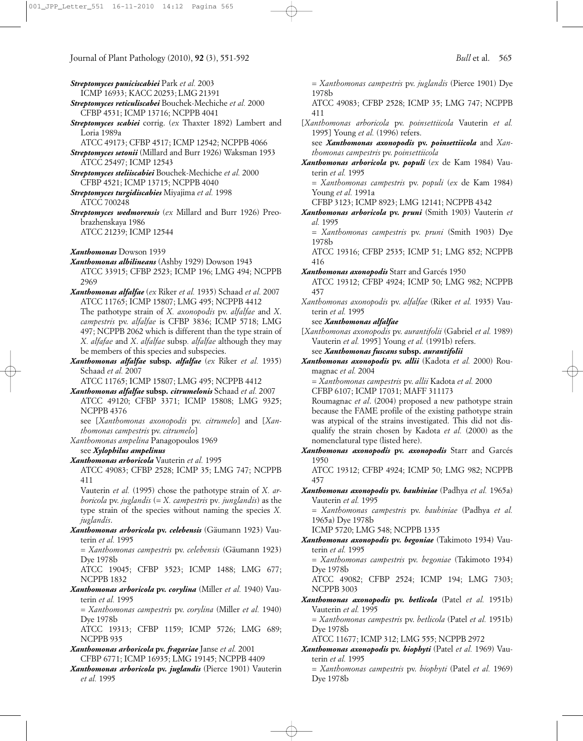***Streptomyces puniciscabiei*** Park *et al.* 2003
ICMP 16933; KACC 20253; LMG 21391

***Streptomyces reticuliscabei*** Bouchek-Mechiche *et al.* 2000
CFBP 4531; ICMP 13716; NCPPB 4041

***Streptomyces scabiei*** corrig. (*ex* Thaxter 1892) Lambert and Loria 1989a
ATCC 49173; CFBP 4517; ICMP 12542; NCPPB 4066

***Streptomyces setonii*** (Millard and Burr 1926) Waksman 1953
ATCC 25497; ICMP 12543

***Streptomyces steliiscabiei*** Bouchek-Mechiche *et al.* 2000
CFBP 4521; ICMP 13715; NCPPB 4040

***Streptomyces turgidiscabies*** Miyajima *et al.* 1998
ATCC 700248

***Streptomyces wedmorensis*** (*ex* Millard and Burr 1926) Preobrazhenskaya 1986
ATCC 21239; ICMP 12544

***Xanthomonas*** Dowson 1939

***Xanthomonas albilineans*** (Ashby 1929) Dowson 1943
ATCC 33915; CFBP 2523; ICMP 196; LMG 494; NCPPB 2969

***Xanthomonas alfalfae*** (*ex* Riker *et al.* 1935) Schaad *et al.* 2007
ATCC 11765; ICMP 15807; LMG 495; NCPPB 4412
The pathotype strain of *X. axonopodis* pv. *alfalfae* and *X. campestris* pv. *alfalfae* is CFBP 3836; ICMP 5718; LMG 497; NCPPB 2062 which is different than the type strain of *X. alfafae* and *X. alfalfae* subsp. *alfalfae* although they may be members of this species and subspecies.

***Xanthomonas alfalfae* subsp. *alfalfae*** (*ex* Riker *et al.* 1935) Schaad *et al.* 2007
ATCC 11765; ICMP 15807; LMG 495; NCPPB 4412

***Xanthomonas alfalfae* subsp. *citrumelonis*** Schaad *et al.* 2007
ATCC 49120; CFBP 3371; ICMP 15808; LMG 9325; NCPPB 4376
see [*Xanthomonas axonopodis* pv. *citrumelo*] and [*Xanthomonas campestris* pv. *citrumelo*]

*Xanthomonas ampelina* Panagopoulos 1969
see ***Xylophilus ampelinus***

***Xanthomonas arboricola*** Vauterin *et al.* 1995
ATCC 49083; CFBP 2528; ICMP 35; LMG 747; NCPPB 411
Vauterin *et al.* (1995) chose the pathotype strain of *X. arboricola* pv. *juglandis* (= *X. campestris* pv. *junglandis*) as the type strain of the species without naming the species *X. juglandis*.

***Xanthomonas arboricola* pv. *celebensis*** (Gäumann 1923) Vauterin *et al.* 1995
= *Xanthomonas campestris* pv. *celebensis* (Gäumann 1923) Dye 1978b
ATCC 19045; CFBP 3523; ICMP 1488; LMG 677; NCPPB 1832

***Xanthomonas arboricola* pv. *corylina*** (Miller *et al.* 1940) Vauterin *et al.* 1995
= *Xanthomonas campestris* pv. *corylina* (Miller *et al.* 1940) Dye 1978b
ATCC 19313; CFBP 1159; ICMP 5726; LMG 689; NCPPB 935

***Xanthomonas arboricola* pv. *fragariae*** Janse *et al.* 2001
CFBP 6771; ICMP 16935; LMG 19145; NCPPB 4409

***Xanthomonas arboricola* pv. *juglandis*** (Pierce 1901) Vauterin *et al.* 1995
= *Xanthomonas campestris* pv. *juglandis* (Pierce 1901) Dye 1978b
ATCC 49083; CFBP 2528; ICMP 35; LMG 747; NCPPB 411

[*Xanthomonas arboricola* pv. *poinsettiicola* Vauterin *et al.* 1995] Young *et al.* (1996) refers.
see ***Xanthomonas axonopodis* pv. *poinsettiicola*** and *Xanthomonas campestris* pv. *poinsettiicola*

***Xanthomonas arboricola* pv. *populi*** (*ex* de Kam 1984) Vauterin *et al.* 1995
= *Xanthomonas campestris* pv. *populi* (*ex* de Kam 1984) Young *et al.* 1991a
CFBP 3123; ICMP 8923; LMG 12141; NCPPB 4342

***Xanthomonas arboricola* pv. *pruni*** (Smith 1903) Vauterin *et al.* 1995
= *Xanthomonas campestris* pv. *pruni* (Smith 1903) Dye 1978b
ATCC 19316; CFBP 2535; ICMP 51; LMG 852; NCPPB 416

***Xanthomonas axonopodis*** Starr and Garcés 1950
ATCC 19312; CFBP 4924; ICMP 50; LMG 982; NCPPB 457

*Xanthomonas axonopodis* pv. *alfalfae* (Riker *et al.* 1935) Vauterin *et al.* 1995
see ***Xanthomonas alfalfae***

[*Xanthomonas axonopodis* pv. *aurantifolii* (Gabriel *et al.* 1989) Vauterin *et al.* 1995] Young *et al.* (1991b) refers.
see ***Xanthomonas fuscans* subsp. *aurantifolii***

***Xanthomonas axonopodis* pv. *allii*** (Kadota *et al.* 2000) Roumagnac *et al.* 2004
= *Xanthomonas campestris* pv. *allii* Kadota *et al.* 2000
CFBP 6107; ICMP 17031; MAFF 311173
Roumagnac *et al*. (2004) proposed a new pathotype strain because the FAME profile of the existing pathotype strain was atypical of the strains investigated. This did not disqualify the strain chosen by Kadota *et al.* (2000) as the nomenclatural type (listed here).

***Xanthomonas axonopodis* pv. *axonopodis*** Starr and Garcés 1950
ATCC 19312; CFBP 4924; ICMP 50; LMG 982; NCPPB 457

***Xanthomonas axonopodis* pv. *bauhiniae*** (Padhya *et al.* 1965a) Vauterin *et al.* 1995
= *Xanthomonas campestris* pv. *bauhiniae* (Padhya *et al.* 1965a) Dye 1978b
ICMP 5720; LMG 548; NCPPB 1335

***Xanthomonas axonopodis* pv. *begoniae*** (Takimoto 1934) Vauterin *et al.* 1995
= *Xanthomonas campestris* pv. *begoniae* (Takimoto 1934) Dye 1978b
ATCC 49082; CFBP 2524; ICMP 194; LMG 7303; NCPPB 3003

***Xanthomonas axonopodis* pv. *betlicola*** (Patel *et al.* 1951b) Vauterin *et al.* 1995
= *Xanthomonas campestris* pv. *betlicola* (Patel *et al.* 1951b) Dye 1978b
ATCC 11677; ICMP 312; LMG 555; NCPPB 2972

***Xanthomonas axonopodis* pv. *biophyti*** (Patel *et al.* 1969) Vauterin *et al.* 1995
= *Xanthomonas campestris* pv. *biophyti* (Patel *et al.* 1969) Dye 1978b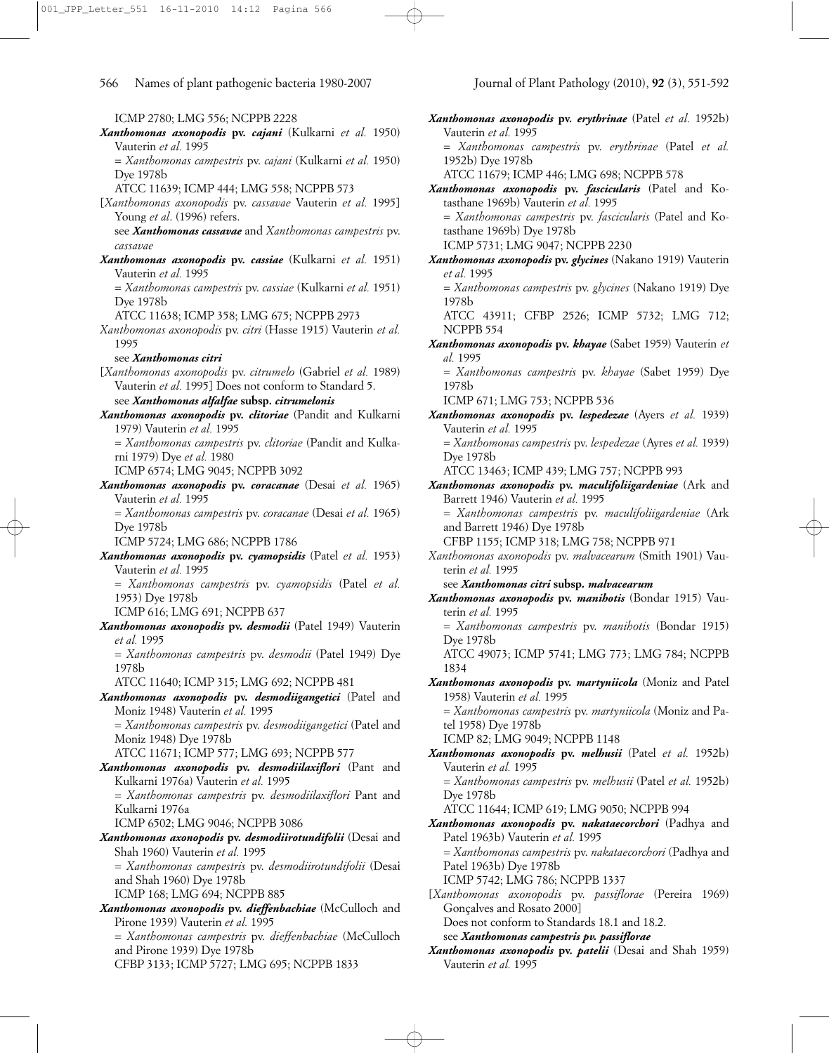ICMP 2780; LMG 556; NCPPB 2228

***Xanthomonas axonopodis* pv. *cajani*** (Kulkarni *et al.* 1950) Vauterin *et al.* 1995
= *Xanthomonas campestris* pv. *cajani* (Kulkarni *et al.* 1950) Dye 1978b
ATCC 11639; ICMP 444; LMG 558; NCPPB 573

[*Xanthomonas axonopodis* pv. *cassavae* Vauterin *et al.* 1995] Young *et al*. (1996) refers.
see ***Xanthomonas cassavae*** and *Xanthomonas campestris* pv. *cassavae*

***Xanthomonas axonopodis* pv. *cassiae*** (Kulkarni *et al.* 1951) Vauterin *et al.* 1995
= *Xanthomonas campestris* pv. *cassiae* (Kulkarni *et al.* 1951) Dye 1978b
ATCC 11638; ICMP 358; LMG 675; NCPPB 2973

*Xanthomonas axonopodis* pv. *citri* (Hasse 1915) Vauterin *et al.* 1995
see ***Xanthomonas citri***

[*Xanthomonas axonopodis* pv. *citrumelo* (Gabriel *et al.* 1989) Vauterin *et al.* 1995] Does not conform to Standard 5.
see ***Xanthomonas alfalfae* subsp. *citrumelonis***

***Xanthomonas axonopodis* pv. *clitoriae*** (Pandit and Kulkarni 1979) Vauterin *et al.* 1995
= *Xanthomonas campestris* pv. *clitoriae* (Pandit and Kulkarni 1979) Dye *et al.* 1980
ICMP 6574; LMG 9045; NCPPB 3092

***Xanthomonas axonopodis* pv. *coracanae*** (Desai *et al.* 1965) Vauterin *et al.* 1995
= *Xanthomonas campestris* pv. *coracanae* (Desai *et al.* 1965) Dye 1978b
ICMP 5724; LMG 686; NCPPB 1786

***Xanthomonas axonopodis* pv. *cyamopsidis*** (Patel *et al.* 1953) Vauterin *et al.* 1995
= *Xanthomonas campestris* pv. *cyamopsidis* (Patel *et al.* 1953) Dye 1978b
ICMP 616; LMG 691; NCPPB 637

***Xanthomonas axonopodis* pv. *desmodii*** (Patel 1949) Vauterin *et al.* 1995
= *Xanthomonas campestris* pv. *desmodii* (Patel 1949) Dye 1978b
ATCC 11640; ICMP 315; LMG 692; NCPPB 481

***Xanthomonas axonopodis* pv. *desmodiigangetici*** (Patel and Moniz 1948) Vauterin *et al.* 1995
= *Xanthomonas campestris* pv. *desmodiigangetici* (Patel and Moniz 1948) Dye 1978b
ATCC 11671; ICMP 577; LMG 693; NCPPB 577

***Xanthomonas axonopodis* pv. *desmodiilaxiflori*** (Pant and Kulkarni 1976a) Vauterin *et al.* 1995
= *Xanthomonas campestris* pv. *desmodiilaxiflori* Pant and Kulkarni 1976a
ICMP 6502; LMG 9046; NCPPB 3086

***Xanthomonas axonopodis* pv. *desmodiirotundifolii*** (Desai and Shah 1960) Vauterin *et al.* 1995
= *Xanthomonas campestris* pv. *desmodiirotundifolii* (Desai and Shah 1960) Dye 1978b
ICMP 168; LMG 694; NCPPB 885

***Xanthomonas axonopodis* pv. *dieffenbachiae*** (McCulloch and Pirone 1939) Vauterin *et al.* 1995
= *Xanthomonas campestris* pv. *dieffenbachiae* (McCulloch and Pirone 1939) Dye 1978b
CFBP 3133; ICMP 5727; LMG 695; NCPPB 1833

***Xanthomonas axonopodis* pv. *erythrinae*** (Patel *et al.* 1952b) Vauterin *et al.* 1995
= *Xanthomonas campestris* pv. *erythrinae* (Patel *et al.* 1952b) Dye 1978b
ATCC 11679; ICMP 446; LMG 698; NCPPB 578

***Xanthomonas axonopodis* pv. *fascicularis*** (Patel and Kotasthane 1969b) Vauterin *et al.* 1995
= *Xanthomonas campestris* pv. *fascicularis* (Patel and Kotasthane 1969b) Dye 1978b
ICMP 5731; LMG 9047; NCPPB 2230

***Xanthomonas axonopodis* pv. *glycines*** (Nakano 1919) Vauterin *et al.* 1995
= *Xanthomonas campestris* pv. *glycines* (Nakano 1919) Dye 1978b
ATCC 43911; CFBP 2526; ICMP 5732; LMG 712; NCPPB 554

***Xanthomonas axonopodis* pv. *khayae*** (Sabet 1959) Vauterin *et al.* 1995
= *Xanthomonas campestris* pv. *khayae* (Sabet 1959) Dye 1978b
ICMP 671; LMG 753; NCPPB 536

***Xanthomonas axonopodis* pv. *lespedezae*** (Ayers *et al.* 1939) Vauterin *et al.* 1995
= *Xanthomonas campestris* pv. *lespedezae* (Ayres *et al.* 1939) Dye 1978b
ATCC 13463; ICMP 439; LMG 757; NCPPB 993

***Xanthomonas axonopodis* pv. *maculifoliigardeniae*** (Ark and Barrett 1946) Vauterin *et al.* 1995
= *Xanthomonas campestris* pv. *maculifoliigardeniae* (Ark and Barrett 1946) Dye 1978b
CFBP 1155; ICMP 318; LMG 758; NCPPB 971

*Xanthomonas axonopodis* pv. *malvacearum* (Smith 1901) Vauterin *et al.* 1995
see ***Xanthomonas citri* subsp. *malvacearum***

***Xanthomonas axonopodis* pv. *manihotis*** (Bondar 1915) Vauterin *et al.* 1995
= *Xanthomonas campestris* pv. *manihotis* (Bondar 1915) Dye 1978b
ATCC 49073; ICMP 5741; LMG 773; LMG 784; NCPPB 1834

***Xanthomonas axonopodis* pv. *martyniicola*** (Moniz and Patel 1958) Vauterin *et al.* 1995
= *Xanthomonas campestris* pv. *martyniicola* (Moniz and Patel 1958) Dye 1978b
ICMP 82; LMG 9049; NCPPB 1148

***Xanthomonas axonopodis* pv. *melhusii*** (Patel *et al.* 1952b) Vauterin *et al.* 1995
= *Xanthomonas campestris* pv. *melhusii* (Patel *et al.* 1952b) Dye 1978b
ATCC 11644; ICMP 619; LMG 9050; NCPPB 994

***Xanthomonas axonopodis* pv. *nakataecorchori*** (Padhya and Patel 1963b) Vauterin *et al.* 1995
= *Xanthomonas campestris* pv. *nakataecorchori* (Padhya and Patel 1963b) Dye 1978b
ICMP 5742; LMG 786; NCPPB 1337

[*Xanthomonas axonopodis* pv. *passiflorae* (Pereira 1969) Gonçalves and Rosato 2000]
Does not conform to Standards 18.1 and 18.2.
see ***Xanthomonas campestris* pv. *passiflorae***

***Xanthomonas axonopodis* pv. *patelii*** (Desai and Shah 1959) Vauterin *et al.* 1995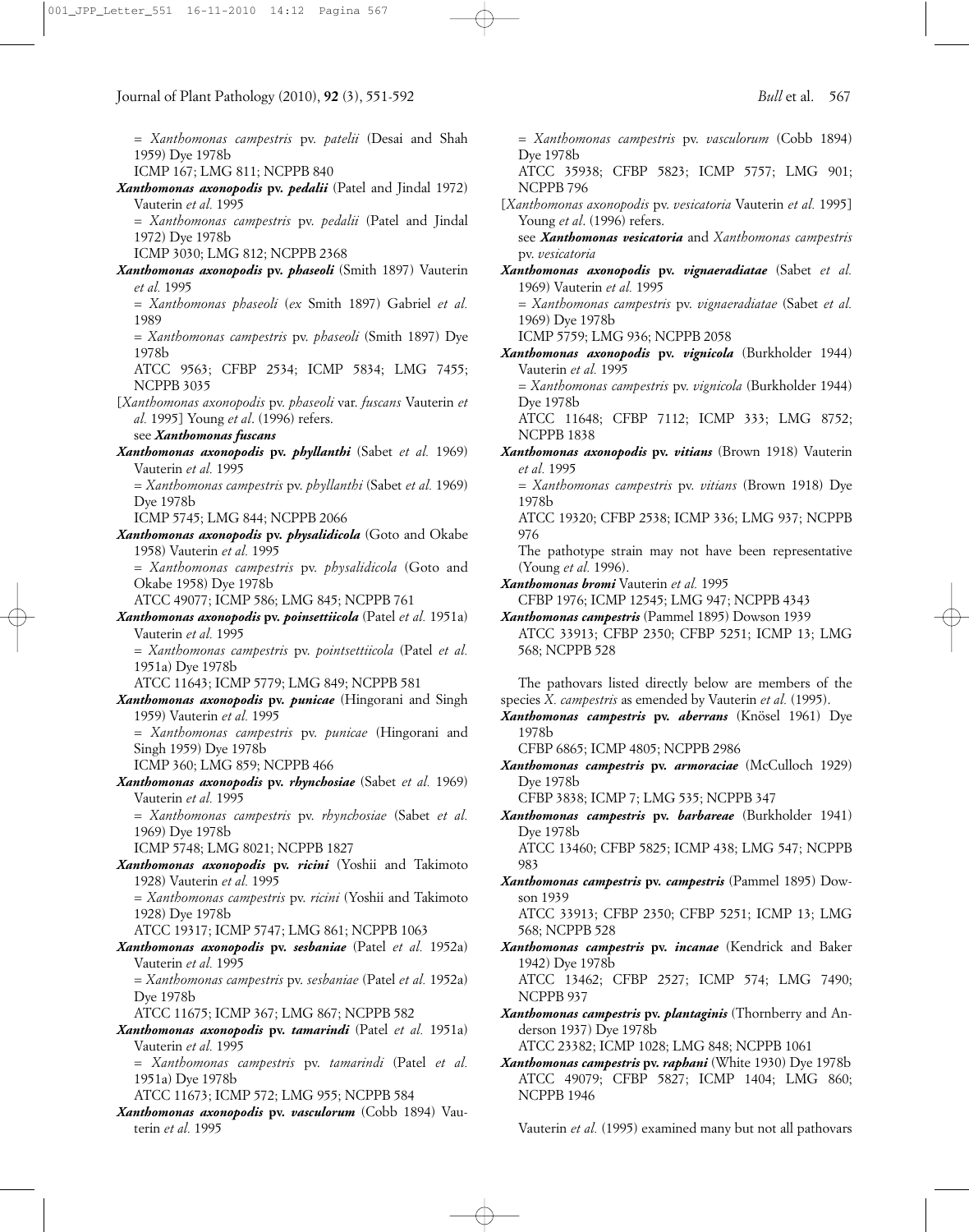= *Xanthomonas campestris* pv. *patelii* (Desai and Shah 1959) Dye 1978b
ICMP 167; LMG 811; NCPPB 840

***Xanthomonas axonopodis* pv. *pedalii*** (Patel and Jindal 1972) Vauterin *et al.* 1995
= *Xanthomonas campestris* pv. *pedalii* (Patel and Jindal 1972) Dye 1978b
ICMP 3030; LMG 812; NCPPB 2368

***Xanthomonas axonopodis* pv. *phaseoli*** (Smith 1897) Vauterin *et al.* 1995
= *Xanthomonas phaseoli* (*ex* Smith 1897) Gabriel *et al.* 1989
= *Xanthomonas campestris* pv. *phaseoli* (Smith 1897) Dye 1978b
ATCC 9563; CFBP 2534; ICMP 5834; LMG 7455; NCPPB 3035

[*Xanthomonas axonopodis* pv. *phaseoli* var. *fuscans* Vauterin *et al.* 1995] Young *et al*. (1996) refers.
see ***Xanthomonas fuscans***

***Xanthomonas axonopodis* pv. *phyllanthi*** (Sabet *et al.* 1969) Vauterin *et al.* 1995
= *Xanthomonas campestris* pv. *phyllanthi* (Sabet *et al.* 1969) Dye 1978b
ICMP 5745; LMG 844; NCPPB 2066

***Xanthomonas axonopodis* pv. *physalidicola*** (Goto and Okabe 1958) Vauterin *et al.* 1995
= *Xanthomonas campestris* pv. *physalidicola* (Goto and Okabe 1958) Dye 1978b
ATCC 49077; ICMP 586; LMG 845; NCPPB 761

***Xanthomonas axonopodis* pv. *poinsettiicola*** (Patel *et al.* 1951a) Vauterin *et al.* 1995
= *Xanthomonas campestris* pv. *pointsettiicola* (Patel *et al.* 1951a) Dye 1978b
ATCC 11643; ICMP 5779; LMG 849; NCPPB 581

***Xanthomonas axonopodis* pv. *punicae*** (Hingorani and Singh 1959) Vauterin *et al.* 1995
= *Xanthomonas campestris* pv. *punicae* (Hingorani and Singh 1959) Dye 1978b
ICMP 360; LMG 859; NCPPB 466

***Xanthomonas axonopodis* pv. *rhynchosiae*** (Sabet *et al.* 1969) Vauterin *et al.* 1995
= *Xanthomonas campestris* pv. *rhynchosiae* (Sabet *et al.* 1969) Dye 1978b
ICMP 5748; LMG 8021; NCPPB 1827

***Xanthomonas axonopodis* pv. *ricini*** (Yoshii and Takimoto 1928) Vauterin *et al.* 1995
= *Xanthomonas campestris* pv. *ricini* (Yoshii and Takimoto 1928) Dye 1978b
ATCC 19317; ICMP 5747; LMG 861; NCPPB 1063

***Xanthomonas axonopodis* pv. *sesbaniae*** (Patel *et al.* 1952a) Vauterin *et al.* 1995
= *Xanthomonas campestris* pv. *sesbaniae* (Patel *et al.* 1952a) Dye 1978b
ATCC 11675; ICMP 367; LMG 867; NCPPB 582

***Xanthomonas axonopodis* pv. *tamarindi*** (Patel *et al.* 1951a) Vauterin *et al.* 1995
= *Xanthomonas campestris* pv. *tamarindi* (Patel *et al.* 1951a) Dye 1978b
ATCC 11673; ICMP 572; LMG 955; NCPPB 584

***Xanthomonas axonopodis* pv. *vasculorum*** (Cobb 1894) Vauterin *et al.* 1995
= *Xanthomonas campestris* pv. *vasculorum* (Cobb 1894) Dye 1978b
ATCC 35938; CFBP 5823; ICMP 5757; LMG 901; NCPPB 796

[*Xanthomonas axonopodis* pv. *vesicatoria* Vauterin *et al.* 1995] Young *et al*. (1996) refers.
see ***Xanthomonas vesicatoria*** and *Xanthomonas campestris* pv. *vesicatoria*

***Xanthomonas axonopodis* pv. *vignaeradiatae*** (Sabet *et al.* 1969) Vauterin *et al.* 1995
= *Xanthomonas campestris* pv. *vignaeradiatae* (Sabet *et al.* 1969) Dye 1978b
ICMP 5759; LMG 936; NCPPB 2058

***Xanthomonas axonopodis* pv. *vignicola*** (Burkholder 1944) Vauterin *et al.* 1995
= *Xanthomonas campestris* pv. *vignicola* (Burkholder 1944) Dye 1978b
ATCC 11648; CFBP 7112; ICMP 333; LMG 8752; NCPPB 1838

***Xanthomonas axonopodis* pv. *vitians*** (Brown 1918) Vauterin *et al.* 1995
= *Xanthomonas campestris* pv. *vitians* (Brown 1918) Dye 1978b
ATCC 19320; CFBP 2538; ICMP 336; LMG 937; NCPPB 976
The pathotype strain may not have been representative (Young *et al.* 1996).

***Xanthomonas bromi*** Vauterin *et al.* 1995
CFBP 1976; ICMP 12545; LMG 947; NCPPB 4343

***Xanthomonas campestris*** (Pammel 1895) Dowson 1939
ATCC 33913; CFBP 2350; CFBP 5251; ICMP 13; LMG 568; NCPPB 528

The pathovars listed directly below are members of the species *X. campestris* as emended by Vauterin *et al.* (1995).

***Xanthomonas campestris* pv. *aberrans*** (Knösel 1961) Dye 1978b
CFBP 6865; ICMP 4805; NCPPB 2986

***Xanthomonas campestris* pv. *armoraciae*** (McCulloch 1929) Dye 1978b
CFBP 3838; ICMP 7; LMG 535; NCPPB 347

***Xanthomonas campestris* pv. *barbareae*** (Burkholder 1941) Dye 1978b
ATCC 13460; CFBP 5825; ICMP 438; LMG 547; NCPPB 983

***Xanthomonas campestris* pv. *campestris*** (Pammel 1895) Dowson 1939
ATCC 33913; CFBP 2350; CFBP 5251; ICMP 13; LMG 568; NCPPB 528

***Xanthomonas campestris* pv. *incanae*** (Kendrick and Baker 1942) Dye 1978b
ATCC 13462; CFBP 2527; ICMP 574; LMG 7490; NCPPB 937

***Xanthomonas campestris* pv. *plantaginis*** (Thornberry and Anderson 1937) Dye 1978b
ATCC 23382; ICMP 1028; LMG 848; NCPPB 1061

***Xanthomonas campestris* pv. *raphani*** (White 1930) Dye 1978b
ATCC 49079; CFBP 5827; ICMP 1404; LMG 860; NCPPB 1946

Vauterin *et al.* (1995) examined many but not all pathovars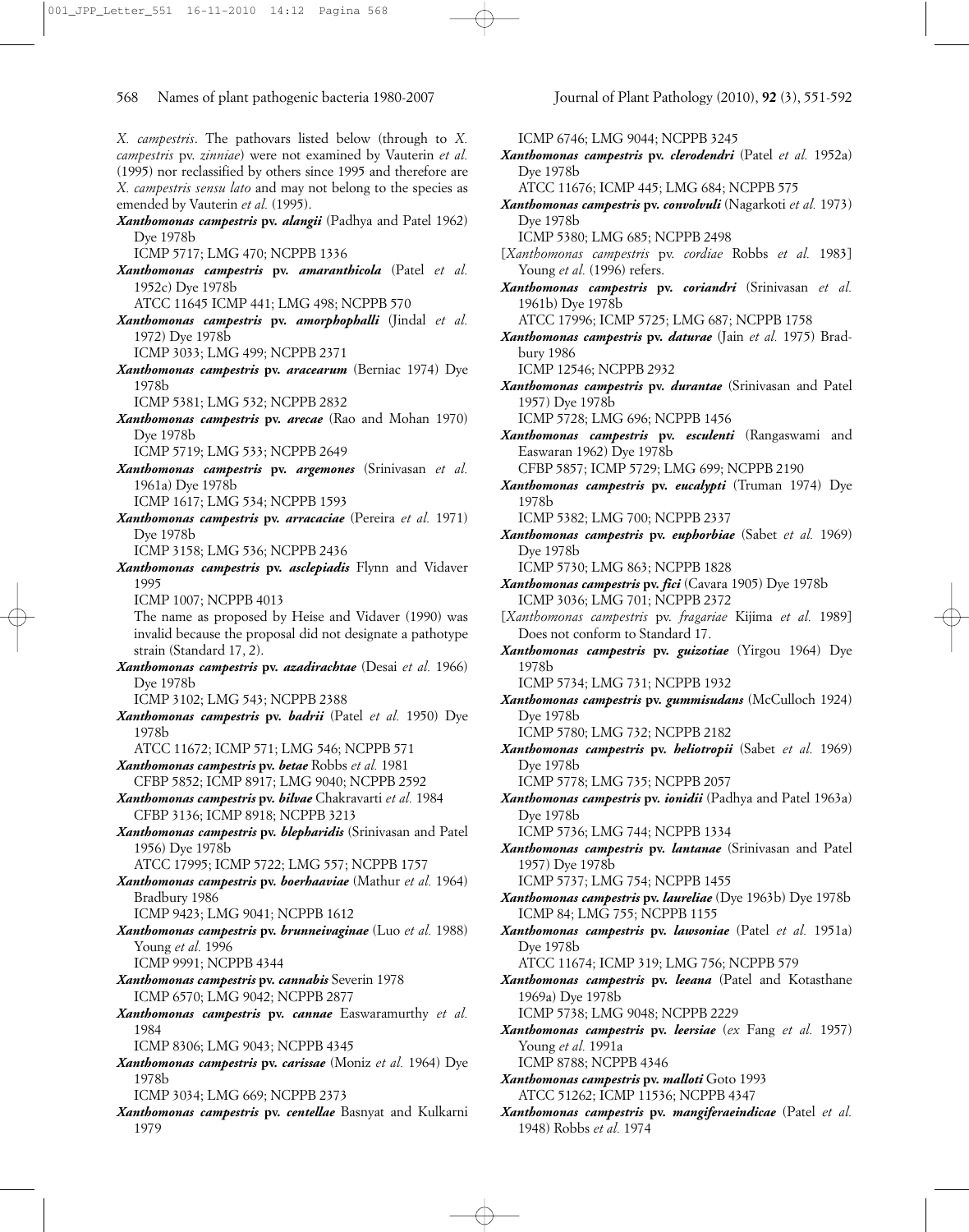*X. campestris*. The pathovars listed below (through to *X. campestris* pv. *zinniae*) were not examined by Vauterin *et al.* (1995) nor reclassified by others since 1995 and therefore are *X. campestris sensu lato* and may not belong to the species as emended by Vauterin *et al.* (1995).

***Xanthomonas campestris* pv. *alangii*** (Padhya and Patel 1962) Dye 1978b
ICMP 5717; LMG 470; NCPPB 1336

***Xanthomonas campestris* pv. *amaranthicola*** (Patel *et al.* 1952c) Dye 1978b
ATCC 11645 ICMP 441; LMG 498; NCPPB 570

***Xanthomonas campestris* pv. *amorphophalli*** (Jindal *et al.* 1972) Dye 1978b
ICMP 3033; LMG 499; NCPPB 2371

***Xanthomonas campestris* pv. *aracearum*** (Berniac 1974) Dye 1978b
ICMP 5381; LMG 532; NCPPB 2832

***Xanthomonas campestris* pv. *arecae*** (Rao and Mohan 1970) Dye 1978b
ICMP 5719; LMG 533; NCPPB 2649

***Xanthomonas campestris* pv. *argemones*** (Srinivasan *et al.* 1961a) Dye 1978b
ICMP 1617; LMG 534; NCPPB 1593

***Xanthomonas campestris* pv. *arracaciae*** (Pereira *et al.* 1971) Dye 1978b
ICMP 3158; LMG 536; NCPPB 2436

***Xanthomonas campestris* pv. *asclepiadis*** Flynn and Vidaver 1995
ICMP 1007; NCPPB 4013
The name as proposed by Heise and Vidaver (1990) was invalid because the proposal did not designate a pathotype strain (Standard 17, 2).

***Xanthomonas campestris* pv. *azadirachtae*** (Desai *et al.* 1966) Dye 1978b
ICMP 3102; LMG 543; NCPPB 2388

***Xanthomonas campestris* pv. *badrii*** (Patel *et al.* 1950) Dye 1978b
ATCC 11672; ICMP 571; LMG 546; NCPPB 571

***Xanthomonas campestris* pv. *betae*** Robbs *et al.* 1981
CFBP 5852; ICMP 8917; LMG 9040; NCPPB 2592

***Xanthomonas campestris* pv. *bilvae*** Chakravarti *et al.* 1984
CFBP 3136; ICMP 8918; NCPPB 3213

***Xanthomonas campestris* pv. *blepharidis*** (Srinivasan and Patel 1956) Dye 1978b
ATCC 17995; ICMP 5722; LMG 557; NCPPB 1757

***Xanthomonas campestris* pv. *boerhaaviae*** (Mathur *et al.* 1964) Bradbury 1986
ICMP 9423; LMG 9041; NCPPB 1612

***Xanthomonas campestris* pv. *brunneivaginae*** (Luo *et al.* 1988) Young *et al.* 1996
ICMP 9991; NCPPB 4344

***Xanthomonas campestris* pv. *cannabis*** Severin 1978
ICMP 6570; LMG 9042; NCPPB 2877

***Xanthomonas campestris* pv. *cannae*** Easwaramurthy *et al.* 1984
ICMP 8306; LMG 9043; NCPPB 4345

***Xanthomonas campestris* pv. *carissae*** (Moniz *et al.* 1964) Dye 1978b
ICMP 3034; LMG 669; NCPPB 2373

***Xanthomonas campestris* pv. *centellae*** Basnyat and Kulkarni 1979
ICMP 6746; LMG 9044; NCPPB 3245

***Xanthomonas campestris* pv. *clerodendri*** (Patel *et al.* 1952a) Dye 1978b
ATCC 11676; ICMP 445; LMG 684; NCPPB 575

***Xanthomonas campestris* pv. *convolvuli*** (Nagarkoti *et al.* 1973) Dye 1978b
ICMP 5380; LMG 685; NCPPB 2498

[*Xanthomonas campestris* pv. *cordiae* Robbs *et al.* 1983] Young *et al.* (1996) refers.

***Xanthomonas campestris* pv. *coriandri*** (Srinivasan *et al.* 1961b) Dye 1978b
ATCC 17996; ICMP 5725; LMG 687; NCPPB 1758

***Xanthomonas campestris* pv. *daturae*** (Jain *et al.* 1975) Bradbury 1986
ICMP 12546; NCPPB 2932

***Xanthomonas campestris* pv. *durantae*** (Srinivasan and Patel 1957) Dye 1978b
ICMP 5728; LMG 696; NCPPB 1456

***Xanthomonas campestris* pv. *esculenti*** (Rangaswami and Easwaran 1962) Dye 1978b
CFBP 5857; ICMP 5729; LMG 699; NCPPB 2190

***Xanthomonas campestris* pv. *eucalypti*** (Truman 1974) Dye 1978b
ICMP 5382; LMG 700; NCPPB 2337

***Xanthomonas campestris* pv. *euphorbiae*** (Sabet *et al.* 1969) Dye 1978b
ICMP 5730; LMG 863; NCPPB 1828

***Xanthomonas campestris* pv. *fici*** (Cavara 1905) Dye 1978b
ICMP 3036; LMG 701; NCPPB 2372

[*Xanthomonas campestris* pv. *fragariae* Kijima *et al.* 1989] Does not conform to Standard 17.

***Xanthomonas campestris* pv. *guizotiae*** (Yirgou 1964) Dye 1978b
ICMP 5734; LMG 731; NCPPB 1932

***Xanthomonas campestris* pv. *gummisudans*** (McCulloch 1924) Dye 1978b
ICMP 5780; LMG 732; NCPPB 2182

***Xanthomonas campestris* pv. *heliotropii*** (Sabet *et al.* 1969) Dye 1978b
ICMP 5778; LMG 735; NCPPB 2057

***Xanthomonas campestris* pv. *ionidii*** (Padhya and Patel 1963a) Dye 1978b
ICMP 5736; LMG 744; NCPPB 1334

***Xanthomonas campestris* pv. *lantanae*** (Srinivasan and Patel 1957) Dye 1978b
ICMP 5737; LMG 754; NCPPB 1455

***Xanthomonas campestris* pv. *laureliae*** (Dye 1963b) Dye 1978b
ICMP 84; LMG 755; NCPPB 1155

***Xanthomonas campestris* pv. *lawsoniae*** (Patel *et al.* 1951a) Dye 1978b
ATCC 11674; ICMP 319; LMG 756; NCPPB 579

***Xanthomonas campestris* pv. *leeana*** (Patel and Kotasthane 1969a) Dye 1978b
ICMP 5738; LMG 9048; NCPPB 2229

***Xanthomonas campestris* pv. *leersiae*** (*ex* Fang *et al.* 1957) Young *et al.* 1991a
ICMP 8788; NCPPB 4346

***Xanthomonas campestris* pv. *malloti*** Goto 1993
ATCC 51262; ICMP 11536; NCPPB 4347

***Xanthomonas campestris* pv. *mangiferaeindicae*** (Patel *et al.* 1948) Robbs *et al.* 1974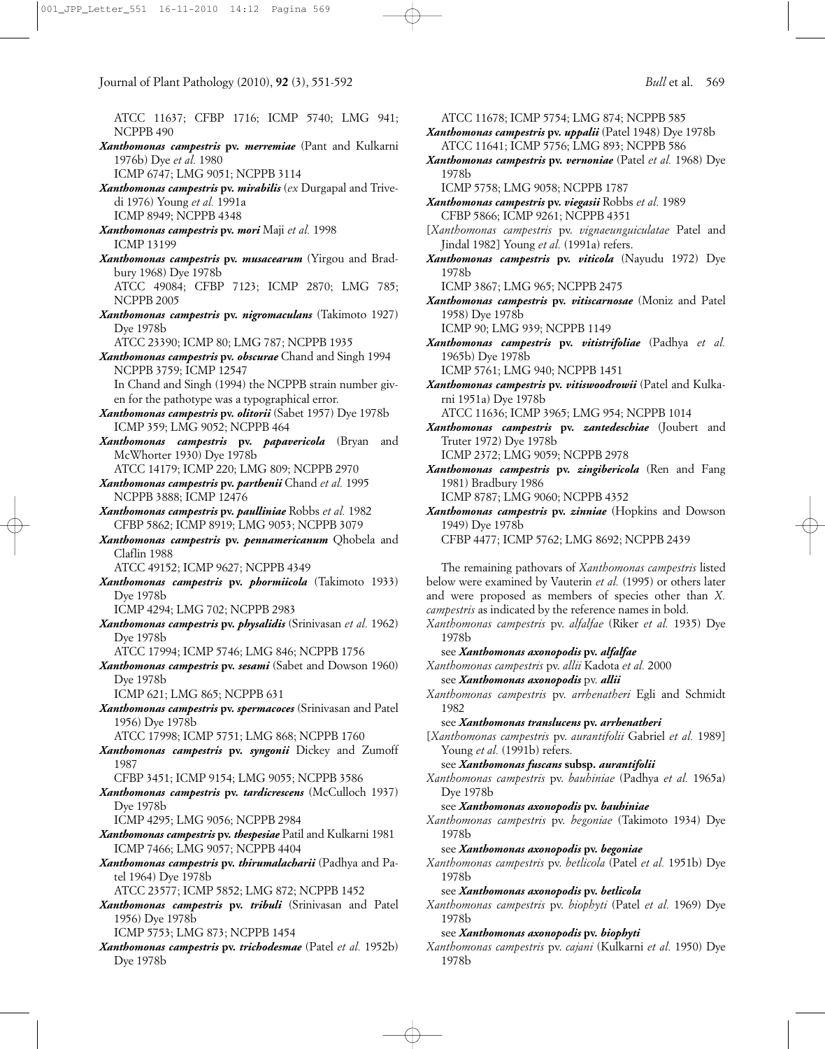ATCC 11637; CFBP 1716; ICMP 5740; LMG 941; NCPPB 490

***Xanthomonas campestris* pv. *merremiae*** (Pant and Kulkarni 1976b) Dye *et al.* 1980
ICMP 6747; LMG 9051; NCPPB 3114

***Xanthomonas campestris* pv. *mirabilis*** (*ex* Durgapal and Trivedi 1976) Young *et al.* 1991a
ICMP 8949; NCPPB 4348

***Xanthomonas campestris* pv. *mori*** Maji *et al.* 1998
ICMP 13199

***Xanthomonas campestris* pv. *musacearum*** (Yirgou and Bradbury 1968) Dye 1978b
ATCC 49084; CFBP 7123; ICMP 2870; LMG 785; NCPPB 2005

***Xanthomonas campestris* pv. *nigromaculans*** (Takimoto 1927) Dye 1978b
ATCC 23390; ICMP 80; LMG 787; NCPPB 1935

***Xanthomonas campestris* pv. *obscurae*** Chand and Singh 1994
NCPPB 3759; ICMP 12547
In Chand and Singh (1994) the NCPPB strain number given for the pathotype was a typographical error.

***Xanthomonas campestris* pv. *olitorii*** (Sabet 1957) Dye 1978b
ICMP 359; LMG 9052; NCPPB 464

***Xanthomonas campestris* pv. *papavericola*** (Bryan and McWhorter 1930) Dye 1978b
ATCC 14179; ICMP 220; LMG 809; NCPPB 2970

***Xanthomonas campestris* pv. *parthenii*** Chand *et al.* 1995
NCPPB 3888; ICMP 12476

***Xanthomonas campestris* pv. *paulliniae*** Robbs *et al.* 1982
CFBP 5862; ICMP 8919; LMG 9053; NCPPB 3079

***Xanthomonas campestris* pv. *pennamericanum*** Qhobela and Claflin 1988
ATCC 49152; ICMP 9627; NCPPB 4349

***Xanthomonas campestris* pv. *phormiicola*** (Takimoto 1933) Dye 1978b
ICMP 4294; LMG 702; NCPPB 2983

***Xanthomonas campestris* pv. *physalidis*** (Srinivasan *et al.* 1962) Dye 1978b
ATCC 17994; ICMP 5746; LMG 846; NCPPB 1756

***Xanthomonas campestris* pv. *sesami*** (Sabet and Dowson 1960) Dye 1978b
ICMP 621; LMG 865; NCPPB 631

***Xanthomonas campestris* pv. *spermacoces*** (Srinivasan and Patel 1956) Dye 1978b
ATCC 17998; ICMP 5751; LMG 868; NCPPB 1760

***Xanthomonas campestris* pv. *syngonii*** Dickey and Zumoff 1987
CFBP 3451; ICMP 9154; LMG 9055; NCPPB 3586

***Xanthomonas campestris* pv. *tardicrescens*** (McCulloch 1937) Dye 1978b
ICMP 4295; LMG 9056; NCPPB 2984

***Xanthomonas campestris* pv. *thespesiae*** Patil and Kulkarni 1981
ICMP 7466; LMG 9057; NCPPB 4404

***Xanthomonas campestris* pv. *thirumalacharii*** (Padhya and Patel 1964) Dye 1978b
ATCC 23577; ICMP 5852; LMG 872; NCPPB 1452

***Xanthomonas campestris* pv. *tribuli*** (Srinivasan and Patel 1956) Dye 1978b
ICMP 5753; LMG 873; NCPPB 1454

***Xanthomonas campestris* pv. *trichodesmae*** (Patel *et al.* 1952b) Dye 1978b
ATCC 11678; ICMP 5754; LMG 874; NCPPB 585

***Xanthomonas campestris* pv. *uppalii*** (Patel 1948) Dye 1978b
ATCC 11641; ICMP 5756; LMG 893; NCPPB 586

***Xanthomonas campestris* pv. *vernoniae*** (Patel *et al.* 1968) Dye 1978b
ICMP 5758; LMG 9058; NCPPB 1787

***Xanthomonas campestris* pv. *viegasii*** Robbs *et al.* 1989
CFBP 5866; ICMP 9261; NCPPB 4351

[*Xanthomonas campestris* pv. *vignaeunguiculatae* Patel and Jindal 1982] Young *et al.* (1991a) refers.

***Xanthomonas campestris* pv. *viticola*** (Nayudu 1972) Dye 1978b
ICMP 3867; LMG 965; NCPPB 2475

***Xanthomonas campestris* pv. *vitiscarnosae*** (Moniz and Patel 1958) Dye 1978b
ICMP 90; LMG 939; NCPPB 1149

***Xanthomonas campestris* pv. *vitistrifoliae*** (Padhya *et al.* 1965b) Dye 1978b
ICMP 5761; LMG 940; NCPPB 1451

***Xanthomonas campestris* pv. *vitiswoodrowii*** (Patel and Kulkarni 1951a) Dye 1978b
ATCC 11636; ICMP 3965; LMG 954; NCPPB 1014

***Xanthomonas campestris* pv. *zantedeschiae*** (Joubert and Truter 1972) Dye 1978b
ICMP 2372; LMG 9059; NCPPB 2978

***Xanthomonas campestris* pv. *zingibericola*** (Ren and Fang 1981) Bradbury 1986
ICMP 8787; LMG 9060; NCPPB 4352

***Xanthomonas campestris* pv. *zinniae*** (Hopkins and Dowson 1949) Dye 1978b
CFBP 4477; ICMP 5762; LMG 8692; NCPPB 2439

The remaining pathovars of *Xanthomonas campestris* listed below were examined by Vauterin *et al.* (1995) or others later and were proposed as members of species other than *X. campestris* as indicated by the reference names in bold.

*Xanthomonas campestris* pv. *alfalfae* (Riker *et al.* 1935) Dye 1978b
see ***Xanthomonas axonopodis* pv. *alfalfae***

*Xanthomonas campestris* pv. *allii* Kadota *et al.* 2000
see ***Xanthomonas axonopodis*** pv. ***allii***

*Xanthomonas campestris* pv. *arrhenatheri* Egli and Schmidt 1982
see ***Xanthomonas translucens* pv. *arrhenatheri***

[*Xanthomonas campestris* pv. *aurantifolii* Gabriel *et al.* 1989] Young *et al.* (1991b) refers.
see ***Xanthomonas fuscans* subsp. *aurantifolii***

*Xanthomonas campestris* pv. *bauhiniae* (Padhya *et al.* 1965a) Dye 1978b
see ***Xanthomonas axonopodis* pv. *bauhiniae***

*Xanthomonas campestris* pv. *begoniae* (Takimoto 1934) Dye 1978b
see ***Xanthomonas axonopodis* pv. *begoniae***

*Xanthomonas campestris* pv. *betlicola* (Patel *et al.* 1951b) Dye 1978b
see ***Xanthomonas axonopodis* pv. *betlicola***

*Xanthomonas campestris* pv. *biophyti* (Patel *et al.* 1969) Dye 1978b
see ***Xanthomonas axonopodis* pv. *biophyti***

*Xanthomonas campestris* pv. *cajani* (Kulkarni *et al.* 1950) Dye 1978b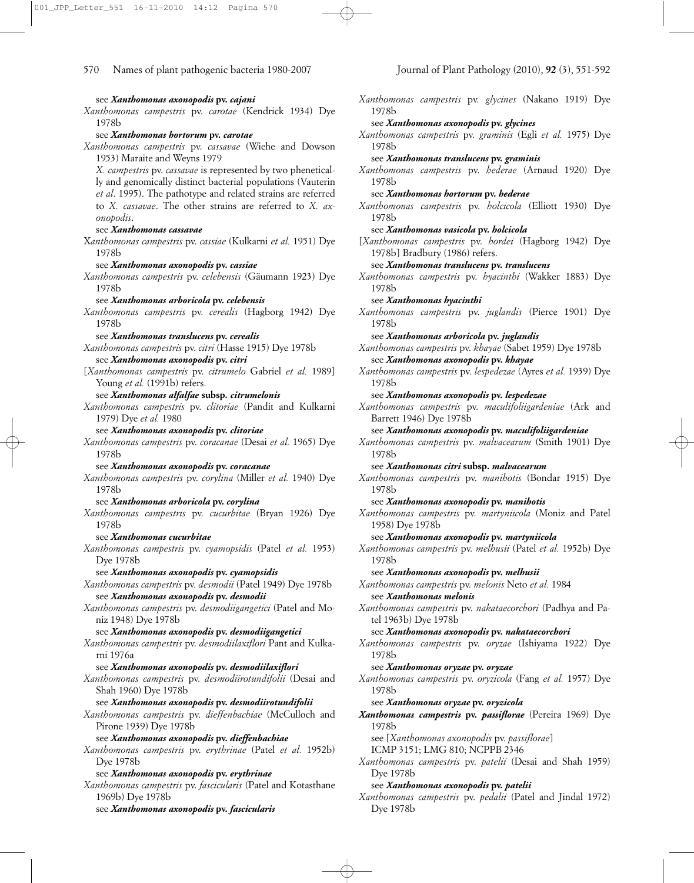see ***Xanthomonas axonopodis* pv. *cajani***

*Xanthomonas campestris* pv. *carotae* (Kendrick 1934) Dye 1978b

see ***Xanthomonas hortorum* pv. *carotae***

*Xanthomonas campestris* pv. *cassavae* (Wiehe and Dowson 1953) Maraite and Weyns 1979

*X. campestris* pv. *cassavae* is represented by two phenetically and genomically distinct bacterial populations (Vauterin *et al*. 1995). The pathotype and related strains are referred to *X. cassavae*. The other strains are referred to *X. axonopodis*.

see ***Xanthomonas cassavae***

*Xanthomonas campestris* pv. *cassiae* (Kulkarni *et al.* 1951) Dye 1978b

see ***Xanthomonas axonopodis* pv. *cassiae***

*Xanthomonas campestris* pv. *celebensis* (Gäumann 1923) Dye 1978b

see ***Xanthomonas arboricola* pv. *celebensis***

*Xanthomonas campestris* pv. *cerealis* (Hagborg 1942) Dye 1978b

see ***Xanthomonas translucens* pv. *cerealis***

*Xanthomonas campestris* pv. *citri* (Hasse 1915) Dye 1978b

see ***Xanthomonas axonopodis* pv. *citri***

[*Xanthomonas campestris* pv. *citrumelo* Gabriel *et al.* 1989] Young *et al.* (1991b) refers.

see ***Xanthomonas alfalfae* subsp. *citrumelonis***

*Xanthomonas campestris* pv. *clitoriae* (Pandit and Kulkarni 1979) Dye *et al.* 1980

see ***Xanthomonas axonopodis* pv. *clitoriae***

*Xanthomonas campestris* pv. *coracanae* (Desai *et al.* 1965) Dye 1978b

see ***Xanthomonas axonopodis* pv. *coracanae***

*Xanthomonas campestris* pv. *corylina* (Miller *et al.* 1940) Dye 1978b

see ***Xanthomonas arboricola* pv. *corylina***

*Xanthomonas campestris* pv. *cucurbitae* (Bryan 1926) Dye 1978b

see ***Xanthomonas cucurbitae***

*Xanthomonas campestris* pv. *cyamopsidis* (Patel *et al.* 1953) Dye 1978b

see ***Xanthomonas axonopodis* pv. *cyamopsidis***

*Xanthomonas campestris* pv. *desmodii* (Patel 1949) Dye 1978b

see ***Xanthomonas axonopodis* pv. *desmodii***

*Xanthomonas campestris* pv. *desmodiigangetici* (Patel and Moniz 1948) Dye 1978b

see ***Xanthomonas axonopodis* pv. *desmodiigangetici***

*Xanthomonas campestris* pv. *desmodiilaxiflori* Pant and Kulkarni 1976a

see ***Xanthomonas axonopodis* pv. *desmodiilaxiflori***

*Xanthomonas campestris* pv. *desmodiirotundifolii* (Desai and Shah 1960) Dye 1978b

see ***Xanthomonas axonopodis* pv. *desmodiirotundifolii***

*Xanthomonas campestris* pv. *dieffenbachiae* (McCulloch and Pirone 1939) Dye 1978b

see ***Xanthomonas axonopodis* pv. *dieffenbachiae***

*Xanthomonas campestris* pv. *erythrinae* (Patel *et al.* 1952b) Dye 1978b

see ***Xanthomonas axonopodis* pv. *erythrinae***

*Xanthomonas campestris* pv. *fascicularis* (Patel and Kotasthane 1969b) Dye 1978b

see ***Xanthomonas axonopodis* pv. *fascicularis***

*Xanthomonas campestris* pv. *glycines* (Nakano 1919) Dye 1978b

see ***Xanthomonas axonopodis* pv. *glycines***

*Xanthomonas campestris* pv. *graminis* (Egli *et al.* 1975) Dye 1978b

see ***Xanthomonas translucens* pv. *graminis***

*Xanthomonas campestris* pv. *hederae* (Arnaud 1920) Dye 1978b

see ***Xanthomonas hortorum* pv. *hederae***

*Xanthomonas campestris* pv. *holcicola* (Elliott 1930) Dye 1978b

see ***Xanthomonas vasicola* pv. *holcicola***

[*Xanthomonas campestris* pv. *hordei* (Hagborg 1942) Dye 1978b] Bradbury (1986) refers.

see ***Xanthomonas translucens* pv. *translucens***

*Xanthomonas campestris* pv. *hyacinthi* (Wakker 1883) Dye 1978b

see ***Xanthomonas hyacinthi***

*Xanthomonas campestris* pv. *juglandis* (Pierce 1901) Dye 1978b

see ***Xanthomonas arboricola* pv. *juglandis***

*Xanthomonas campestris* pv. *khayae* (Sabet 1959) Dye 1978b

see ***Xanthomonas axonopodis* pv. *khayae***

*Xanthomonas campestris* pv. *lespedezae* (Ayres *et al.* 1939) Dye 1978b

see ***Xanthomonas axonopodis* pv. *lespedezae***

*Xanthomonas campestris* pv. *maculifoliigardeniae* (Ark and Barrett 1946) Dye 1978b

see ***Xanthomonas axonopodis* pv. *maculifoliigardeniae***

*Xanthomonas campestris* pv. *malvacearum* (Smith 1901) Dye 1978b

see ***Xanthomonas citri* subsp. *malvacearum***

*Xanthomonas campestris* pv. *manihotis* (Bondar 1915) Dye 1978b

see ***Xanthomonas axonopodis* pv. *manihotis***

*Xanthomonas campestris* pv. *martyniicola* (Moniz and Patel 1958) Dye 1978b

see ***Xanthomonas axonopodis* pv. *martyniicola***

*Xanthomonas campestris* pv. *melhusii* (Patel *et al.* 1952b) Dye 1978b

see ***Xanthomonas axonopodis* pv. *melhusii***

*Xanthomonas campestris* pv. *melonis* Neto *et al.* 1984

see ***Xanthomonas melonis***

*Xanthomonas campestris* pv. *nakataecorchori* (Padhya and Patel 1963b) Dye 1978b

see ***Xanthomonas axonopodis* pv. *nakataecorchori***

*Xanthomonas campestris* pv. *oryzae* (Ishiyama 1922) Dye 1978b

see ***Xanthomonas oryzae* pv. *oryzae***

*Xanthomonas campestris* pv. *oryzicola* (Fang *et al.* 1957) Dye 1978b

see ***Xanthomonas oryzae* pv. *oryzicola***

***Xanthomonas campestris* pv. *passiflorae*** (Pereira 1969) Dye 1978b

see [*Xanthomonas axonopodis* pv. *passiflorae*]

ICMP 3151; LMG 810; NCPPB 2346

*Xanthomonas campestris* pv. *patelii* (Desai and Shah 1959) Dye 1978b

see ***Xanthomonas axonopodis* pv. *patelii***

*Xanthomonas campestris* pv. *pedalii* (Patel and Jindal 1972) Dye 1978b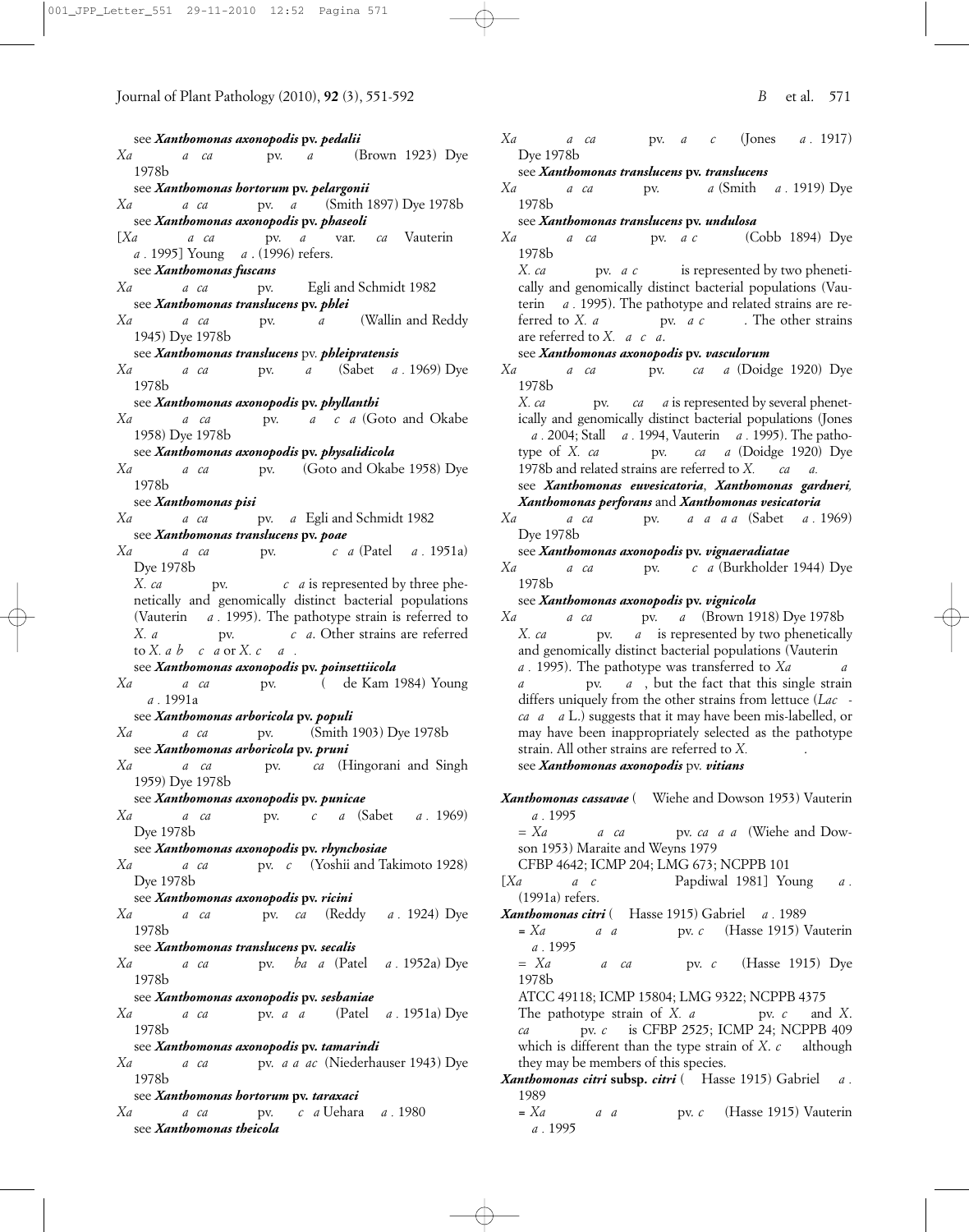see ***Xanthomonas axonopodis* pv. *pedalii***

*Xa a ca* pv. *a* (Brown 1923) Dye 1978b

see ***Xanthomonas hortorum* pv. *pelargonii***

*Xa a ca* pv. *a* (Smith 1897) Dye 1978b

see ***Xanthomonas axonopodis* pv. *phaseoli***

[*Xa a ca* pv. *a* var. *ca* Vauterin *a* . 1995] Young *a* . (1996) refers.

see ***Xanthomonas fuscans***

*Xa a ca* pv. Egli and Schmidt 1982

see ***Xanthomonas translucens* pv. *phlei***

*Xa a ca* pv. *a* (Wallin and Reddy 1945) Dye 1978b

see ***Xanthomonas translucens* pv. *phleipratensis***

*Xa a ca* pv. *a* (Sabet *a* . 1969) Dye 1978b

see ***Xanthomonas axonopodis* pv. *phyllanthi***

*Xa a ca* pv. *a c a* (Goto and Okabe 1958) Dye 1978b

see ***Xanthomonas axonopodis* pv. *physalidicola***

*Xa a ca* pv. (Goto and Okabe 1958) Dye 1978b

see ***Xanthomonas pisi***

*Xa a ca* pv. *a* Egli and Schmidt 1982

see ***Xanthomonas translucens* pv. *poae***

*Xa a ca* pv. *c a* (Patel *a* . 1951a) Dye 1978b

*X. ca* pv. *c a* is represented by three phenetically and genomically distinct bacterial populations (Vauterin *a* . 1995). The pathotype strain is referred to *X. a* pv. *c a*. Other strains are referred to *X. a b c a* or *X. c a* .

see ***Xanthomonas axonopodis* pv. *poinsettiicola***

*Xa a ca* pv. ( de Kam 1984) Young *a* . 1991a

see ***Xanthomonas arboricola* pv. *populi***

*Xa a ca* pv. (Smith 1903) Dye 1978b

see ***Xanthomonas arboricola* pv. *pruni***

*Xa a ca* pv. *ca* (Hingorani and Singh 1959) Dye 1978b

see ***Xanthomonas axonopodis* pv. *punicae***

*Xa a ca* pv. *c a* (Sabet *a* . 1969) Dye 1978b

see ***Xanthomonas axonopodis* pv. *rhynchosiae***

*Xa a ca* pv. *c* (Yoshii and Takimoto 1928) Dye 1978b

see ***Xanthomonas axonopodis* pv. *ricini***

*Xa a ca* pv. *ca* (Reddy *a* . 1924) Dye 1978b

see ***Xanthomonas translucens* pv. *secalis***

*Xa a ca* pv. *ba a* (Patel *a* . 1952a) Dye 1978b

see ***Xanthomonas axonopodis* pv. *sesbaniae***

*Xa a ca* pv. *a a* (Patel *a* . 1951a) Dye 1978b

see ***Xanthomonas axonopodis* pv. *tamarindi***

*Xa a ca* pv. *a a ac* (Niederhauser 1943) Dye 1978b

see ***Xanthomonas hortorum* pv. *taraxaci***

*Xa a ca* pv. *c a* Uehara *a* . 1980

see ***Xanthomonas theicola***

*Xa a ca* pv. *a c* (Jones *a* . 1917) Dye 1978b

see ***Xanthomonas translucens* pv. *translucens***

*Xa a ca* pv. *a* (Smith *a* . 1919) Dye 1978b

see ***Xanthomonas translucens* pv. *undulosa***

*Xa a ca* pv. *a c* (Cobb 1894) Dye 1978b

*X. ca* pv. *a c* is represented by two phenetically and genomically distinct bacterial populations (Vauterin *a* . 1995). The pathotype and related strains are referred to *X. a* pv. *a c* . The other strains are referred to *X. a c a*.

see ***Xanthomonas axonopodis* pv. *vasculorum***

*Xa a ca* pv. *ca a* (Doidge 1920) Dye 1978b

*X. ca* pv. *ca a* is represented by several phenetically and genomically distinct bacterial populations (Jones *a* . 2004; Stall *a* . 1994, Vauterin *a* . 1995). The pathotype of *X. ca* pv. *ca a* (Doidge 1920) Dye 1978b and related strains are referred to *X. ca a*.

see ***Xanthomonas euvesicatoria***, ***Xanthomonas gardneri***, ***Xanthomonas perforans*** and ***Xanthomonas vesicatoria***

*Xa a ca* pv. *a a a a* (Sabet *a* . 1969) Dye 1978b

see ***Xanthomonas axonopodis* pv. *vignaeradiatae***

*Xa a ca* pv. *c a* (Burkholder 1944) Dye 1978b

see ***Xanthomonas axonopodis* pv. *vignicola***

*Xa a ca* pv. *a* (Brown 1918) Dye 1978b

*X. ca* pv. *a* is represented by two phenetically and genomically distinct bacterial populations (Vauterin *a* . 1995). The pathotype was transferred to *Xa a a* pv. *a* , but the fact that this single strain differs uniquely from the other strains from lettuce (*Lac ca a a* L.) suggests that it may have been mis-labelled, or may have been inappropriately selected as the pathotype strain. All other strains are referred to *X.* .

see ***Xanthomonas axonopodis* pv. *vitians***

***Xanthomonas cassavae*** ( Wiehe and Dowson 1953) Vauterin *a* . 1995

= *Xa a ca* pv. *ca a a* (Wiehe and Dowson 1953) Maraite and Weyns 1979

CFBP 4642; ICMP 204; LMG 673; NCPPB 101

[*Xa a c* Papdiwal 1981] Young *a* . (1991a) refers.

***Xanthomonas citri*** ( Hasse 1915) Gabriel *a* . 1989

= *Xa a a* pv. *c* (Hasse 1915) Vauterin *a* . 1995

= *Xa a ca* pv. *c* (Hasse 1915) Dye 1978b

ATCC 49118; ICMP 15804; LMG 9322; NCPPB 4375

The pathotype strain of *X. a* pv. *c* and *X. ca* pv. *c* is CFBP 2525; ICMP 24; NCPPB 409 which is different than the type strain of *X. c* although they may be members of this species.

***Xanthomonas citri* subsp. *citri*** ( Hasse 1915) Gabriel *a* . 1989

= *Xa a a* pv. *c* (Hasse 1915) Vauterin *a* . 1995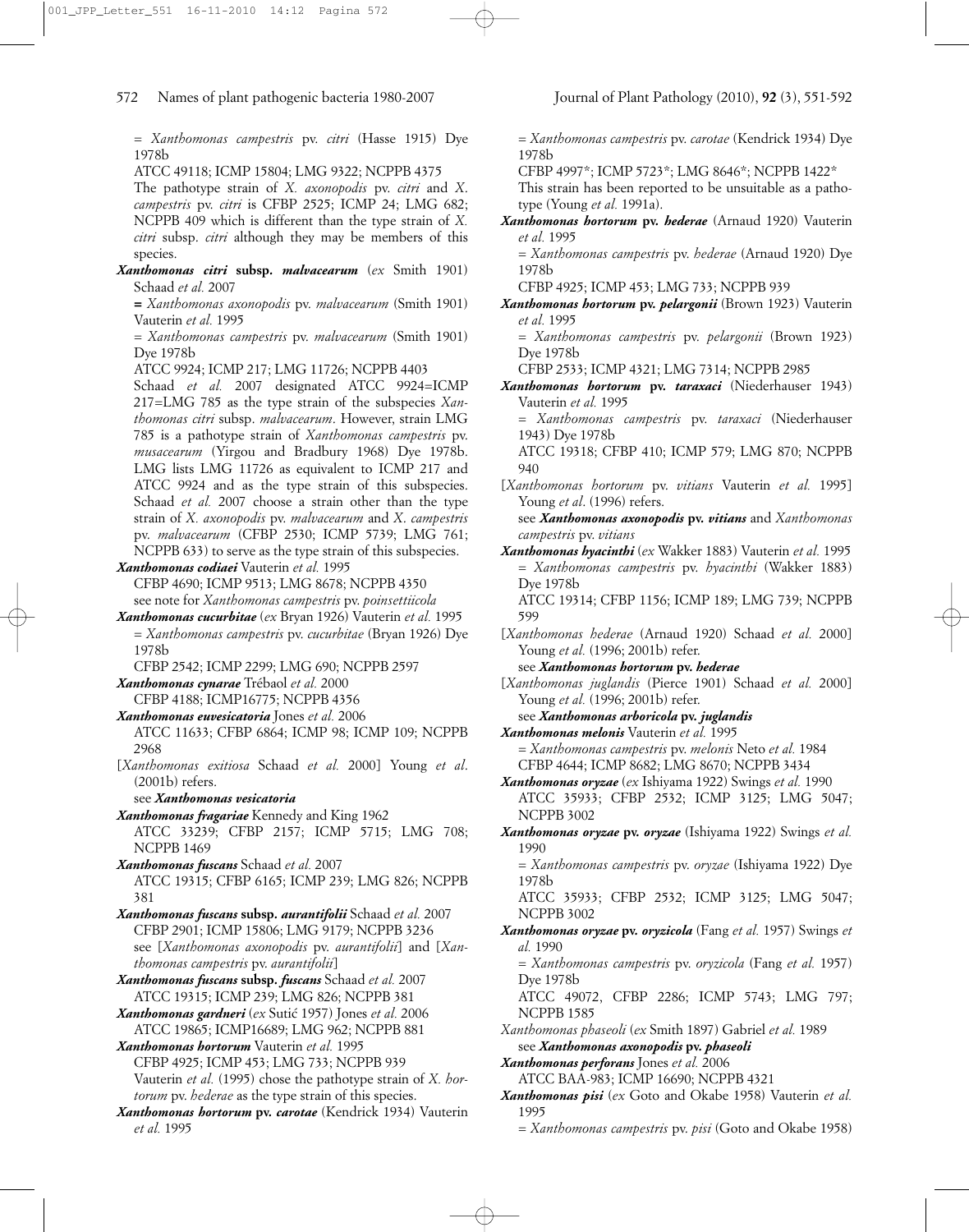= *Xanthomonas campestris* pv. *citri* (Hasse 1915) Dye 1978b

ATCC 49118; ICMP 15804; LMG 9322; NCPPB 4375

The pathotype strain of *X. axonopodis* pv. *citri* and *X. campestris* pv. *citri* is CFBP 2525; ICMP 24; LMG 682; NCPPB 409 which is different than the type strain of *X. citri* subsp. *citri* although they may be members of this species.

***Xanthomonas citri* subsp. *malvacearum*** (*ex* Smith 1901) Schaad *et al.* 2007

= *Xanthomonas axonopodis* pv. *malvacearum* (Smith 1901) Vauterin *et al.* 1995

= *Xanthomonas campestris* pv. *malvacearum* (Smith 1901) Dye 1978b

ATCC 9924; ICMP 217; LMG 11726; NCPPB 4403

Schaad *et al.* 2007 designated ATCC 9924=ICMP 217=LMG 785 as the type strain of the subspecies *Xanthomonas citri* subsp. *malvacearum*. However, strain LMG 785 is a pathotype strain of *Xanthomonas campestris* pv. *musacearum* (Yirgou and Bradbury 1968) Dye 1978b. LMG lists LMG 11726 as equivalent to ICMP 217 and ATCC 9924 and as the type strain of this subspecies. Schaad *et al.* 2007 choose a strain other than the type strain of *X. axonopodis* pv. *malvacearum* and *X. campestris* pv. *malvacearum* (CFBP 2530; ICMP 5739; LMG 761; NCPPB 633) to serve as the type strain of this subspecies.

***Xanthomonas codiaei*** Vauterin *et al.* 1995

CFBP 4690; ICMP 9513; LMG 8678; NCPPB 4350

see note for *Xanthomonas campestris* pv. *poinsettiicola*

***Xanthomonas cucurbitae*** (*ex* Bryan 1926) Vauterin *et al.* 1995

= *Xanthomonas campestris* pv. *cucurbitae* (Bryan 1926) Dye 1978b

CFBP 2542; ICMP 2299; LMG 690; NCPPB 2597

***Xanthomonas cynarae*** Trébaol *et al.* 2000

CFBP 4188; ICMP16775; NCPPB 4356

***Xanthomonas euvesicatoria*** Jones *et al.* 2006

ATCC 11633; CFBP 6864; ICMP 98; ICMP 109; NCPPB 2968

[*Xanthomonas exitiosa* Schaad *et al.* 2000] Young *et al*. (2001b) refers.

see ***Xanthomonas vesicatoria***

***Xanthomonas fragariae*** Kennedy and King 1962

ATCC 33239; CFBP 2157; ICMP 5715; LMG 708; NCPPB 1469

***Xanthomonas fuscans*** Schaad *et al.* 2007

ATCC 19315; CFBP 6165; ICMP 239; LMG 826; NCPPB 381

***Xanthomonas fuscans* subsp. *aurantifolii*** Schaad *et al.* 2007

CFBP 2901; ICMP 15806; LMG 9179; NCPPB 3236

see [*Xanthomonas axonopodis* pv. *aurantifolii*] and [*Xanthomonas campestris* pv. *aurantifolii*]

***Xanthomonas fuscans* subsp. *fuscans*** Schaad *et al.* 2007

ATCC 19315; ICMP 239; LMG 826; NCPPB 381

***Xanthomonas gardneri*** (*ex* Sutić 1957) Jones *et al.* 2006

ATCC 19865; ICMP16689; LMG 962; NCPPB 881

***Xanthomonas hortorum*** Vauterin *et al.* 1995

CFBP 4925; ICMP 453; LMG 733; NCPPB 939

Vauterin *et al.* (1995) chose the pathotype strain of *X. hortorum* pv. *hederae* as the type strain of this species.

***Xanthomonas hortorum* pv. *carotae*** (Kendrick 1934) Vauterin *et al.* 1995

= *Xanthomonas campestris* pv. *carotae* (Kendrick 1934) Dye 1978b

CFBP 4997*; ICMP 5723*; LMG 8646*; NCPPB 1422*

This strain has been reported to be unsuitable as a pathotype (Young *et al.* 1991a).

***Xanthomonas hortorum* pv. *hederae*** (Arnaud 1920) Vauterin *et al.* 1995

= *Xanthomonas campestris* pv. *hederae* (Arnaud 1920) Dye 1978b

CFBP 4925; ICMP 453; LMG 733; NCPPB 939

***Xanthomonas hortorum* pv. *pelargonii*** (Brown 1923) Vauterin *et al.* 1995

= *Xanthomonas campestris* pv. *pelargonii* (Brown 1923) Dye 1978b

CFBP 2533; ICMP 4321; LMG 7314; NCPPB 2985

***Xanthomonas hortorum* pv. *taraxaci*** (Niederhauser 1943) Vauterin *et al.* 1995

= *Xanthomonas campestris* pv. *taraxaci* (Niederhauser 1943) Dye 1978b

ATCC 19318; CFBP 410; ICMP 579; LMG 870; NCPPB 940

[*Xanthomonas hortorum* pv. *vitians* Vauterin *et al.* 1995] Young *et al*. (1996) refers.

see ***Xanthomonas axonopodis* pv. *vitians*** and *Xanthomonas campestris* pv. *vitians*

***Xanthomonas hyacinthi*** (*ex* Wakker 1883) Vauterin *et al.* 1995

= *Xanthomonas campestris* pv. *hyacinthi* (Wakker 1883) Dye 1978b

ATCC 19314; CFBP 1156; ICMP 189; LMG 739; NCPPB 599

[*Xanthomonas hederae* (Arnaud 1920) Schaad *et al.* 2000] Young *et al.* (1996; 2001b) refer.

see ***Xanthomonas hortorum* pv. *hederae***

[*Xanthomonas juglandis* (Pierce 1901) Schaad *et al.* 2000] Young *et al.* (1996; 2001b) refer.

see ***Xanthomonas arboricola* pv. *juglandis***

***Xanthomonas melonis*** Vauterin *et al.* 1995

= *Xanthomonas campestris* pv. *melonis* Neto *et al.* 1984

CFBP 4644; ICMP 8682; LMG 8670; NCPPB 3434

***Xanthomonas oryzae*** (*ex* Ishiyama 1922) Swings *et al.* 1990

ATCC 35933; CFBP 2532; ICMP 3125; LMG 5047; NCPPB 3002

***Xanthomonas oryzae* pv. *oryzae*** (Ishiyama 1922) Swings *et al.* 1990

= *Xanthomonas campestris* pv. *oryzae* (Ishiyama 1922) Dye 1978b

ATCC 35933; CFBP 2532; ICMP 3125; LMG 5047; NCPPB 3002

***Xanthomonas oryzae* pv. *oryzicola*** (Fang *et al.* 1957) Swings *et al.* 1990

= *Xanthomonas campestris* pv. *oryzicola* (Fang *et al.* 1957) Dye 1978b

ATCC 49072, CFBP 2286; ICMP 5743; LMG 797; NCPPB 1585

*Xanthomonas phaseoli* (*ex* Smith 1897) Gabriel *et al.* 1989

see ***Xanthomonas axonopodis* pv. *phaseoli***

***Xanthomonas perforans*** Jones *et al.* 2006

ATCC BAA-983; ICMP 16690; NCPPB 4321

***Xanthomonas pisi*** (*ex* Goto and Okabe 1958) Vauterin *et al.* 1995

= *Xanthomonas campestris* pv. *pisi* (Goto and Okabe 1958)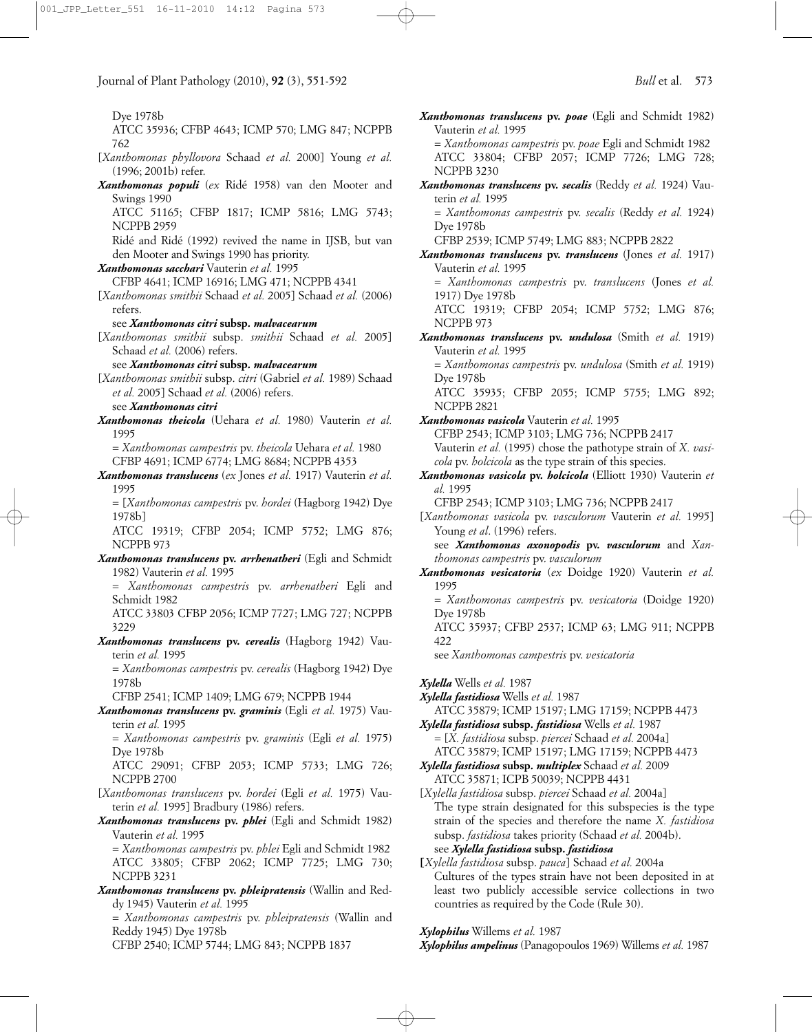Dye 1978b
ATCC 35936; CFBP 4643; ICMP 570; LMG 847; NCPPB 762

[*Xanthomonas phyllovora* Schaad *et al.* 2000] Young *et al.* (1996; 2001b) refer.

***Xanthomonas populi*** (*ex* Ridé 1958) van den Mooter and Swings 1990
ATCC 51165; CFBP 1817; ICMP 5816; LMG 5743; NCPPB 2959
Ridé and Ridé (1992) revived the name in IJSB, but van den Mooter and Swings 1990 has priority.

***Xanthomonas sacchari*** Vauterin *et al.* 1995
CFBP 4641; ICMP 16916; LMG 471; NCPPB 4341

[*Xanthomonas smithii* Schaad *et al.* 2005] Schaad *et al.* (2006) refers.
see ***Xanthomonas citri* subsp. *malvacearum***

[*Xanthomonas smithii* subsp. *smithii* Schaad *et al.* 2005] Schaad *et al.* (2006) refers.
see ***Xanthomonas citri* subsp. *malvacearum***

[*Xanthomonas smithii* subsp. *citri* (Gabriel *et al.* 1989) Schaad *et al.* 2005] Schaad *et al.* (2006) refers.
see ***Xanthomonas citri***

***Xanthomonas theicola*** (Uehara *et al.* 1980) Vauterin *et al.* 1995
= *Xanthomonas campestris* pv. *theicola* Uehara *et al.* 1980
CFBP 4691; ICMP 6774; LMG 8684; NCPPB 4353

***Xanthomonas translucens*** (*ex* Jones *et al.* 1917) Vauterin *et al.* 1995
= [*Xanthomonas campestris* pv. *hordei* (Hagborg 1942) Dye 1978b]
ATCC 19319; CFBP 2054; ICMP 5752; LMG 876; NCPPB 973

***Xanthomonas translucens* pv. *arrhenatheri*** (Egli and Schmidt 1982) Vauterin *et al.* 1995
= *Xanthomonas campestris* pv. *arrhenatheri* Egli and Schmidt 1982
ATCC 33803 CFBP 2056; ICMP 7727; LMG 727; NCPPB 3229

***Xanthomonas translucens* pv. *cerealis*** (Hagborg 1942) Vauterin *et al.* 1995
= *Xanthomonas campestris* pv. *cerealis* (Hagborg 1942) Dye 1978b
CFBP 2541; ICMP 1409; LMG 679; NCPPB 1944

***Xanthomonas translucens* pv. *graminis*** (Egli *et al.* 1975) Vauterin *et al.* 1995
= *Xanthomonas campestris* pv. *graminis* (Egli *et al.* 1975) Dye 1978b
ATCC 29091; CFBP 2053; ICMP 5733; LMG 726; NCPPB 2700

[*Xanthomonas translucens* pv. *hordei* (Egli *et al.* 1975) Vauterin *et al.* 1995] Bradbury (1986) refers.

***Xanthomonas translucens* pv. *phlei*** (Egli and Schmidt 1982) Vauterin *et al.* 1995
= *Xanthomonas campestris* pv. *phlei* Egli and Schmidt 1982
ATCC 33805; CFBP 2062; ICMP 7725; LMG 730; NCPPB 3231

***Xanthomonas translucens* pv. *phleipratensis*** (Wallin and Reddy 1945) Vauterin *et al.* 1995
= *Xanthomonas campestris* pv. *phleipratensis* (Wallin and Reddy 1945) Dye 1978b
CFBP 2540; ICMP 5744; LMG 843; NCPPB 1837

***Xanthomonas translucens* pv. *poae*** (Egli and Schmidt 1982) Vauterin *et al.* 1995
= *Xanthomonas campestris* pv. *poae* Egli and Schmidt 1982
ATCC 33804; CFBP 2057; ICMP 7726; LMG 728; NCPPB 3230

***Xanthomonas translucens* pv. *secalis*** (Reddy *et al.* 1924) Vauterin *et al.* 1995
= *Xanthomonas campestris* pv. *secalis* (Reddy *et al.* 1924) Dye 1978b
CFBP 2539; ICMP 5749; LMG 883; NCPPB 2822

***Xanthomonas translucens* pv. *translucens*** (Jones *et al.* 1917) Vauterin *et al.* 1995
= *Xanthomonas campestris* pv. *translucens* (Jones *et al.* 1917) Dye 1978b
ATCC 19319; CFBP 2054; ICMP 5752; LMG 876; NCPPB 973

***Xanthomonas translucens* pv. *undulosa*** (Smith *et al.* 1919) Vauterin *et al.* 1995
= *Xanthomonas campestris* pv. *undulosa* (Smith *et al.* 1919) Dye 1978b
ATCC 35935; CFBP 2055; ICMP 5755; LMG 892; NCPPB 2821

***Xanthomonas vasicola*** Vauterin *et al.* 1995
CFBP 2543; ICMP 3103; LMG 736; NCPPB 2417
Vauterin *et al.* (1995) chose the pathotype strain of *X. vasicola* pv. *holcicola* as the type strain of this species.

***Xanthomonas vasicola* pv. *holcicola*** (Elliott 1930) Vauterin *et al.* 1995
CFBP 2543; ICMP 3103; LMG 736; NCPPB 2417

[*Xanthomonas vasicola* pv. *vasculorum* Vauterin *et al.* 1995] Young *et al*. (1996) refers.
see ***Xanthomonas axonopodis* pv. *vasculorum*** and *Xanthomonas campestris* pv. *vasculorum*

***Xanthomonas vesicatoria*** (*ex* Doidge 1920) Vauterin *et al.* 1995
= *Xanthomonas campestris* pv. *vesicatoria* (Doidge 1920) Dye 1978b
ATCC 35937; CFBP 2537; ICMP 63; LMG 911; NCPPB 422
see *Xanthomonas campestris* pv. *vesicatoria*

***Xylella*** Wells *et al.* 1987

***Xylella fastidiosa*** Wells *et al.* 1987
ATCC 35879; ICMP 15197; LMG 17159; NCPPB 4473

***Xylella fastidiosa* subsp. *fastidiosa*** Wells *et al.* 1987
= [*X. fastidiosa* subsp. *piercei* Schaad *et al.* 2004a]
ATCC 35879; ICMP 15197; LMG 17159; NCPPB 4473

***Xylella fastidiosa* subsp. *multiplex*** Schaad *et al.* 2009
ATCC 35871; ICPB 50039; NCPPB 4431

[*Xylella fastidiosa* subsp. *piercei* Schaad *et al.* 2004a]
The type strain designated for this subspecies is the type strain of the species and therefore the name *X. fastidiosa* subsp. *fastidiosa* takes priority (Schaad *et al.* 2004b).
see ***Xylella fastidiosa* subsp. *fastidiosa***

[*Xylella fastidiosa* subsp. *pauca*] Schaad *et al.* 2004a
Cultures of the types strain have not been deposited in at least two publicly accessible service collections in two countries as required by the Code (Rule 30).

***Xylophilus*** Willems *et al.* 1987

***Xylophilus ampelinus*** (Panagopoulos 1969) Willems *et al.* 1987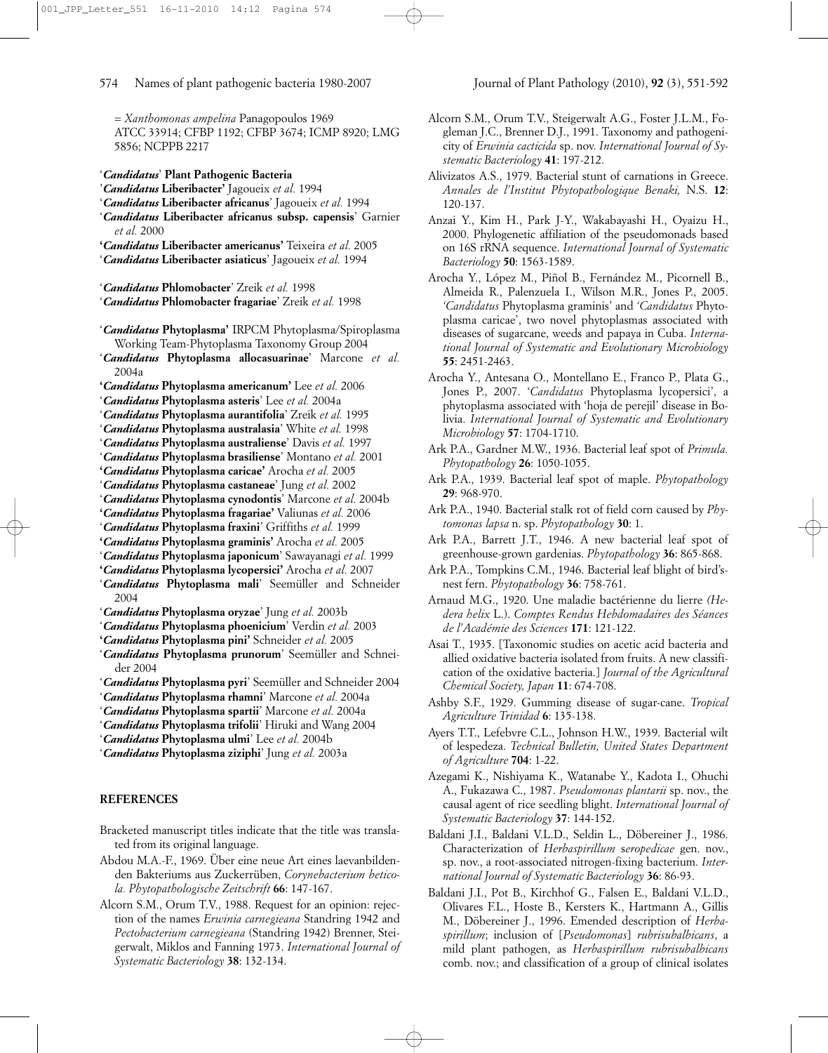= *Xanthomonas ampelina* Panagopoulos 1969
ATCC 33914; CFBP 1192; CFBP 3674; ICMP 8920; LMG 5856; NCPPB 2217

**'*Candidatus*' Plant Pathogenic Bacteria**

'***Candidatus* Liberibacter'** Jagoueix *et al.* 1994
'***Candidatus* Liberibacter africanus'** Jagoueix *et al.* 1994
'***Candidatus* Liberibacter africanus subsp. capensis'** Garnier *et al.* 2000
'***Candidatus* Liberibacter americanus'** Teixeira *et al.* 2005
'***Candidatus* Liberibacter asiaticus'** Jagoueix *et al.* 1994

'***Candidatus* Phlomobacter'** Zreik *et al.* 1998
'***Candidatus* Phlomobacter fragariae'** Zreik *et al.* 1998

'***Candidatus* Phytoplasma'** IRPCM Phytoplasma/Spiroplasma Working Team-Phytoplasma Taxonomy Group 2004
'***Candidatus* Phytoplasma allocasuarinae'** Marcone *et al.* 2004a
'***Candidatus* Phytoplasma americanum'** Lee *et al.* 2006
'***Candidatus* Phytoplasma asteris'** Lee *et al.* 2004a
'***Candidatus* Phytoplasma aurantifolia'** Zreik *et al.* 1995
'***Candidatus* Phytoplasma australasia'** White *et al.* 1998
'***Candidatus* Phytoplasma australiense'** Davis *et al.* 1997
'***Candidatus* Phytoplasma brasiliense'** Montano *et al.* 2001
'***Candidatus* Phytoplasma caricae'** Arocha *et al.* 2005
'***Candidatus* Phytoplasma castaneae'** Jung *et al.* 2002
'***Candidatus* Phytoplasma cynodontis'** Marcone *et al.* 2004b
'***Candidatus* Phytoplasma fragariae'** Valiunas *et al.* 2006
'***Candidatus* Phytoplasma fraxini'** Griffiths *et al.* 1999
'***Candidatus* Phytoplasma graminis'** Arocha *et al.* 2005
'***Candidatus* Phytoplasma japonicum'** Sawayanagi *et al.* 1999
'***Candidatus* Phytoplasma lycopersici'** Arocha *et al.* 2007
'***Candidatus* Phytoplasma mali'** Seemüller and Schneider 2004
'***Candidatus* Phytoplasma oryzae'** Jung *et al.* 2003b
'***Candidatus* Phytoplasma phoenicium'** Verdin *et al.* 2003
'***Candidatus* Phytoplasma pini'** Schneider *et al.* 2005
'***Candidatus* Phytoplasma prunorum'** Seemüller and Schneider 2004
'***Candidatus* Phytoplasma pyri'** Seemüller and Schneider 2004
'***Candidatus* Phytoplasma rhamni'** Marcone *et al.* 2004a
'***Candidatus* Phytoplasma spartii'** Marcone *et al.* 2004a
'***Candidatus* Phytoplasma trifolii'** Hiruki and Wang 2004
'***Candidatus* Phytoplasma ulmi'** Lee *et al.* 2004b
'***Candidatus* Phytoplasma ziziphi'** Jung *et al.* 2003a

## REFERENCES

Bracketed manuscript titles indicate that the title was translated from its original language.

Abdou M.A.-F., 1969. Über eine neue Art eines laevanbildenden Bakteriums aus Zuckerrüben, *Corynebacterium beticola. Phytopathologische Zeitschrift* **66**: 147-167.

Alcorn S.M., Orum T.V., 1988. Request for an opinion: rejection of the names *Erwinia carnegieana* Standring 1942 and *Pectobacterium carnegieana* (Standring 1942) Brenner, Steigerwalt, Miklos and Fanning 1973. *International Journal of Systematic Bacteriology* **38**: 132-134.

Alcorn S.M., Orum T.V., Steigerwalt A.G., Foster J.L.M., Fogleman J.C., Brenner D.J., 1991. Taxonomy and pathogenicity of *Erwinia cacticida* sp. nov. *International Journal of Systematic Bacteriology* **41**: 197-212.

Alivizatos A.S., 1979. Bacterial stunt of carnations in Greece. *Annales de l'Institut Phytopathologique Benaki,* N.S. **12**: 120-137.

Anzai Y., Kim H., Park J-Y., Wakabayashi H., Oyaizu H., 2000. Phylogenetic affiliation of the pseudomonads based on 16S rRNA sequence. *International Journal of Systematic Bacteriology* **50**: 1563-1589.

Arocha Y., López M., Piñol B., Fernández M., Picornell B., Almeida R., Palenzuela I., Wilson M.R., Jones P., 2005. '*Candidatus* Phytoplasma graminis' and '*Candidatus* Phytoplasma caricae', two novel phytoplasmas associated with diseases of sugarcane, weeds and papaya in Cuba. *International Journal of Systematic and Evolutionary Microbiology* **55**: 2451-2463.

Arocha Y., Antesana O., Montellano E., Franco P., Plata G., Jones P., 2007. '*Candidatus* Phytoplasma lycopersici', a phytoplasma associated with 'hoja de perejil' disease in Bolivia. *International Journal of Systematic and Evolutionary Microbiology* **57**: 1704-1710.

Ark P.A., Gardner M.W., 1936. Bacterial leaf spot of *Primula. Phytopathology* **26**: 1050-1055.

Ark P.A., 1939. Bacterial leaf spot of maple. *Phytopathology* **29**: 968-970.

Ark P.A., 1940. Bacterial stalk rot of field corn caused by *Phytomonas lapsa* n. sp. *Phytopathology* **30**: 1.

Ark P.A., Barrett J.T., 1946. A new bacterial leaf spot of greenhouse-grown gardenias. *Phytopathology* **36**: 865-868.

Ark P.A., Tompkins C.M., 1946. Bacterial leaf blight of bird's-nest fern. *Phytopathology* **36**: 758-761.

Arnaud M.G., 1920. Une maladie bactérienne du lierre *(Hedera helix* L.). *Comptes Rendus Hebdomadaires des Séances de l'Académie des Sciences* **171**: 121-122.

Asai T., 1935. [Taxonomic studies on acetic acid bacteria and allied oxidative bacteria isolated from fruits. A new classification of the oxidative bacteria.] *Journal of the Agricultural Chemical Society, Japan* **11**: 674-708.

Ashby S.F., 1929. Gumming disease of sugar-cane. *Tropical Agriculture Trinidad* **6**: 135-138.

Ayers T.T., Lefebvre C.L., Johnson H.W., 1939. Bacterial wilt of lespedeza. *Technical Bulletin, United States Department of Agriculture* **704**: 1-22.

Azegami K., Nishiyama K., Watanabe Y., Kadota I., Ohuchi A., Fukazawa C., 1987. *Pseudomonas plantarii* sp. nov., the causal agent of rice seedling blight. *International Journal of Systematic Bacteriology* **37**: 144-152.

Baldani J.I., Baldani V.L.D., Seldin L., Döbereiner J., 1986. Characterization of *Herbaspirillum seropedicae* gen. nov., sp. nov., a root-associated nitrogen-fixing bacterium. *International Journal of Systematic Bacteriology* **36**: 86-93.

Baldani J.I., Pot B., Kirchhof G., Falsen E., Baldani V.L.D., Olivares F.L., Hoste B., Kersters K., Hartmann A., Gillis M., Döbereiner J., 1996. Emended description of *Herbaspirillum*; inclusion of [*Pseudomonas*] *rubrisubalbicans*, a mild plant pathogen, as *Herbaspirillum rubrisubalbicans* comb. nov.; and classification of a group of clinical isolates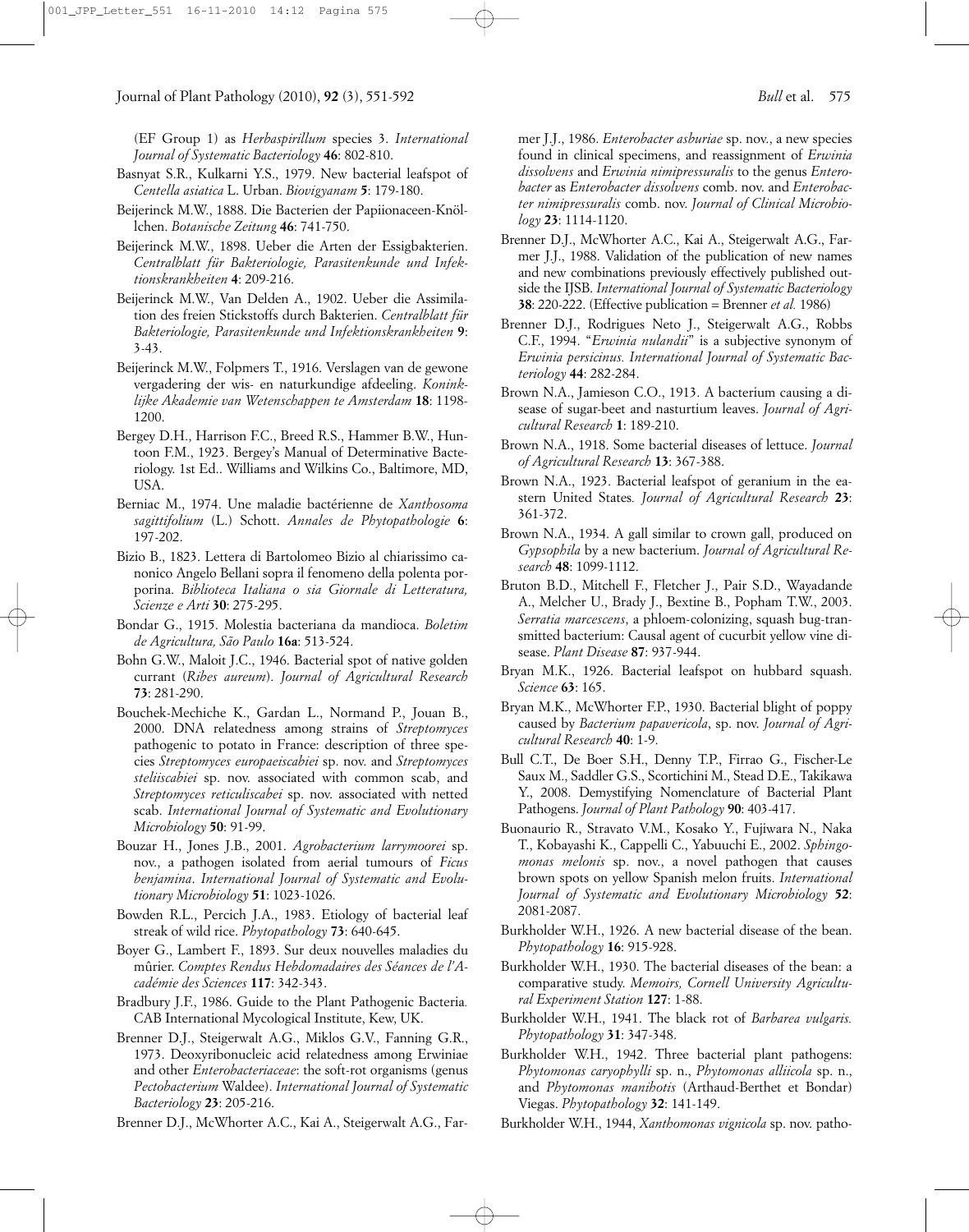(EF Group 1) as *Herbaspirillum* species 3. *International Journal of Systematic Bacteriology* **46**: 802-810.

Basnyat S.R., Kulkarni Y.S., 1979. New bacterial leafspot of *Centella asiatica* L. Urban. *Biovigyanam* **5**: 179-180.

Beijerinck M.W., 1888. Die Bacterien der Papiionaceen-Knöllchen. *Botanische Zeitung* **46**: 741-750.

Beijerinck M.W., 1898. Ueber die Arten der Essigbakterien. *Centralblatt für Bakteriologie, Parasitenkunde und Infektionskrankheiten* **4**: 209-216.

Beijerinck M.W., Van Delden A., 1902. Ueber die Assimilation des freien Stickstoffs durch Bakterien. *Centralblatt für Bakteriologie, Parasitenkunde und Infektionskrankheiten* **9**: 3-43.

Beijerinck M.W., Folpmers T., 1916. Verslagen van de gewone vergadering der wis- en naturkundige afdeeling. *Koninklijke Akademie van Wetenschappen te Amsterdam* **18**: 1198-1200.

Bergey D.H., Harrison F.C., Breed R.S., Hammer B.W., Huntoon F.M., 1923. Bergey's Manual of Determinative Bacteriology. 1st Ed.. Williams and Wilkins Co., Baltimore, MD, USA.

Berniac M., 1974. Une maladie bactérienne de *Xanthosoma sagittifolium* (L.) Schott. *Annales de Phytopathologie* **6**: 197-202.

Bizio B., 1823. Lettera di Bartolomeo Bizio al chiarissimo canonico Angelo Bellani sopra il fenomeno della polenta porporina. *Biblioteca Italiana o sia Giornale di Letteratura, Scienze e Arti* **30**: 275-295.

Bondar G., 1915. Molestia bacteriana da mandioca. *Boletim de Agricultura, São Paulo* **16a**: 513-524.

Bohn G.W., Maloit J.C., 1946. Bacterial spot of native golden currant (*Ribes aureum*). *Journal of Agricultural Research* **73**: 281-290.

Bouchek-Mechiche K., Gardan L., Normand P., Jouan B., 2000. DNA relatedness among strains of *Streptomyces* pathogenic to potato in France: description of three species *Streptomyces europaeiscabiei* sp. nov. and *Streptomyces steliiscabiei* sp. nov. associated with common scab, and *Streptomyces reticuliscabiei* sp. nov. associated with netted scab. *International Journal of Systematic and Evolutionary Microbiology* **50**: 91-99.

Bouzar H., Jones J.B., 2001. *Agrobacterium larrymoorei* sp. nov., a pathogen isolated from aerial tumours of *Ficus benjamina*. *International Journal of Systematic and Evolutionary Microbiology* **51**: 1023-1026.

Bowden R.L., Percich J.A., 1983. Etiology of bacterial leaf streak of wild rice. *Phytopathology* **73**: 640-645.

Boyer G., Lambert F., 1893. Sur deux nouvelles maladies du mûrier. *Comptes Rendus Hebdomadaires des Séances de l'Académie des Sciences* **117**: 342-343.

Bradbury J.F., 1986. Guide to the Plant Pathogenic Bacteria. CAB International Mycological Institute, Kew, UK.

Brenner D.J., Steigerwalt A.G., Miklos G.V., Fanning G.R., 1973. Deoxyribonucleic acid relatedness among Erwiniae and other *Enterobacteriaceae*: the soft-rot organisms (genus *Pectobacterium* Waldee). *International Journal of Systematic Bacteriology* **23**: 205-216.

Brenner D.J., McWhorter A.C., Kai A., Steigerwalt A.G., Farmer J.J., 1986. *Enterobacter asburiae* sp. nov., a new species found in clinical specimens, and reassignment of *Erwinia dissolvens* and *Erwinia nimipressuralis* to the genus *Enterobacter* as *Enterobacter dissolvens* comb. nov. and *Enterobacter nimipressuralis* comb. nov. *Journal of Clinical Microbiology* **23**: 1114-1120.

Brenner D.J., McWhorter A.C., Kai A., Steigerwalt A.G., Farmer J.J., 1988. Validation of the publication of new names and new combinations previously effectively published outside the IJSB. *International Journal of Systematic Bacteriology* **38**: 220-222. (Effective publication = Brenner *et al.* 1986)

Brenner D.J., Rodrigues Neto J., Steigerwalt A.G., Robbs C.F., 1994. "*Erwinia nulandii*" is a subjective synonym of *Erwinia persicinus. International Journal of Systematic Bacteriology* **44**: 282-284.

Brown N.A., Jamieson C.O., 1913. A bacterium causing a disease of sugar-beet and nasturtium leaves. *Journal of Agricultural Research* **1**: 189-210.

Brown N.A., 1918. Some bacterial diseases of lettuce. *Journal of Agricultural Research* **13**: 367-388.

Brown N.A., 1923. Bacterial leafspot of geranium in the eastern United States. *Journal of Agricultural Research* **23**: 361-372.

Brown N.A., 1934. A gall similar to crown gall, produced on *Gypsophila* by a new bacterium. *Journal of Agricultural Research* **48**: 1099-1112.

Bruton B.D., Mitchell F., Fletcher J., Pair S.D., Wayadande A., Melcher U., Brady J., Bextine B., Popham T.W., 2003. *Serratia marcescens*, a phloem-colonizing, squash bug-transmitted bacterium: Causal agent of cucurbit yellow vine disease. *Plant Disease* **87**: 937-944.

Bryan M.K., 1926. Bacterial leafspot on hubbard squash. *Science* **63**: 165.

Bryan M.K., McWhorter F.P., 1930. Bacterial blight of poppy caused by *Bacterium papavericola*, sp. nov. *Journal of Agricultural Research* **40**: 1-9.

Bull C.T., De Boer S.H., Denny T.P., Firrao G., Fischer-Le Saux M., Saddler G.S., Scortichini M., Stead D.E., Takikawa Y., 2008. Demystifying Nomenclature of Bacterial Plant Pathogens. *Journal of Plant Pathology* **90**: 403-417.

Buonaurio R., Stravato V.M., Kosako Y., Fujiwara N., Naka T., Kobayashi K., Cappelli C., Yabuuchi E., 2002. *Sphingomonas melonis* sp. nov., a novel pathogen that causes brown spots on yellow Spanish melon fruits. *International Journal of Systematic and Evolutionary Microbiology* **52**: 2081-2087.

Burkholder W.H., 1926. A new bacterial disease of the bean. *Phytopathology* **16**: 915-928.

Burkholder W.H., 1930. The bacterial diseases of the bean: a comparative study. *Memoirs, Cornell University Agricultural Experiment Station* **127**: 1-88.

Burkholder W.H., 1941. The black rot of *Barbarea vulgaris. Phytopathology* **31**: 347-348.

Burkholder W.H., 1942. Three bacterial plant pathogens: *Phytomonas caryophylli* sp. n., *Phytomonas alliicola* sp. n., and *Phytomonas manihotis* (Arthaud-Berthet et Bondar) Viegas. *Phytopathology* **32**: 141-149.

Burkholder W.H., 1944, *Xanthomonas vignicola* sp. nov. patho-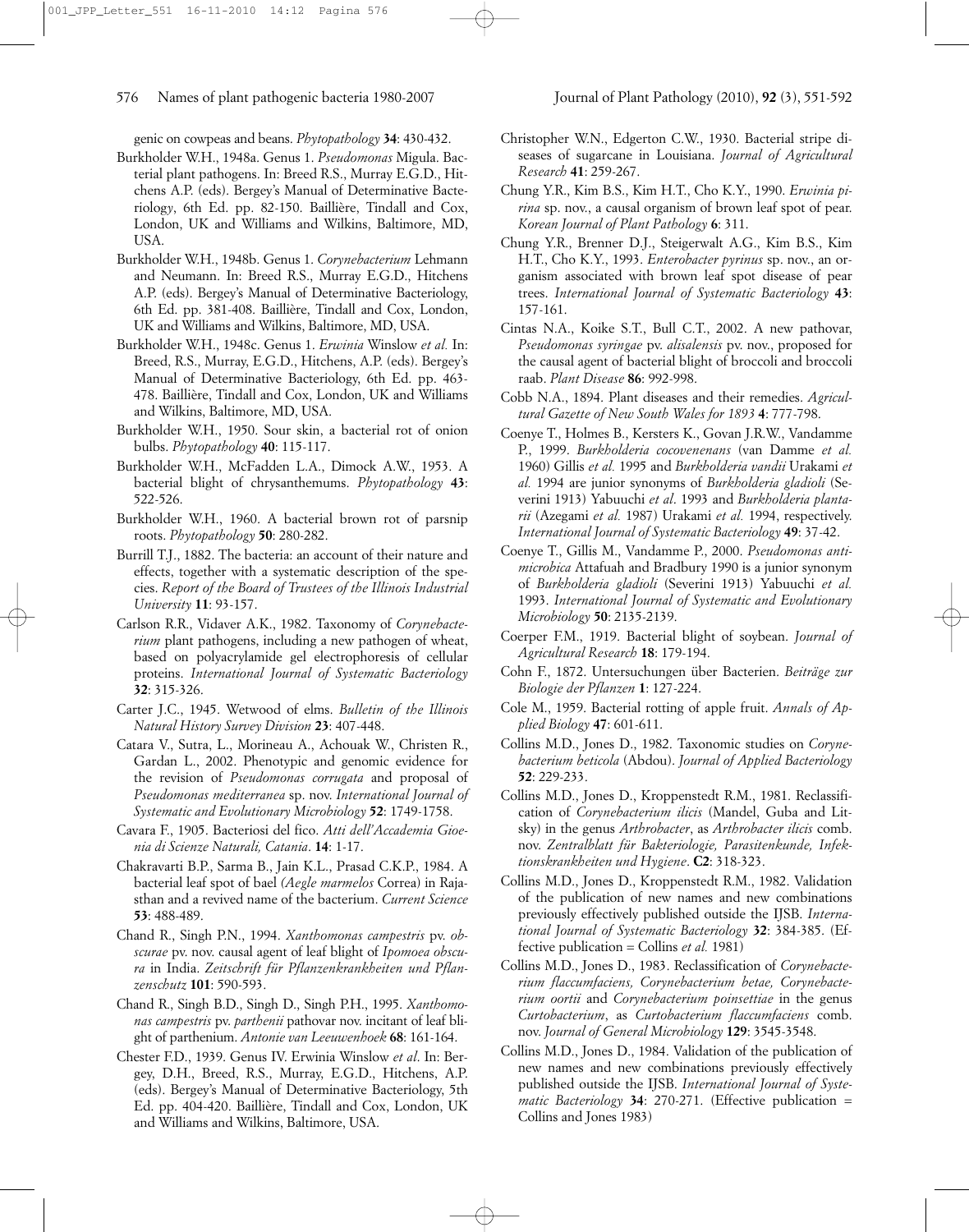genic on cowpeas and beans. *Phytopathology* **34**: 430-432.

Burkholder W.H., 1948a. Genus 1. *Pseudomonas* Migula. Bacterial plant pathogens. In: Breed R.S., Murray E.G.D., Hitchens A.P. (eds). Bergey's Manual of Determinative Bacteriology, 6th Ed. pp. 82-150. Baillière, Tindall and Cox, London, UK and Williams and Wilkins, Baltimore, MD, USA.

Burkholder W.H., 1948b. Genus 1. *Corynebacterium* Lehmann and Neumann. In: Breed R.S., Murray E.G.D., Hitchens A.P. (eds). Bergey's Manual of Determinative Bacteriology, 6th Ed. pp. 381-408. Baillière, Tindall and Cox, London, UK and Williams and Wilkins, Baltimore, MD, USA.

Burkholder W.H., 1948c. Genus 1. *Erwinia* Winslow *et al.* In: Breed, R.S., Murray, E.G.D., Hitchens, A.P. (eds). Bergey's Manual of Determinative Bacteriology, 6th Ed. pp. 463-478. Baillière, Tindall and Cox, London, UK and Williams and Wilkins, Baltimore, MD, USA.

Burkholder W.H., 1950. Sour skin, a bacterial rot of onion bulbs. *Phytopathology* **40**: 115-117.

Burkholder W.H., McFadden L.A., Dimock A.W., 1953. A bacterial blight of chrysanthemums. *Phytopathology* **43**: 522-526.

Burkholder W.H., 1960. A bacterial brown rot of parsnip roots. *Phytopathology* **50**: 280-282.

Burrill T.J., 1882. The bacteria: an account of their nature and effects, together with a systematic description of the species. *Report of the Board of Trustees of the Illinois Industrial University* **11**: 93-157.

Carlson R.R., Vidaver A.K., 1982. Taxonomy of *Corynebacterium* plant pathogens, including a new pathogen of wheat, based on polyacrylamide gel electrophoresis of cellular proteins. *International Journal of Systematic Bacteriology* **32**: 315-326.

Carter J.C., 1945. Wetwood of elms. *Bulletin of the Illinois Natural History Survey Division* **23**: 407-448.

Catara V., Sutra, L., Morineau A., Achouak W., Christen R., Gardan L., 2002. Phenotypic and genomic evidence for the revision of *Pseudomonas corrugata* and proposal of *Pseudomonas mediterranea* sp. nov. *International Journal of Systematic and Evolutionary Microbiology* **52**: 1749-1758.

Cavara F., 1905. Bacteriosi del fico. *Atti dell'Accademia Gioenia di Scienze Naturali, Catania*. **14**: 1-17.

Chakravarti B.P., Sarma B., Jain K.L., Prasad C.K.P., 1984. A bacterial leaf spot of bael *(Aegle marmelos* Correa) in Rajasthan and a revived name of the bacterium. *Current Science* **53**: 488-489.

Chand R., Singh P.N., 1994. *Xanthomonas campestris* pv. *obscurae* pv. nov. causal agent of leaf blight of *Ipomoea obscura* in India. *Zeitschrift für Pflanzenkrankheiten und Pflanzenschutz* **101**: 590-593.

Chand R., Singh B.D., Singh D., Singh P.H., 1995. *Xanthomonas campestris* pv. *parthenii* pathovar nov. incitant of leaf blight of parthenium. *Antonie van Leeuwenhoek* **68**: 161-164.

Chester F.D., 1939. Genus IV. Erwinia Winslow *et al.* In: Bergey, D.H., Breed, R.S., Murray, E.G.D., Hitchens, A.P. (eds). Bergey's Manual of Determinative Bacteriology, 5th Ed. pp. 404-420. Baillière, Tindall and Cox, London, UK and Williams and Wilkins, Baltimore, USA.

Christopher W.N., Edgerton C.W., 1930. Bacterial stripe diseases of sugarcane in Louisiana. *Journal of Agricultural Research* **41**: 259-267.

Chung Y.R., Kim B.S., Kim H.T., Cho K.Y., 1990. *Erwinia pirina* sp. nov., a causal organism of brown leaf spot of pear. *Korean Journal of Plant Pathology* **6**: 311.

Chung Y.R., Brenner D.J., Steigerwalt A.G., Kim B.S., Kim H.T., Cho K.Y., 1993. *Enterobacter pyrinus* sp. nov., an organism associated with brown leaf spot disease of pear trees. *International Journal of Systematic Bacteriology* **43**: 157-161.

Cintas N.A., Koike S.T., Bull C.T., 2002. A new pathovar, *Pseudomonas syringae* pv. *alisalensis* pv. nov., proposed for the causal agent of bacterial blight of broccoli and broccoli raab. *Plant Disease* **86**: 992-998.

Cobb N.A., 1894. Plant diseases and their remedies. *Agricultural Gazette of New South Wales for 1893* **4**: 777-798.

Coenye T., Holmes B., Kersters K., Govan J.R.W., Vandamme P., 1999. *Burkholderia cocovenenans* (van Damme *et al.* 1960) Gillis *et al.* 1995 and *Burkholderia vandii* Urakami *et al.* 1994 are junior synonyms of *Burkholderia gladioli* (Severini 1913) Yabuuchi *et al*. 1993 and *Burkholderia plantarii* (Azegami *et al.* 1987) Urakami *et al.* 1994, respectively. *International Journal of Systematic Bacteriology* **49**: 37-42.

Coenye T., Gillis M., Vandamme P., 2000. *Pseudomonas antimicrobica* Attafuah and Bradbury 1990 is a junior synonym of *Burkholderia gladioli* (Severini 1913) Yabuuchi *et al.* 1993. *International Journal of Systematic and Evolutionary Microbiology* **50**: 2135-2139.

Coerper F.M., 1919. Bacterial blight of soybean. *Journal of Agricultural Research* **18**: 179-194.

Cohn F., 1872. Untersuchungen über Bacterien. *Beiträge zur Biologie der Pflanzen* **1**: 127-224.

Cole M., 1959. Bacterial rotting of apple fruit. *Annals of Applied Biology* **47**: 601-611.

Collins M.D., Jones D., 1982. Taxonomic studies on *Corynebacterium beticola* (Abdou). *Journal of Applied Bacteriology* **52**: 229-233.

Collins M.D., Jones D., Kroppenstedt R.M., 1981. Reclassification of *Corynebacterium ilicis* (Mandel, Guba and Litsky) in the genus *Arthrobacter*, as *Arthrobacter ilicis* comb. nov. *Zentralblatt für Bakteriologie, Parasitenkunde, Infektionskrankheiten und Hygiene*. **C2**: 318-323.

Collins M.D., Jones D., Kroppenstedt R.M., 1982. Validation of the publication of new names and new combinations previously effectively published outside the IJSB. *International Journal of Systematic Bacteriology* **32**: 384-385. (Effective publication = Collins *et al.* 1981)

Collins M.D., Jones D., 1983. Reclassification of *Corynebacterium flaccumfaciens, Corynebacterium betae, Corynebacterium oortii* and *Corynebacterium poinsettiae* in the genus *Curtobacterium*, as *Curtobacterium flaccumfaciens* comb. nov. *Journal of General Microbiology* **129**: 3545-3548.

Collins M.D., Jones D., 1984. Validation of the publication of new names and new combinations previously effectively published outside the IJSB. *International Journal of Systematic Bacteriology* **34**: 270-271. (Effective publication = Collins and Jones 1983)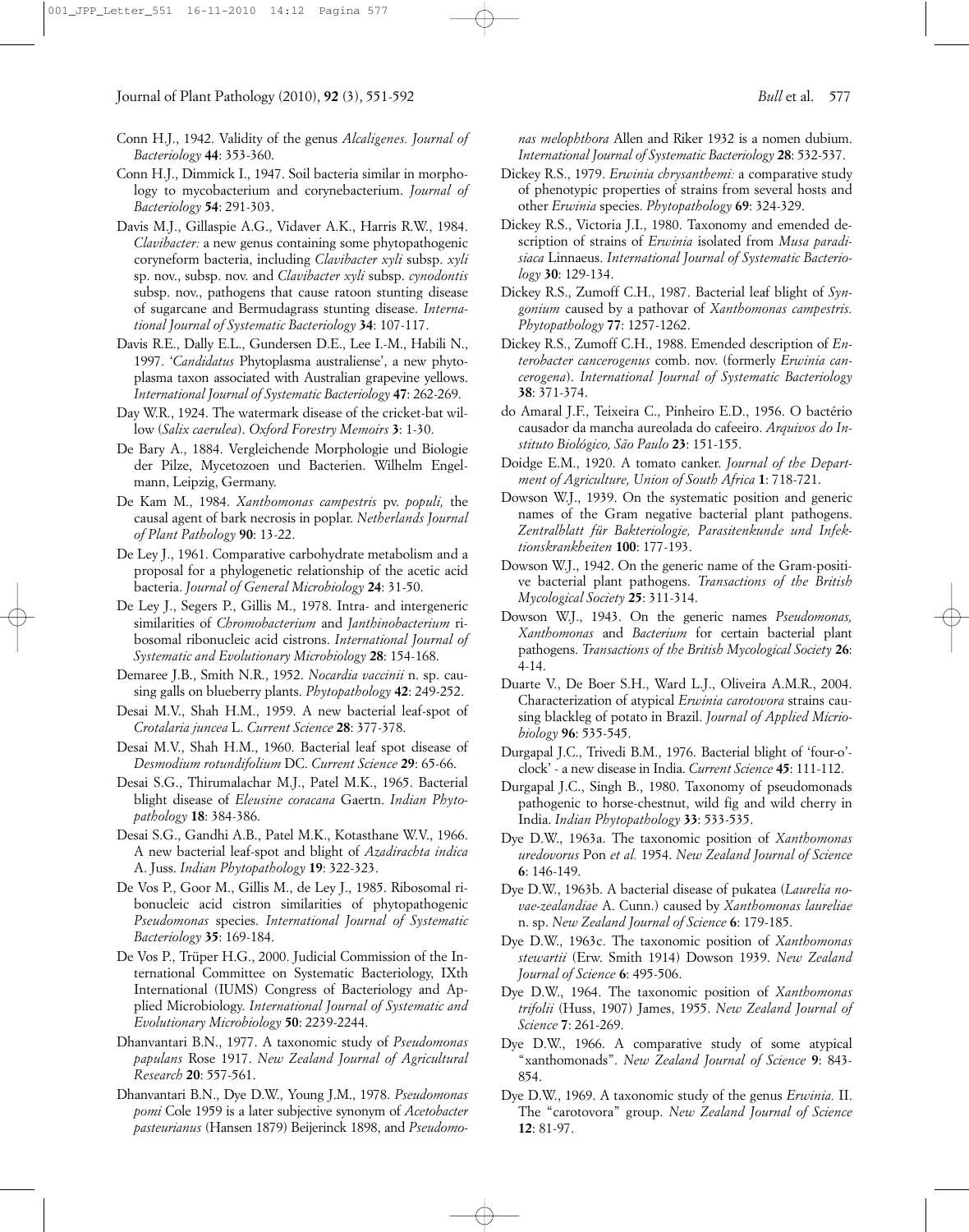Conn H.J., 1942. Validity of the genus *Alcaligenes. Journal of Bacteriology* **44**: 353-360.

Conn H.J., Dimmick I., 1947. Soil bacteria similar in morphology to mycobacterium and corynebacterium. *Journal of Bacteriology* **54**: 291-303.

Davis M.J., Gillaspie A.G., Vidaver A.K., Harris R.W., 1984. *Clavibacter:* a new genus containing some phytopathogenic coryneform bacteria, including *Clavibacter xyli* subsp. *xyli* sp. nov., subsp. nov. and *Clavibacter xyli* subsp. *cynodontis* subsp. nov., pathogens that cause ratoon stunting disease of sugarcane and Bermudagrass stunting disease. *International Journal of Systematic Bacteriology* **34**: 107-117.

Davis R.E., Dally E.L., Gundersen D.E., Lee I.-M., Habili N., 1997. '*Candidatus* Phytoplasma australiense', a new phytoplasma taxon associated with Australian grapevine yellows. *International Journal of Systematic Bacteriology* **47**: 262-269.

Day W.R., 1924. The watermark disease of the cricket-bat willow (*Salix caerulea*). *Oxford Forestry Memoirs* **3**: 1-30.

De Bary A., 1884. Vergleichende Morphologie und Biologie der Pilze, Mycetozoen und Bacterien. Wilhelm Engelmann, Leipzig, Germany.

De Kam M., 1984. *Xanthomonas campestris* pv. *populi,* the causal agent of bark necrosis in poplar. *Netherlands Journal of Plant Pathology* **90**: 13-22.

De Ley J., 1961. Comparative carbohydrate metabolism and a proposal for a phylogenetic relationship of the acetic acid bacteria. *Journal of General Microbiology* **24**: 31-50.

De Ley J., Segers P., Gillis M., 1978. Intra- and intergeneric similarities of *Chromobacterium* and *Janthinobacterium* ribosomal ribonucleic acid cistrons. *International Journal of Systematic and Evolutionary Microbiology* **28**: 154-168.

Demaree J.B., Smith N.R., 1952. *Nocardia vaccinii* n. sp. causing galls on blueberry plants. *Phytopathology* **42**: 249-252.

Desai M.V., Shah H.M., 1959. A new bacterial leaf-spot of *Crotalaria juncea* L. *Current Science* **28**: 377-378.

Desai M.V., Shah H.M., 1960. Bacterial leaf spot disease of *Desmodium rotundifolium* DC. *Current Science* **29**: 65-66.

Desai S.G., Thirumalachar M.J., Patel M.K., 1965. Bacterial blight disease of *Eleusine coracana* Gaertn. *Indian Phytopathology* **18**: 384-386.

Desai S.G., Gandhi A.B., Patel M.K., Kotasthane W.V., 1966. A new bacterial leaf-spot and blight of *Azadirachta indica* A. Juss. *Indian Phytopathology* **19**: 322-323.

De Vos P., Goor M., Gillis M., de Ley J., 1985. Ribosomal ribonucleic acid cistron similarities of phytopathogenic *Pseudomonas* species. *International Journal of Systematic Bacteriology* **35**: 169-184.

De Vos P., Trüper H.G., 2000. Judicial Commission of the International Committee on Systematic Bacteriology, IXth International (IUMS) Congress of Bacteriology and Applied Microbiology. *International Journal of Systematic and Evolutionary Microbiology* **50**: 2239-2244.

Dhanvantari B.N., 1977. A taxonomic study of *Pseudomonas papulans* Rose 1917. *New Zealand Journal of Agricultural Research* **20**: 557-561.

Dhanvantari B.N., Dye D.W., Young J.M., 1978. *Pseudomonas pomi* Cole 1959 is a later subjective synonym of *Acetobacter pasteurianus* (Hansen 1879) Beijerinck 1898, and *Pseudomonas melophthora* Allen and Riker 1932 is a nomen dubium. *International Journal of Systematic Bacteriology* **28**: 532-537.

Dickey R.S., 1979. *Erwinia chrysanthemi:* a comparative study of phenotypic properties of strains from several hosts and other *Erwinia* species. *Phytopathology* **69**: 324-329.

Dickey R.S., Victoria J.I., 1980. Taxonomy and emended description of strains of *Erwinia* isolated from *Musa paradisiaca* Linnaeus. *International Journal of Systematic Bacteriology* **30**: 129-134.

Dickey R.S., Zumoff C.H., 1987. Bacterial leaf blight of *Syngonium* caused by a pathovar of *Xanthomonas campestris. Phytopathology* **77**: 1257-1262.

Dickey R.S., Zumoff C.H., 1988. Emended description of *Enterobacter cancerogenus* comb. nov. (formerly *Erwinia cancerogena*). *International Journal of Systematic Bacteriology* **38**: 371-374.

do Amaral J.F., Teixeira C., Pinheiro E.D., 1956. O bactério causador da mancha aureolada do cafeeiro. *Arquivos do Instituto Biológico, São Paulo* **23**: 151-155.

Doidge E.M., 1920. A tomato canker. *Journal of the Department of Agriculture, Union of South Africa* **1**: 718-721.

Dowson W.J., 1939. On the systematic position and generic names of the Gram negative bacterial plant pathogens. *Zentralblatt für Bakteriologie, Parasitenkunde und Infektionskrankheiten* **100**: 177-193.

Dowson W.J., 1942. On the generic name of the Gram-positive bacterial plant pathogens. *Transactions of the British Mycological Society* **25**: 311-314.

Dowson W.J., 1943. On the generic names *Pseudomonas, Xanthomonas* and *Bacterium* for certain bacterial plant pathogens. *Transactions of the British Mycological Society* **26**: 4-14.

Duarte V., De Boer S.H., Ward L.J., Oliveira A.M.R., 2004. Characterization of atypical *Erwinia carotovora* strains causing blackleg of potato in Brazil. *Journal of Applied Microbiology* **96**: 535-545.

Durgapal J.C., Trivedi B.M., 1976. Bacterial blight of 'four-o'-clock' - a new disease in India. *Current Science* **45**: 111-112.

Durgapal J.C., Singh B., 1980. Taxonomy of pseudomonads pathogenic to horse-chestnut, wild fig and wild cherry in India. *Indian Phytopathology* **33**: 533-535.

Dye D.W., 1963a. The taxonomic position of *Xanthomonas uredovorus* Pon *et al.* 1954. *New Zealand Journal of Science* **6**: 146-149.

Dye D.W., 1963b. A bacterial disease of pukatea (*Laurelia novae-zealandiae* A. Cunn.) caused by *Xanthomonas laureliae* n. sp. *New Zealand Journal of Science* **6**: 179-185.

Dye D.W., 1963c. The taxonomic position of *Xanthomonas stewartii* (Erw. Smith 1914) Dowson 1939. *New Zealand Journal of Science* **6**: 495-506.

Dye D.W., 1964. The taxonomic position of *Xanthomonas trifolii* (Huss, 1907) James, 1955. *New Zealand Journal of Science* **7**: 261-269.

Dye D.W., 1966. A comparative study of some atypical "xanthomonads". *New Zealand Journal of Science* **9**: 843-854.

Dye D.W., 1969. A taxonomic study of the genus *Erwinia.* II. The "carotovora" group. *New Zealand Journal of Science* **12**: 81-97.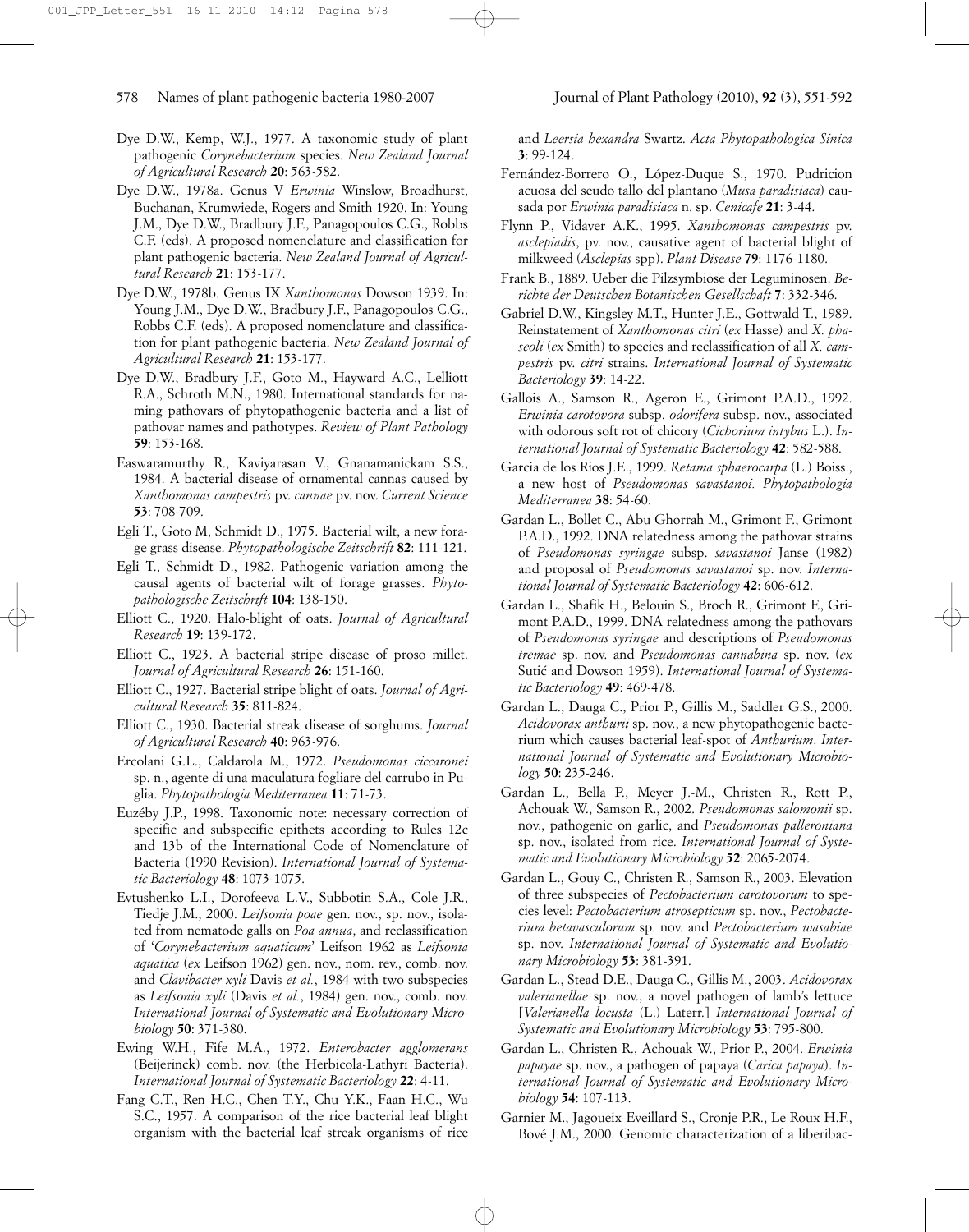Dye D.W., Kemp, W.J., 1977. A taxonomic study of plant pathogenic *Corynebacterium* species. *New Zealand Journal of Agricultural Research* **20**: 563-582.

Dye D.W., 1978a. Genus V *Erwinia* Winslow, Broadhurst, Buchanan, Krumwiede, Rogers and Smith 1920. In: Young J.M., Dye D.W., Bradbury J.F., Panagopoulos C.G., Robbs C.F. (eds). A proposed nomenclature and classification for plant pathogenic bacteria. *New Zealand Journal of Agricultural Research* **21**: 153-177.

Dye D.W., 1978b. Genus IX *Xanthomonas* Dowson 1939. In: Young J.M., Dye D.W., Bradbury J.F., Panagopoulos C.G., Robbs C.F. (eds). A proposed nomenclature and classification for plant pathogenic bacteria. *New Zealand Journal of Agricultural Research* **21**: 153-177.

Dye D.W., Bradbury J.F., Goto M., Hayward A.C., Lelliott R.A., Schroth M.N., 1980. International standards for naming pathovars of phytopathogenic bacteria and a list of pathovar names and pathotypes. *Review of Plant Pathology* **59**: 153-168.

Easwaramurthy R., Kaviyarasan V., Gnanamanickam S.S., 1984. A bacterial disease of ornamental cannas caused by *Xanthomonas campestris* pv. *cannae* pv. nov. *Current Science* **53**: 708-709.

Egli T., Goto M, Schmidt D., 1975. Bacterial wilt, a new forage grass disease. *Phytopathologische Zeitschrift* **82**: 111-121.

Egli T., Schmidt D., 1982. Pathogenic variation among the causal agents of bacterial wilt of forage grasses. *Phytopathologische Zeitschrift* **104**: 138-150.

Elliott C., 1920. Halo-blight of oats. *Journal of Agricultural Research* **19**: 139-172.

Elliott C., 1923. A bacterial stripe disease of proso millet. *Journal of Agricultural Research* **26**: 151-160.

Elliott C., 1927. Bacterial stripe blight of oats. *Journal of Agricultural Research* **35**: 811-824.

Elliott C., 1930. Bacterial streak disease of sorghums. *Journal of Agricultural Research* **40**: 963-976.

Ercolani G.L., Caldarola M., 1972. *Pseudomonas ciccaronei* sp. n., agente di una maculatura fogliare del carrubo in Puglia. *Phytopathologia Mediterranea* **11**: 71-73.

Euzéby J.P., 1998. Taxonomic note: necessary correction of specific and subspecific epithets according to Rules 12c and 13b of the International Code of Nomenclature of Bacteria (1990 Revision). *International Journal of Systematic Bacteriology* **48**: 1073-1075.

Evtushenko L.I., Dorofeeva L.V., Subbotin S.A., Cole J.R., Tiedje J.M., 2000. *Leifsonia poae* gen. nov., sp. nov., isolated from nematode galls on *Poa annua*, and reclassification of '*Corynebacterium aquaticum*' Leifson 1962 as *Leifsonia aquatica* (*ex* Leifson 1962) gen. nov., nom. rev., comb. nov. and *Clavibacter xyli* Davis *et al.*, 1984 with two subspecies as *Leifsonia xyli* (Davis *et al.*, 1984) gen. nov., comb. nov. *International Journal of Systematic and Evolutionary Microbiology* **50**: 371-380.

Ewing W.H., Fife M.A., 1972. *Enterobacter agglomerans* (Beijerinck) comb. nov. (the Herbicola-Lathyri Bacteria). *International Journal of Systematic Bacteriology* **22**: 4-11.

Fang C.T., Ren H.C., Chen T.Y., Chu Y.K., Faan H.C., Wu S.C., 1957. A comparison of the rice bacterial leaf blight organism with the bacterial leaf streak organisms of rice and *Leersia hexandra* Swartz. *Acta Phytopathologica Sinica* **3**: 99-124.

Fernández-Borrero O., López-Duque S., 1970. Pudricion acuosa del seudo tallo del plantano (*Musa paradisiaca*) causada por *Erwinia paradisiaca* n. sp. *Cenicafe* **21**: 3-44.

Flynn P., Vidaver A.K., 1995. *Xanthomonas campestris* pv. *asclepiadis*, pv. nov., causative agent of bacterial blight of milkweed (*Asclepias* spp). *Plant Disease* **79**: 1176-1180.

Frank B., 1889. Ueber die Pilzsymbiose der Leguminosen. *Berichte der Deutschen Botanischen Gesellschaft* **7**: 332-346.

Gabriel D.W., Kingsley M.T., Hunter J.E., Gottwald T., 1989. Reinstatement of *Xanthomonas citri* (*ex* Hasse) and *X. phaseoli* (*ex* Smith) to species and reclassification of all *X. campestris* pv. *citri* strains. *International Journal of Systematic Bacteriology* **39**: 14-22.

Gallois A., Samson R., Ageron E., Grimont P.A.D., 1992. *Erwinia carotovora* subsp. *odorifera* subsp. nov., associated with odorous soft rot of chicory (*Cichorium intybus* L.). *International Journal of Systematic Bacteriology* **42**: 582-588.

Garcia de los Rios J.E., 1999. *Retama sphaerocarpa* (L.) Boiss., a new host of *Pseudomonas savastanoi. Phytopathologia Mediterranea* **38**: 54-60.

Gardan L., Bollet C., Abu Ghorrah M., Grimont F., Grimont P.A.D., 1992. DNA relatedness among the pathovar strains of *Pseudomonas syringae* subsp. *savastanoi* Janse (1982) and proposal of *Pseudomonas savastanoi* sp. nov. *International Journal of Systematic Bacteriology* **42**: 606-612.

Gardan L., Shafik H., Belouin S., Broch R., Grimont F., Grimont P.A.D., 1999. DNA relatedness among the pathovars of *Pseudomonas syringae* and descriptions of *Pseudomonas tremae* sp. nov. and *Pseudomonas cannabina* sp. nov. (*ex* Sutić and Dowson 1959). *International Journal of Systematic Bacteriology* **49**: 469-478.

Gardan L., Dauga C., Prior P., Gillis M., Saddler G.S., 2000. *Acidovorax anthurii* sp. nov., a new phytopathogenic bacterium which causes bacterial leaf-spot of *Anthurium*. *International Journal of Systematic and Evolutionary Microbiology* **50**: 235-246.

Gardan L., Bella P., Meyer J.-M., Christen R., Rott P., Achouak W., Samson R., 2002. *Pseudomonas salomonii* sp. nov., pathogenic on garlic, and *Pseudomonas palleroniana* sp. nov., isolated from rice. *International Journal of Systematic and Evolutionary Microbiology* **52**: 2065-2074.

Gardan L., Gouy C., Christen R., Samson R., 2003. Elevation of three subspecies of *Pectobacterium carotovorum* to species level: *Pectobacterium atrosepticum* sp. nov., *Pectobacterium betavasculorum* sp. nov. and *Pectobacterium wasabiae* sp. nov. *International Journal of Systematic and Evolutionary Microbiology* **53**: 381-391.

Gardan L., Stead D.E., Dauga C., Gillis M., 2003. *Acidovorax valerianellae* sp. nov., a novel pathogen of lamb's lettuce [*Valerianella locusta* (L.) Laterr.] *International Journal of Systematic and Evolutionary Microbiology* **53**: 795-800.

Gardan L., Christen R., Achouak W., Prior P., 2004. *Erwinia papayae* sp. nov., a pathogen of papaya (*Carica papaya*). *International Journal of Systematic and Evolutionary Microbiology* **54**: 107-113.

Garnier M., Jagoueix-Eveillard S., Cronje P.R., Le Roux H.F., Bové J.M., 2000. Genomic characterization of a liberibac-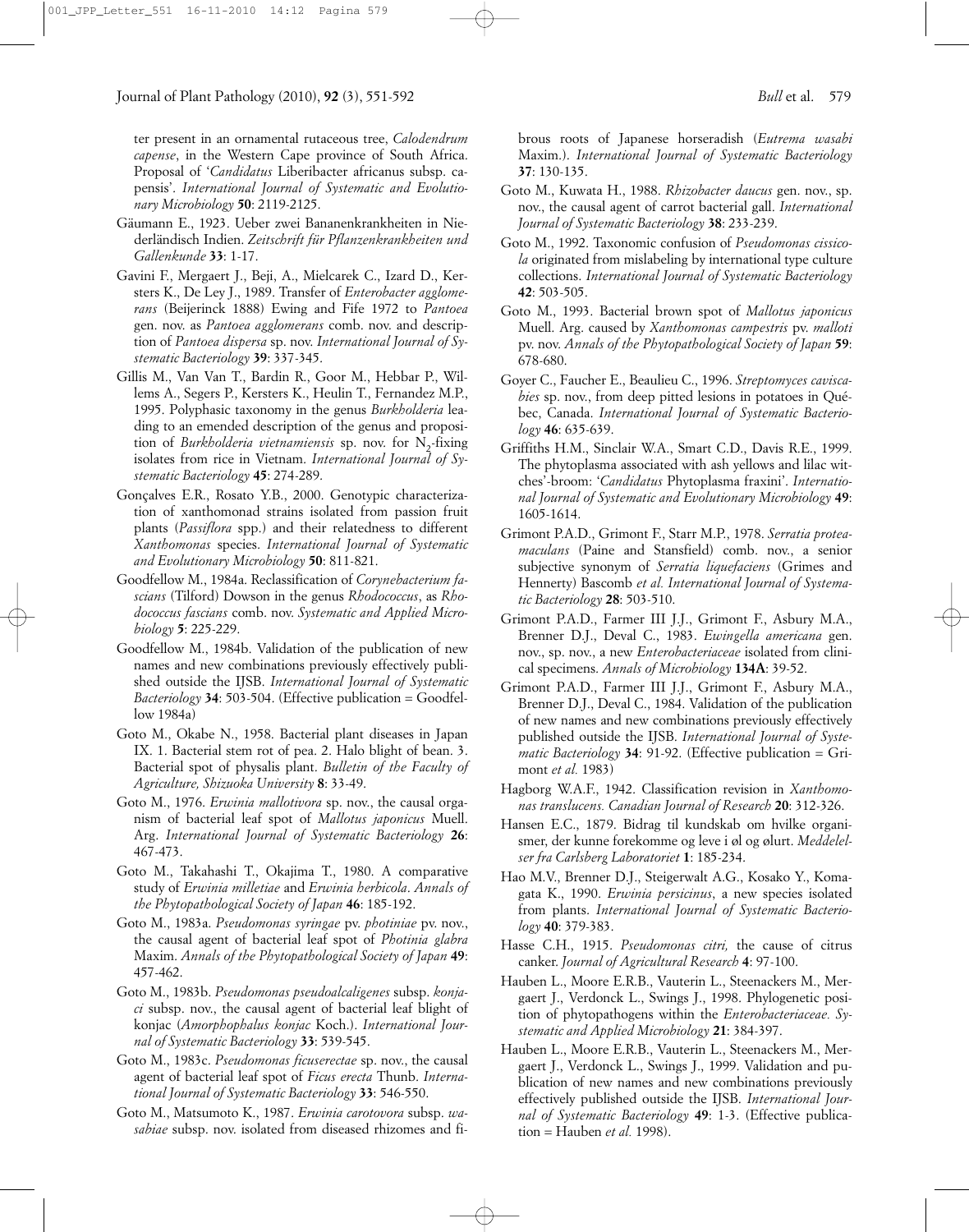ter present in an ornamental rutaceous tree, *Calodendrum capense*, in the Western Cape province of South Africa. Proposal of '*Candidatus* Liberibacter africanus subsp. capensis'. *International Journal of Systematic and Evolutionary Microbiology* **50**: 2119-2125.

Gäumann E., 1923. Ueber zwei Bananenkrankheiten in Niederländisch Indien. *Zeitschrift für Pflanzenkrankheiten und Gallenkunde* **33**: 1-17.

Gavini F., Mergaert J., Beji, A., Mielcarek C., Izard D., Kersters K., De Ley J., 1989. Transfer of *Enterobacter agglomerans* (Beijerinck 1888) Ewing and Fife 1972 to *Pantoea* gen. nov. as *Pantoea agglomerans* comb. nov. and description of *Pantoea dispersa* sp. nov. *International Journal of Systematic Bacteriology* **39**: 337-345.

Gillis M., Van Van T., Bardin R., Goor M., Hebbar P., Willems A., Segers P., Kersters K., Heulin T., Fernandez M.P., 1995. Polyphasic taxonomy in the genus *Burkholderia* leading to an emended description of the genus and proposition of *Burkholderia vietnamiensis* sp. nov. for $N_2$-fixing isolates from rice in Vietnam. *International Journal of Systematic Bacteriology* **45**: 274-289.

Gonçalves E.R., Rosato Y.B., 2000. Genotypic characterization of xanthomonad strains isolated from passion fruit plants (*Passiflora* spp.) and their relatedness to different *Xanthomonas* species. *International Journal of Systematic and Evolutionary Microbiology* **50**: 811-821.

Goodfellow M., 1984a. Reclassification of *Corynebacterium fascians* (Tilford) Dowson in the genus *Rhodococcus*, as *Rhodococcus fascians* comb. nov. *Systematic and Applied Microbiology* **5**: 225-229.

Goodfellow M., 1984b. Validation of the publication of new names and new combinations previously effectively published outside the IJSB. *International Journal of Systematic Bacteriology* **34**: 503-504. (Effective publication = Goodfellow 1984a)

Goto M., Okabe N., 1958. Bacterial plant diseases in Japan IX. 1. Bacterial stem rot of pea. 2. Halo blight of bean. 3. Bacterial spot of physalis plant. *Bulletin of the Faculty of Agriculture, Shizuoka University* **8**: 33-49.

Goto M., 1976. *Erwinia mallotivora* sp. nov., the causal organism of bacterial leaf spot of *Mallotus japonicus* Muell. Arg. *International Journal of Systematic Bacteriology* **26**: 467-473.

Goto M., Takahashi T., Okajima T., 1980. A comparative study of *Erwinia milletiae* and *Erwinia herbicola*. *Annals of the Phytopathological Society of Japan* **46**: 185-192.

Goto M., 1983a. *Pseudomonas syringae* pv. *photiniae* pv. nov., the causal agent of bacterial leaf spot of *Photinia glabra* Maxim. *Annals of the Phytopathological Society of Japan* **49**: 457-462.

Goto M., 1983b. *Pseudomonas pseudoalcaligenes* subsp. *konjaci* subsp. nov., the causal agent of bacterial leaf blight of konjac (*Amorphophalus konjac* Koch.). *International Journal of Systematic Bacteriology* **33**: 539-545.

Goto M., 1983c. *Pseudomonas ficuserectae* sp. nov., the causal agent of bacterial leaf spot of *Ficus erecta* Thunb. *International Journal of Systematic Bacteriology* **33**: 546-550.

Goto M., Matsumoto K., 1987. *Erwinia carotovora* subsp. *wasabiae* subsp. nov. isolated from diseased rhizomes and fibrous roots of Japanese horseradish (*Eutrema wasabi* Maxim.). *International Journal of Systematic Bacteriology* **37**: 130-135.

Goto M., Kuwata H., 1988. *Rhizobacter daucus* gen. nov., sp. nov., the causal agent of carrot bacterial gall. *International Journal of Systematic Bacteriology* **38**: 233-239.

Goto M., 1992. Taxonomic confusion of *Pseudomonas cissicola* originated from mislabeling by international type culture collections. *International Journal of Systematic Bacteriology* **42**: 503-505.

Goto M., 1993. Bacterial brown spot of *Mallotus japonicus* Muell. Arg. caused by *Xanthomonas campestris* pv. *malloti* pv. nov. *Annals of the Phytopathological Society of Japan* **59**: 678-680.

Goyer C., Faucher E., Beaulieu C., 1996. *Streptomyces caviscabies* sp. nov., from deep pitted lesions in potatoes in Québec, Canada. *International Journal of Systematic Bacteriology* **46**: 635-639.

Griffiths H.M., Sinclair W.A., Smart C.D., Davis R.E., 1999. The phytoplasma associated with ash yellows and lilac witches'-broom: '*Candidatus* Phytoplasma fraxini'. *International Journal of Systematic and Evolutionary Microbiology* **49**: 1605-1614.

Grimont P.A.D., Grimont F., Starr M.P., 1978. *Serratia proteamaculans* (Paine and Stansfield) comb. nov., a senior subjective synonym of *Serratia liquefaciens* (Grimes and Hennerty) Bascomb *et al. International Journal of Systematic Bacteriology* **28**: 503-510.

Grimont P.A.D., Farmer III J.J., Grimont F., Asbury M.A., Brenner D.J., Deval C., 1983. *Ewingella americana* gen. nov., sp. nov., a new *Enterobacteriaceae* isolated from clinical specimens. *Annals of Microbiology* **134A**: 39-52.

Grimont P.A.D., Farmer III J.J., Grimont F., Asbury M.A., Brenner D.J., Deval C., 1984. Validation of the publication of new names and new combinations previously effectively published outside the IJSB. *International Journal of Systematic Bacteriology* **34**: 91-92. (Effective publication = Grimont *et al.* 1983)

Hagborg W.A.F., 1942. Classification revision in *Xanthomonas translucens. Canadian Journal of Research* **20**: 312-326.

Hansen E.C., 1879. Bidrag til kundskab om hvilke organismer, der kunne forekomme og leve i øl og ølurt. *Meddelelser fra Carlsberg Laboratoriet* **1**: 185-234.

Hao M.V., Brenner D.J., Steigerwalt A.G., Kosako Y., Komagata K., 1990. *Erwinia persicinus*, a new species isolated from plants. *International Journal of Systematic Bacteriology* **40**: 379-383.

Hasse C.H., 1915. *Pseudomonas citri,* the cause of citrus canker. *Journal of Agricultural Research* **4**: 97-100.

Hauben L., Moore E.R.B., Vauterin L., Steenackers M., Mergaert J., Verdonck L., Swings J., 1998. Phylogenetic position of phytopathogens within the *Enterobacteriaceae. Systematic and Applied Microbiology* **21**: 384-397.

Hauben L., Moore E.R.B., Vauterin L., Steenackers M., Mergaert J., Verdonck L., Swings J., 1999. Validation and publication of new names and new combinations previously effectively published outside the IJSB. *International Journal of Systematic Bacteriology* **49**: 1-3. (Effective publication = Hauben *et al.* 1998).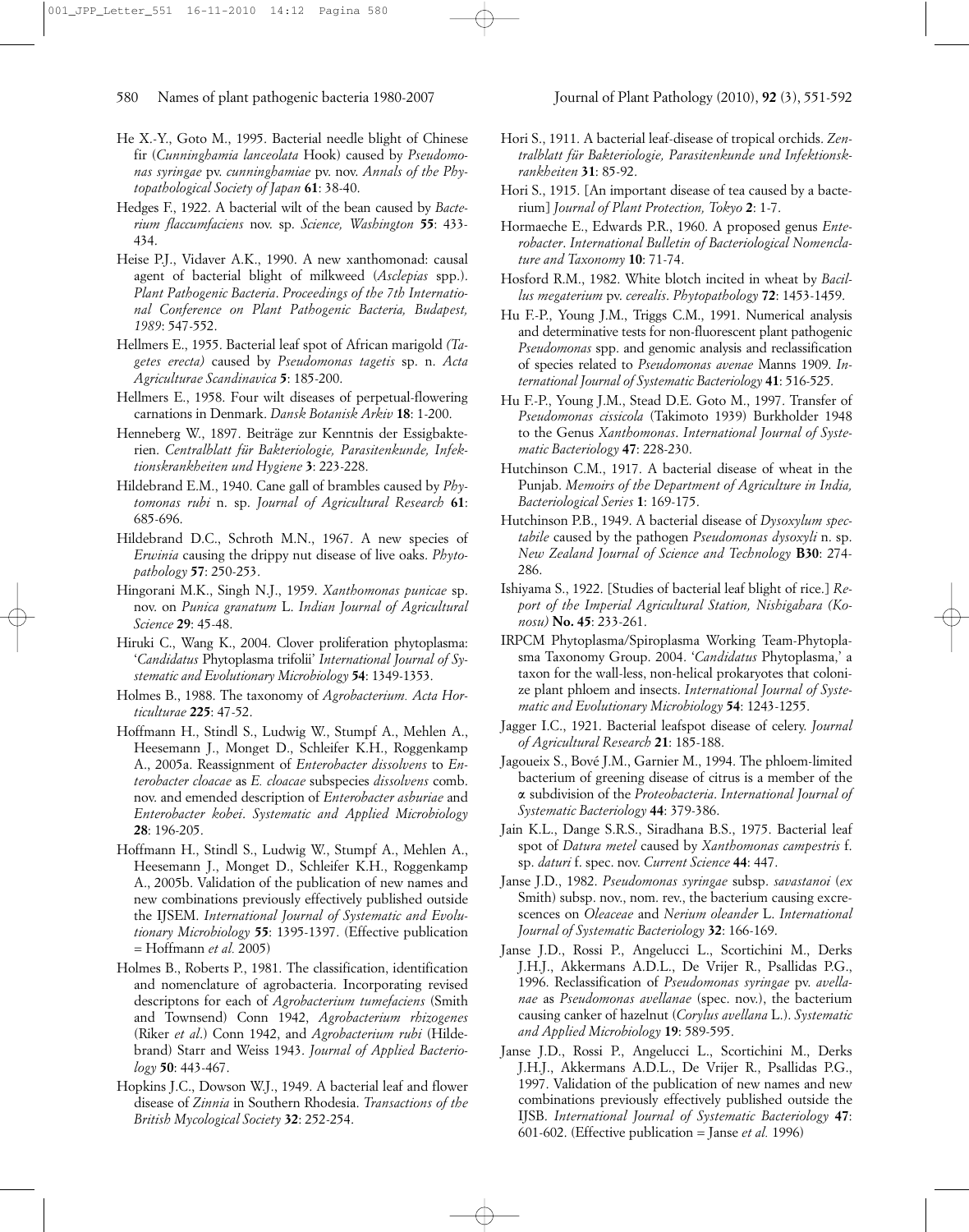He X.-Y., Goto M., 1995. Bacterial needle blight of Chinese fir (*Cunninghamia lanceolata* Hook) caused by *Pseudomonas syringae* pv. *cunninghamiae* pv. nov. *Annals of the Phytopathological Society of Japan* **61**: 38-40.

Hedges F., 1922. A bacterial wilt of the bean caused by *Bacterium flaccumfaciens* nov. sp. *Science, Washington* **55**: 433-434.

Heise P.J., Vidaver A.K., 1990. A new xanthomonad: causal agent of bacterial blight of milkweed (*Asclepias* spp.). *Plant Pathogenic Bacteria. Proceedings of the 7th International Conference on Plant Pathogenic Bacteria, Budapest, 1989*: 547-552.

Hellmers E., 1955. Bacterial leaf spot of African marigold *(Tagetes erecta)* caused by *Pseudomonas tagetis* sp. n. *Acta Agriculturae Scandinavica* **5**: 185-200.

Hellmers E., 1958. Four wilt diseases of perpetual-flowering carnations in Denmark. *Dansk Botanisk Arkiv* **18**: 1-200.

Henneberg W., 1897. Beiträge zur Kenntnis der Essigbakterien. *Centralblatt für Bakteriologie, Parasitenkunde, Infektionskrankheiten und Hygiene* **3**: 223-228.

Hildebrand E.M., 1940. Cane gall of brambles caused by *Phytomonas rubi* n. sp. *Journal of Agricultural Research* **61**: 685-696.

Hildebrand D.C., Schroth M.N., 1967. A new species of *Erwinia* causing the drippy nut disease of live oaks. *Phytopathology* **57**: 250-253.

Hingorani M.K., Singh N.J., 1959. *Xanthomonas punicae* sp. nov. on *Punica granatum* L. *Indian Journal of Agricultural Science* **29**: 45-48.

Hiruki C., Wang K., 2004. Clover proliferation phytoplasma: '*Candidatus* Phytoplasma trifolii' *International Journal of Systematic and Evolutionary Microbiology* **54**: 1349-1353.

Holmes B., 1988. The taxonomy of *Agrobacterium. Acta Horticulturae* **225**: 47-52.

Hoffmann H., Stindl S., Ludwig W., Stumpf A., Mehlen A., Heesemann J., Monget D., Schleifer K.H., Roggenkamp A., 2005a. Reassignment of *Enterobacter dissolvens* to *Enterobacter cloacae* as *E. cloacae* subspecies *dissolvens* comb. nov. and emended description of *Enterobacter asburiae* and *Enterobacter kobei*. *Systematic and Applied Microbiology* **28**: 196-205.

Hoffmann H., Stindl S., Ludwig W., Stumpf A., Mehlen A., Heesemann J., Monget D., Schleifer K.H., Roggenkamp A., 2005b. Validation of the publication of new names and new combinations previously effectively published outside the IJSEM. *International Journal of Systematic and Evolutionary Microbiology* **55**: 1395-1397. (Effective publication = Hoffmann *et al.* 2005)

Holmes B., Roberts P., 1981. The classification, identification and nomenclature of agrobacteria. Incorporating revised descriptons for each of *Agrobacterium tumefaciens* (Smith and Townsend) Conn 1942, *Agrobacterium rhizogenes* (Riker *et al*.) Conn 1942, and *Agrobacterium rubi* (Hildebrand) Starr and Weiss 1943. *Journal of Applied Bacteriology* **50**: 443-467.

Hopkins J.C., Dowson W.J., 1949. A bacterial leaf and flower disease of *Zinnia* in Southern Rhodesia. *Transactions of the British Mycological Society* **32**: 252-254.

Hori S., 1911. A bacterial leaf-disease of tropical orchids. *Zentralblatt für Bakteriologie, Parasitenkunde und Infektionskrankheiten* **31**: 85-92.

Hori S., 1915. [An important disease of tea caused by a bacterium] *Journal of Plant Protection, Tokyo* **2**: 1-7.

Hormaeche E., Edwards P.R., 1960. A proposed genus *Enterobacter*. *International Bulletin of Bacteriological Nomenclature and Taxonomy* **10**: 71-74.

Hosford R.M., 1982. White blotch incited in wheat by *Bacillus megaterium* pv. *cerealis*. *Phytopathology* **72**: 1453-1459.

Hu F.-P., Young J.M., Triggs C.M., 1991. Numerical analysis and determinative tests for non-fluorescent plant pathogenic *Pseudomonas* spp. and genomic analysis and reclassification of species related to *Pseudomonas avenae* Manns 1909. *International Journal of Systematic Bacteriology* **41**: 516-525.

Hu F.-P., Young J.M., Stead D.E. Goto M., 1997. Transfer of *Pseudomonas cissicola* (Takimoto 1939) Burkholder 1948 to the Genus *Xanthomonas*. *International Journal of Systematic Bacteriology* **47**: 228-230.

Hutchinson C.M., 1917. A bacterial disease of wheat in the Punjab. *Memoirs of the Department of Agriculture in India, Bacteriological Series* **1**: 169-175.

Hutchinson P.B., 1949. A bacterial disease of *Dysoxylum spectabile* caused by the pathogen *Pseudomonas dysoxyli* n. sp. *New Zealand Journal of Science and Technology* **B30**: 274-286.

Ishiyama S., 1922. [Studies of bacterial leaf blight of rice.] *Report of the Imperial Agricultural Station, Nishigahara (Konosu)* **No. 45**: 233-261.

IRPCM Phytoplasma/Spiroplasma Working Team-Phytoplasma Taxonomy Group. 2004. '*Candidatus* Phytoplasma,' a taxon for the wall-less, non-helical prokaryotes that colonize plant phloem and insects. *International Journal of Systematic and Evolutionary Microbiology* **54**: 1243-1255.

Jagger I.C., 1921. Bacterial leafspot disease of celery. *Journal of Agricultural Research* **21**: 185-188.

Jagoueix S., Bové J.M., Garnier M., 1994. The phloem-limited bacterium of greening disease of citrus is a member of the α subdivision of the *Proteobacteria*. *International Journal of Systematic Bacteriology* **44**: 379-386.

Jain K.L., Dange S.R.S., Siradhana B.S., 1975. Bacterial leaf spot of *Datura metel* caused by *Xanthomonas campestris* f. sp. *daturi* f. spec. nov. *Current Science* **44**: 447.

Janse J.D., 1982. *Pseudomonas syringae* subsp. *savastanoi* (*ex* Smith) subsp. nov., nom. rev., the bacterium causing excrescences on *Oleaceae* and *Nerium oleander* L. *International Journal of Systematic Bacteriology* **32**: 166-169.

Janse J.D., Rossi P., Angelucci L., Scortichini M., Derks J.H.J., Akkermans A.D.L., De Vrijer R., Psallidas P.G., 1996. Reclassification of *Pseudomonas syringae* pv. *avellanae* as *Pseudomonas avellanae* (spec. nov.), the bacterium causing canker of hazelnut (*Corylus avellana* L.). *Systematic and Applied Microbiology* **19**: 589-595.

Janse J.D., Rossi P., Angelucci L., Scortichini M., Derks J.H.J., Akkermans A.D.L., De Vrijer R., Psallidas P.G., 1997. Validation of the publication of new names and new combinations previously effectively published outside the IJSB. *International Journal of Systematic Bacteriology* **47**: 601-602. (Effective publication = Janse *et al.* 1996)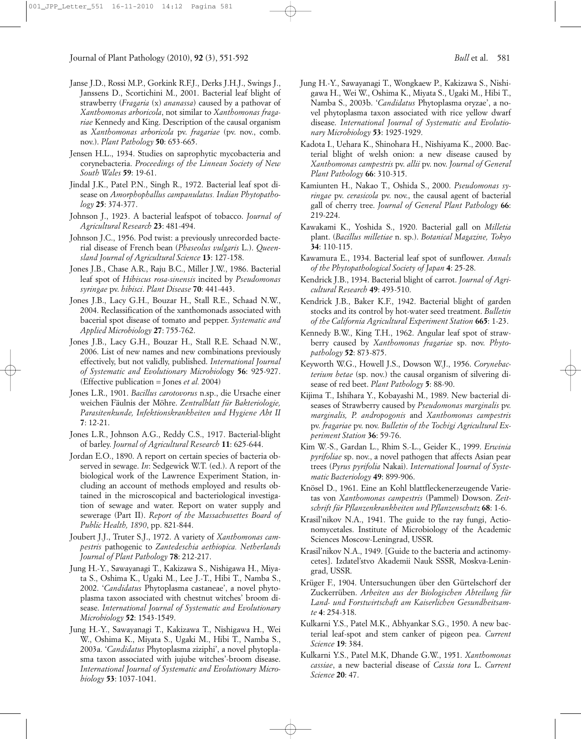Janse J.D., Rossi M.P., Gorkink R.F.J., Derks J.H.J., Swings J., Janssens D., Scortichini M., 2001. Bacterial leaf blight of strawberry (*Fragaria* (x) *ananassa*) caused by a pathovar of *Xanthomonas arboricola*, not similar to *Xanthomonas fragariae* Kennedy and King. Description of the causal organism as *Xanthomonas arboricola* pv. *fragariae* (pv. nov., comb. nov.). *Plant Pathology* **50**: 653-665.

Jensen H.L., 1934. Studies on saprophytic mycobacteria and corynebacteria. *Proceedings of the Linnean Society of New South Wales* **59**: 19-61.

Jindal J.K., Patel P.N., Singh R., 1972. Bacterial leaf spot disease on *Amorphophallus campanulatus. Indian Phytopathology* **25**: 374-377.

Johnson J., 1923. A bacterial leafspot of tobacco. *Journal of Agricultural Research* **23**: 481-494.

Johnson J.C., 1956. Pod twist: a previously unrecorded bacterial disease of French bean (*Phaseolus vulgaris* L.). *Queensland Journal of Agricultural Science* **13**: 127-158.

Jones J.B., Chase A.R., Raju B.C., Miller J.W., 1986. Bacterial leaf spot of *Hibiscus rosa-sinensis* incited by *Pseudomonas syringae* pv. *hibisci*. *Plant Disease* **70**: 441-443.

Jones J.B., Lacy G.H., Bouzar H., Stall R.E., Schaad N.W., 2004. Reclassification of the xanthomonads associated with bacerial spot disease of tomato and pepper. *Systematic and Applied Microbiology* **27**: 755-762.

Jones J.B., Lacy G.H., Bouzar H., Stall R.E. Schaad N.W., 2006. List of new names and new combinations previously effectively, but not validly, published. *International Journal of Systematic and Evolutionary Microbiol*ogy **56**: 925-927. (Effective publication = Jones *et al.* 2004)

Jones L.R., 1901. *Bacillus carotovorus* n.sp., die Ursache einer weichen Fäulnis der Möhre. *Zentralblatt für Bakteriologie, Parasitenkunde, Infektionskrankheiten und Hygiene Abt II* **7**: 12-21.

Jones L.R., Johnson A.G., Reddy C.S., 1917. Bacterial-blight of barley. *Journal of Agricultural Research* **11**: 625-644.

Jordan E.O., 1890. A report on certain species of bacteria observed in sewage. *In*: Sedgewick W.T. (ed.). A report of the biological work of the Lawrence Experiment Station, including an account of methods employed and results obtained in the microscopical and bacteriological investigation of sewage and water. Report on water supply and sewerage (Part II). *Report of the Massachusettes Board of Public Health, 1890*, pp. 821-844.

Joubert J.J., Truter S.J., 1972. A variety of *Xanthomonas campestris* pathogenic to *Zantedeschia aethiopica. Netherlands Journal of Plant Pathology* **78**: 212-217.

Jung H.-Y., Sawayanagi T., Kakizawa S., Nishigawa H., Miyata S., Oshima K., Ugaki M., Lee J.-T., Hibi T., Namba S., 2002. '*Candidatus* Phytoplasma castaneae', a novel phytoplasma taxon associated with chestnut witches' broom disease. *International Journal of Systematic and Evolutionary Microbiology* **52**: 1543-1549.

Jung H.-Y., Sawayanagi T., Kakizawa T., Nishigawa H., Wei W., Oshima K., Miyata S., Ugaki M., Hibi T., Namba S., 2003a. '*Candidatus* Phytoplasma ziziphi', a novel phytoplasma taxon associated with jujube witches'-broom disease. *International Journal of Systematic and Evolutionary Microbiology* **53**: 1037-1041.

Jung H.-Y., Sawayanagi T., Wongkaew P., Kakizawa S., Nishigawa H., Wei W., Oshima K., Miyata S., Ugaki M., Hibi T., Namba S., 2003b. '*Candidatus* Phytoplasma oryzae', a novel phytoplasma taxon associated with rice yellow dwarf disease. *International Journal of Systematic and Evolutionary Microbiology* **53**: 1925-1929.

Kadota I., Uehara K., Shinohara H., Nishiyama K., 2000. Bacterial blight of welsh onion: a new disease caused by *Xanthomonas campestris* pv. *allii* pv. nov. *Journal of General Plant Pathology* **66**: 310-315.

Kamiunten H., Nakao T., Oshida S., 2000. *Pseudomonas syringae* pv. *cerasicola* pv. nov., the causal agent of bacterial gall of cherry tree. *Journal of General Plant Pathology* **66**: 219-224.

Kawakami K., Yoshida S., 1920. Bacterial gall on *Milletia* plant. (*Bacillus milletiae* n. sp.). *Botanical Magazine, Tokyo* **34**: 110-115.

Kawamura E., 1934. Bacterial leaf spot of sunflower. *Annals of the Phytopathological Society of Japan* **4**: 25-28.

Kendrick J.B., 1934. Bacterial blight of carrot. *Journal of Agricultural Research* **49**: 493-510.

Kendrick J.B., Baker K.F., 1942. Bacterial blight of garden stocks and its control by hot-water seed treatment. *Bulletin of the California Agricultural Experiment Station* **665**: 1-23.

Kennedy B.W., King T.H., 1962. Angular leaf spot of strawberry caused by *Xanthomonas fragariae* sp. nov. *Phytopathology* **52**: 873-875.

Keyworth W.G., Howell J.S., Dowson W.J., 1956. *Corynebacterium betae* (sp. nov.) the causal organism of silvering disease of red beet. *Plant Pathology* **5**: 88-90.

Kijima T., Ishihara Y., Kobayashi M., 1989. New bacterial diseases of Strawberry caused by *Pseudomonas marginalis* pv. *marginalis, P. andropogonis* and *Xanthomonas campestris* pv. *fragariae* pv. nov. *Bulletin of the Tochigi Agricultural Experiment Station* **36**: 59-76.

Kim W.-S., Gardan L., Rhim S.-L., Geider K., 1999. *Erwinia pyrifoliae* sp. nov., a novel pathogen that affects Asian pear trees (*Pyrus pyrifolia* Nakai). *International Journal of Systematic Bacteriology* **49**: 899-906.

Knösel D., 1961. Eine an Kohl blattfleckenerzeugende Varietas von *Xanthomonas campestris* (Pammel) Dowson. *Zeitschrift für Pflanzenkrankheiten und Pflanzenschutz* **68**: 1-6.

Krasil'nikov N.A., 1941. The guide to the ray fungi, Actionomycetales. Institute of Microbiology of the Academic Sciences Moscow-Leningrad, USSR.

Krasil'nikov N.A., 1949. [Guide to the bacteria and actinomycetes]. Izdatel'stvo Akademii Nauk SSSR, Moskva-Leningrad, USSR.

Krüger F., 1904. Untersuchungen über den Gürtelschorf der Zuckerrüben. *Arbeiten aus der Biologischen Abteilung für Land- und Forstwirtschaft am Kaiserlichen Gesundheitsamte* **4**: 254-318.

Kulkarni Y.S., Patel M.K., Abhyankar S.G., 1950. A new bacterial leaf-spot and stem canker of pigeon pea. *Current Science* **19**: 384.

Kulkarni Y.S., Patel M.K, Dhande G.W., 1951. *Xanthomonas cassiae*, a new bacterial disease of *Cassia tora* L. *Current Science* **20**: 47.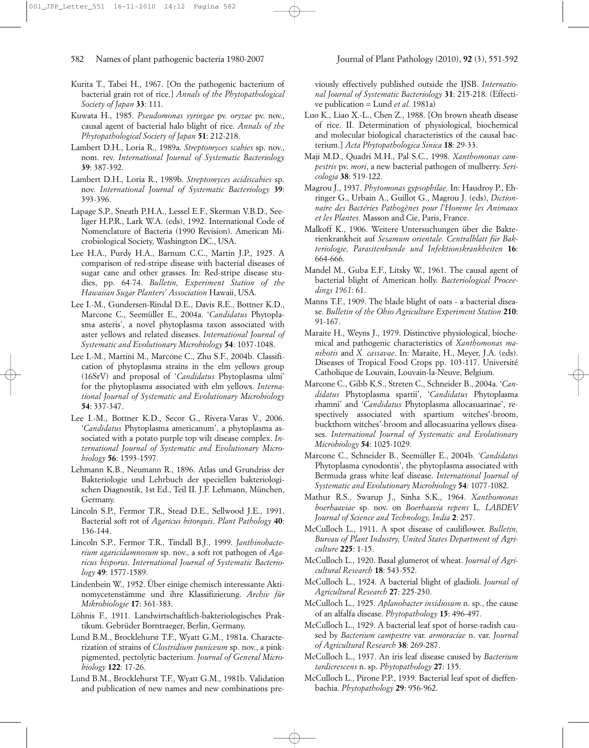Kurita T., Tabei H., 1967. [On the pathogenic bacterium of bacterial grain rot of rice.] *Annals of the Phytopathological Society of Japan* **33**: 111.

Kuwata H., 1985. *Pseudomonas syringae* pv. *oryzae* pv. nov., causal agent of bacterial halo blight of rice. *Annals of the Phytopathological Society of Japan* **51**: 212-218.

Lambert D.H., Loria R., 1989a. *Streptomyces scabies* sp. nov., nom. rev. *International Journal of Systematic Bacteriology* **39**: 387-392.

Lambert D.H., Loria R., 1989b. *Streptomyces acidiscabies* sp. nov. *International Journal of Systematic Bacteriology* **39**: 393-396.

Lapage S.P., Sneath P.H.A., Lessel E.F., Skerman V.B.D., Seeliger H.P.R., Lark W.A. (eds), 1992. International Code of Nomenclature of Bacteria (1990 Revision). American Microbiological Society, Washington DC, USA.

Lee H.A., Purdy H.A., Barnum C.C., Martin J.P., 1925. A comparison of red-stripe disease with bacterial diseases of sugar cane and other grasses. In: Red-stripe disease studies, pp. 64-74. *Bulletin, Experiment Station of the Hawaiian Sugar Planters' Association* Hawaii, USA.

Lee I.-M., Gundersen-Rindal D.E., Davis R.E., Bottner K.D., Marcone C., Seemüller E., 2004a. '*Candidatus* Phytoplasma asteris', a novel phytoplasma taxon associated with aster yellows and related diseases. *International Journal of Systematic and Evolutionary Microbiology* **54**: 1037-1048.

Lee I.-M., Martini M., Marcone C., Zhu S.F., 2004b. Classification of phytoplasma strains in the elm yellows group (16SrV) and proposal of '*Candidatus* Phytoplasma ulmi' for the phytoplasma associated with elm yellows. *International Journal of Systematic and Evolutionary Microbiology* **54**: 337-347.

Lee I.-M., Bottner K.D., Secor G., Rivera-Varas V., 2006. '*Candidatus* Phytoplasma americanum', a phytoplasma associated with a potato purple top wilt disease complex. *International Journal of Systematic and Evolutionary Microbiology* **56**: 1593-1597.

Lehmann K.B., Neumann R., 1896. Atlas und Grundriss der Bakteriologie und Lehrbuch der speciellen bakteriologischen Diagnostik, 1st Ed., Teil II. J.F. Lehmann, München, Germany.

Lincoln S.P., Fermor T.R., Stead D.E., Sellwood J.E., 1991. Bacterial soft rot of *Agaricus bitorquis*. *Plant Pathology* **40**: 136-144.

Lincoln S.P., Fermor T.R., Tindall B.J., 1999. *Janthinobacterium agaricidamnosum* sp. nov., a soft rot pathogen of *Agaricus bisporus*. *International Journal of Systematic Bacteriology* **49**: 1577-1589.

Lindenbein W., 1952. Über einige chemisch interessante Aktinomycetenstämme und ihre Klassifizierung. *Archiv für Mikrobiologie* **17**: 361-383.

Löhnis F., 1911. Landwirtschaftlich-bakteriologisches Praktikum. Gebrüder Borntraeger, Berlin, Germany.

Lund B.M., Brocklehurst T.F., Wyatt G.M., 1981a. Characterization of strains of *Clostridium puniceum* sp. nov., a pink-pigmented, pectolytic bacterium. *Journal of General Microbiology* **122**: 17-26.

Lund B.M., Brocklehurst T.F., Wyatt G.M., 1981b. Validation and publication of new names and new combinations previously effectively published outside the IJSB. *International Journal of Systematic Bacteriology* **31**: 215-218. (Effective publication = Lund *et al.* 1981a)

Luo K., Liao X.-L., Chen Z., 1988. [On brown sheath disease of rice. II. Determination of physiological, biochemical and molecular biological characteristics of the causal bacterium.] *Acta Phytopathologica Sinica* **18**: 29-33.

Maji M.D., Quadri M.H., Pal S.C., 1998. *Xanthomonas campestris* pv. *mori*, a new bacterial pathogen of mulberry. *Sericologia* **38**: 519-122.

Magrou J., 1937. *Phytomonas gypsophilae.* In: Haudroy P., Ehringer G., Urbain A., Guillot G., Magrou J. (eds), *Dictionnaire des Bactéries Pathogènes pour l'Homme les Animaux et les Plantes.* Masson and Cie, Paris, France.

Malkoff K., 1906. Weitere Untersuchungen über die Bakterienkrankheit auf *Sesamum orientale. Centralblatt für Bakteriologie, Parasitenkunde und Infektionskrankheiten* **16**: 664-666.

Mandel M., Guba E.F., Litsky W., 1961. The causal agent of bacterial blight of American holly. *Bacteriological Proceedings 1961*: 61.

Manns T.F., 1909. The blade blight of oats - a bacterial disease. *Bulletin of the Ohio Agriculture Experiment Station* **210**: 91-167.

Maraite H., Weyns J., 1979. Distinctive physiological, biochemical and pathogenic characteristics of *Xanthomonas manihotis* and *X. cassavae*. In: Maraite, H., Meyer, J.A. (eds). Diseases of Tropical Food Crops pp. 103-117. Université Catholique de Louvain, Louvain-la-Neuve, Belgium.

Marcone C., Gibb K.S., Streten C., Schneider B., 2004a. '*Candidatus* Phytoplasma spartii', '*Candidatus* Phytoplasma rhamni' and '*Candidatus* Phytoplasma allocasuarinae', respectively associated with spartium witches'-broom, buckthorn witches'-broom and allocasuarina yellows diseases. *International Journal of Systematic and Evolutionary Microbiology* **54**: 1025-1029.

Marcone C., Schneider B., Seemüller E., 2004b. *'Candidatus* Phytoplasma cynodontis', the phytoplasma associated with Bermuda grass white leaf disease. *International Journal of Systematic and Evolutionary Microbiology* **54**: 1077-1082.

Mathur R.S., Swarup J., Sinha S.K., 1964. *Xanthomonas boerhaaviae* sp. nov. on *Boerhaavia repens* L. *LABDEV Journal of Science and Technology, India* **2**: 257.

McCulloch L., 1911. A spot disease of cauliflower. *Bulletin, Bureau of Plant Industry, United States Department of Agriculture* **225**: 1-15.

McCulloch L., 1920. Basal glumerot of wheat. *Journal of Agricultural Research* **18**: 543-552.

McCulloch L., 1924. A bacterial blight of gladioli. *Journal of Agricultural Research* **27**: 225-230.

McCulloch L., 1925. *Aplanobacter insidiosum* n. sp., the cause of an alfalfa disease. *Phytopathology* **15**: 496-497.

McCulloch L., 1929. A bacterial leaf spot of horse-radish caused by *Bacterium campestre* var. *armoraciae* n. var. *Journal of Agricultural Research* **38**: 269-287.

McCulloch L., 1937. An iris leaf disease caused by *Bacterium tardicrescens* n. sp. *Phytopathology* **27**: 135.

McCulloch L., Pirone P.P., 1939. Bacterial leaf spot of dieffenbachia. *Phytopathology* **29**: 956-962.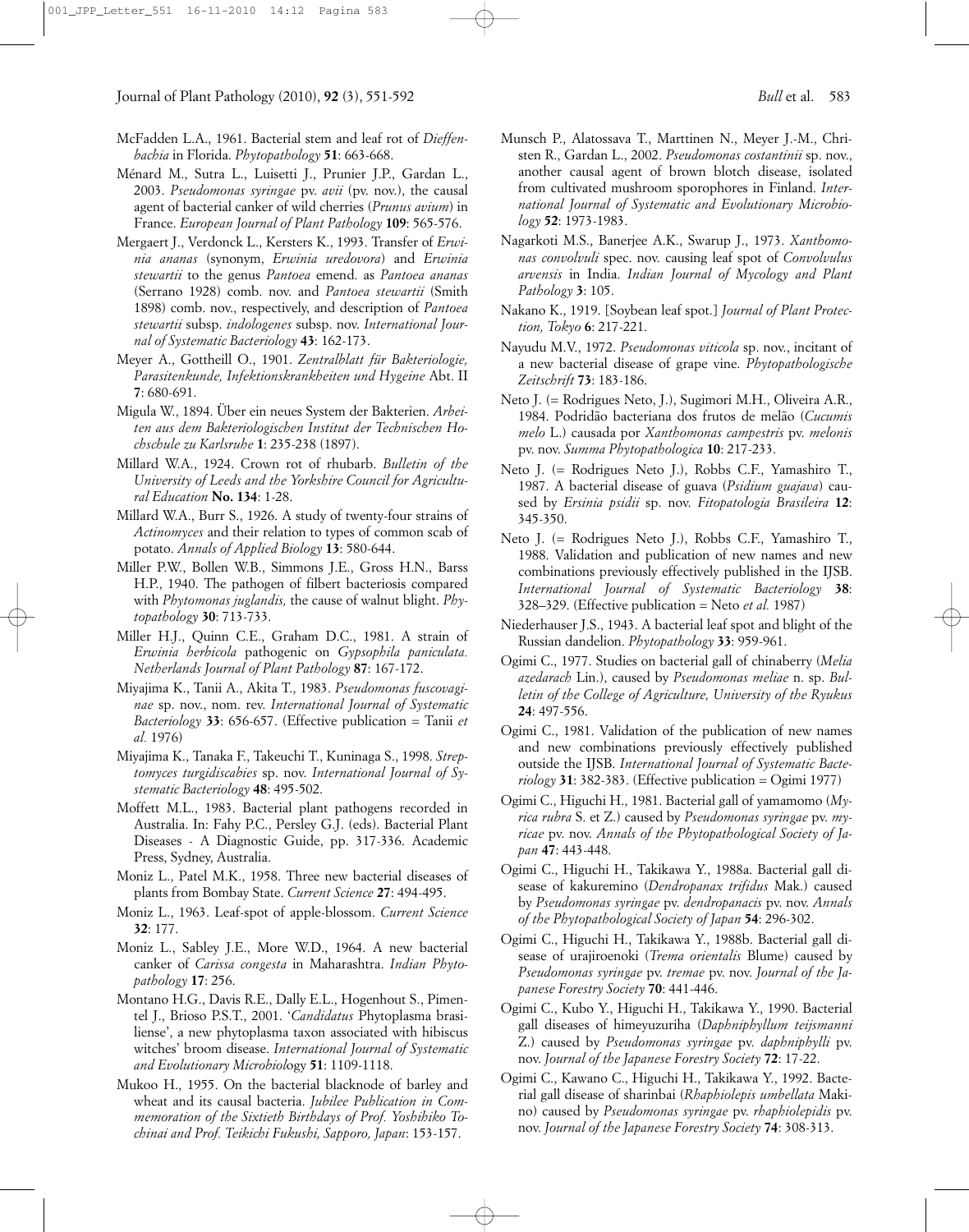McFadden L.A., 1961. Bacterial stem and leaf rot of *Dieffenbachia* in Florida. *Phytopathology* **51**: 663-668.

Ménard M., Sutra L., Luisetti J., Prunier J.P., Gardan L., 2003. *Pseudomonas syringae* pv. *avii* (pv. nov.), the causal agent of bacterial canker of wild cherries (*Prunus avium*) in France. *European Journal of Plant Pathology* **109**: 565-576.

Mergaert J., Verdonck L., Kersters K., 1993. Transfer of *Erwinia ananas* (synonym, *Erwinia uredovora*) and *Erwinia stewartii* to the genus *Pantoea* emend. as *Pantoea ananas* (Serrano 1928) comb. nov. and *Pantoea stewartii* (Smith 1898) comb. nov., respectively, and description of *Pantoea stewartii* subsp. *indologenes* subsp. nov. *International Journal of Systematic Bacteriology* **43**: 162-173.

Meyer A., Gottheill O., 1901. *Zentralblatt für Bakteriologie, Parasitenkunde, Infektionskrankheiten und Hygeine* Abt. II **7**: 680-691.

Migula W., 1894. Über ein neues System der Bakterien. *Arbeiten aus dem Bakteriologischen Institut der Technischen Hochschule zu Karlsruhe* **1**: 235-238 (1897).

Millard W.A., 1924. Crown rot of rhubarb. *Bulletin of the University of Leeds and the Yorkshire Council for Agricultural Education* **No. 134**: 1-28.

Millard W.A., Burr S., 1926. A study of twenty-four strains of *Actinomyces* and their relation to types of common scab of potato. *Annals of Applied Biology* **13**: 580-644.

Miller P.W., Bollen W.B., Simmons J.E., Gross H.N., Barss H.P., 1940. The pathogen of filbert bacteriosis compared with *Phytomonas juglandis,* the cause of walnut blight. *Phytopathology* **30**: 713-733.

Miller H.J., Quinn C.E., Graham D.C., 1981. A strain of *Erwinia herbicola* pathogenic on *Gypsophila paniculata. Netherlands Journal of Plant Pathology* **87**: 167-172.

Miyajima K., Tanii A., Akita T., 1983. *Pseudomonas fuscovaginae* sp. nov., nom. rev. *International Journal of Systematic Bacteriology* **33**: 656-657. (Effective publication = Tanii *et al.* 1976)

Miyajima K., Tanaka F., Takeuchi T., Kuninaga S., 1998. *Streptomyces turgidiscabies* sp. nov. *International Journal of Systematic Bacteriology* **48**: 495-502.

Moffett M.L., 1983. Bacterial plant pathogens recorded in Australia. In: Fahy P.C., Persley G.J. (eds). Bacterial Plant Diseases - A Diagnostic Guide, pp. 317-336. Academic Press, Sydney, Australia.

Moniz L., Patel M.K., 1958. Three new bacterial diseases of plants from Bombay State. *Current Science* **27**: 494-495.

Moniz L., 1963. Leaf-spot of apple-blossom. *Current Science* **32**: 177.

Moniz L., Sabley J.E., More W.D., 1964. A new bacterial canker of *Carissa congesta* in Maharashtra. *Indian Phytopathology* **17**: 256.

Montano H.G., Davis R.E., Dally E.L., Hogenhout S., Pimentel J., Brioso P.S.T., 2001. '*Candidatus* Phytoplasma brasiliense', a new phytoplasma taxon associated with hibiscus witches' broom disease. *International Journal of Systematic and Evolutionary Microbiol*ogy **51**: 1109-1118.

Mukoo H., 1955. On the bacterial blacknode of barley and wheat and its causal bacteria. *Jubilee Publication in Commemoration of the Sixtieth Birthdays of Prof. Yoshihiko Tochinai and Prof. Teikichi Fukushi, Sapporo, Japan*: 153-157.

Munsch P., Alatossava T., Marttinen N., Meyer J.-M., Christen R., Gardan L., 2002. *Pseudomonas costantinii* sp. nov., another causal agent of brown blotch disease, isolated from cultivated mushroom sporophores in Finland. *International Journal of Systematic and Evolutionary Microbiology* **52**: 1973-1983.

Nagarkoti M.S., Banerjee A.K., Swarup J., 1973. *Xanthomonas convolvuli* spec. nov. causing leaf spot of *Convolvulus arvensis* in India. *Indian Journal of Mycology and Plant Pathology* **3**: 105.

Nakano K., 1919. [Soybean leaf spot.] *Journal of Plant Protection, Tokyo* **6**: 217-221.

Nayudu M.V., 1972. *Pseudomonas viticola* sp. nov., incitant of a new bacterial disease of grape vine. *Phytopathologische Zeitschrift* **73**: 183-186.

Neto J. (= Rodrigues Neto, J.), Sugimori M.H., Oliveira A.R., 1984. Podridão bacteriana dos frutos de melão (*Cucumis melo* L.) causada por *Xanthomonas campestris* pv. *melonis* pv. nov. *Summa Phytopathologica* **10**: 217-233.

Neto J. (= Rodrigues Neto J.), Robbs C.F., Yamashiro T., 1987. A bacterial disease of guava (*Psidium guajava*) caused by *Ersinia psidii* sp. nov. *Fitopatologia Brasileira* **12**: 345-350.

Neto J. (= Rodrigues Neto J.), Robbs C.F., Yamashiro T., 1988. Validation and publication of new names and new combinations previously effectively published in the IJSB. *International Journal of Systematic Bacteriology* **38**: 328–329. (Effective publication = Neto *et al.* 1987)

Niederhauser J.S., 1943. A bacterial leaf spot and blight of the Russian dandelion. *Phytopathology* **33**: 959-961.

Ogimi C., 1977. Studies on bacterial gall of chinaberry (*Melia azedarach* Lin.), caused by *Pseudomonas meliae* n. sp. *Bulletin of the College of Agriculture, University of the Ryukus* **24**: 497-556.

Ogimi C., 1981. Validation of the publication of new names and new combinations previously effectively published outside the IJSB. *International Journal of Systematic Bacteriology* **31**: 382-383. (Effective publication = Ogimi 1977)

Ogimi C., Higuchi H., 1981. Bacterial gall of yamamomo (*Myrica rubra* S. et Z.) caused by *Pseudomonas syringae* pv. *myricae* pv. nov. *Annals of the Phytopathological Society of Japan* **47**: 443-448.

Ogimi C., Higuchi H., Takikawa Y., 1988a. Bacterial gall disease of kakuremino (*Dendropanax trifidus* Mak.) caused by *Pseudomonas syringae* pv. *dendropanacis* pv. nov. *Annals of the Phytopathological Society of Japan* **54**: 296-302.

Ogimi C., Higuchi H., Takikawa Y., 1988b. Bacterial gall disease of urajiroenoki (*Trema orientalis* Blume) caused by *Pseudomonas syringae* pv. *tremae* pv. nov. *Journal of the Japanese Forestry Society* **70**: 441-446.

Ogimi C., Kubo Y., Higuchi H., Takikawa Y., 1990. Bacterial gall diseases of himeyuzuriha (*Daphniphyllum teijsmanni* Z.) caused by *Pseudomonas syringae* pv. *daphniphylli* pv. nov. *Journal of the Japanese Forestry Society* **72**: 17-22.

Ogimi C., Kawano C., Higuchi H., Takikawa Y., 1992. Bacterial gall disease of sharinbai (*Rhaphiolepis umbellata* Makino) caused by *Pseudomonas syringae* pv. *rhaphiolepidis* pv. nov. *Journal of the Japanese Forestry Society* **74**: 308-313.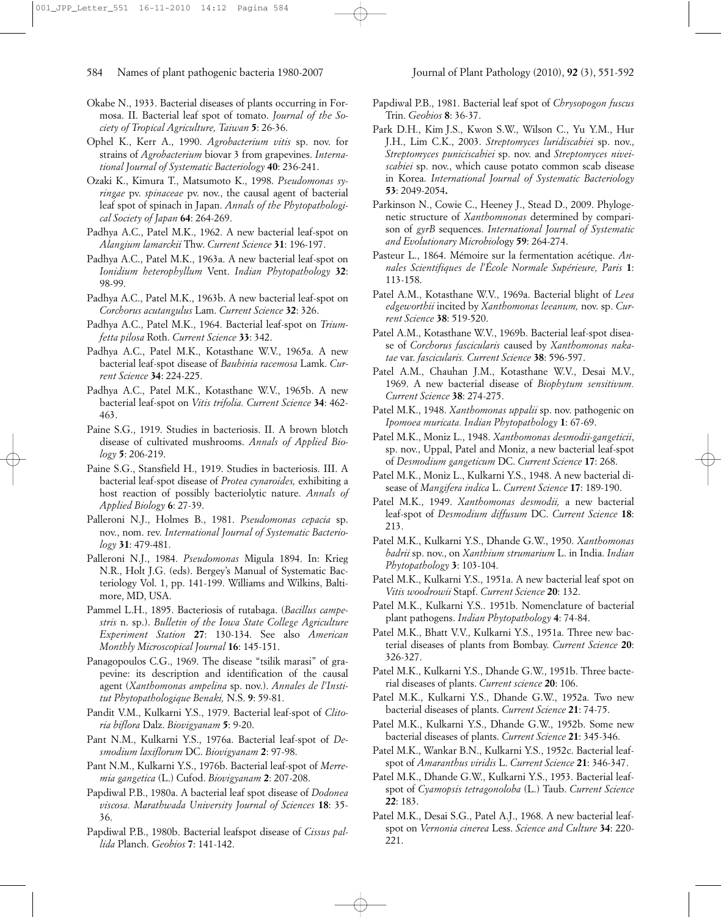Okabe N., 1933. Bacterial diseases of plants occurring in Formosa. II. Bacterial leaf spot of tomato. *Journal of the Society of Tropical Agriculture, Taiwan* **5**: 26-36.

Ophel K., Kerr A., 1990. *Agrobacterium vitis* sp. nov. for strains of *Agrobacterium* biovar 3 from grapevines. *International Journal of Systematic Bacteriology* **40**: 236-241.

Ozaki K., Kimura T., Matsumoto K., 1998. *Pseudomonas syringae* pv. *spinaceae* pv. nov., the causal agent of bacterial leaf spot of spinach in Japan. *Annals of the Phytopathological Society of Japan* **64**: 264-269.

Padhya A.C., Patel M.K., 1962. A new bacterial leaf-spot on *Alangium lamarckii* Thw. *Current Science* **31**: 196-197.

Padhya A.C., Patel M.K., 1963a. A new bacterial leaf-spot on *Ionidium heterophyllum* Vent. *Indian Phytopathology* **32**: 98-99.

Padhya A.C., Patel M.K., 1963b. A new bacterial leaf-spot on *Corchorus acutangulus* Lam. *Current Science* **32**: 326.

Padhya A.C., Patel M.K., 1964. Bacterial leaf-spot on *Triumfetta pilosa* Roth. *Current Science* **33**: 342.

Padhya A.C., Patel M.K., Kotasthane W.V., 1965a. A new bacterial leaf-spot disease of *Bauhinia racemosa* Lamk. *Current Science* **34**: 224-225.

Padhya A.C., Patel M.K., Kotasthane W.V., 1965b. A new bacterial leaf-spot on *Vitis trifolia. Current Science* **34**: 462-463.

Paine S.G., 1919. Studies in bacteriosis. II. A brown blotch disease of cultivated mushrooms. *Annals of Applied Biology* **5**: 206-219.

Paine S.G., Stansfield H., 1919. Studies in bacteriosis. III. A bacterial leaf-spot disease of *Protea cynaroides,* exhibiting a host reaction of possibly bacteriolytic nature. *Annals of Applied Biology* **6**: 27-39.

Palleroni N.J., Holmes B., 1981. *Pseudomonas cepacia* sp. nov., nom. rev. *International Journal of Systematic Bacteriology* **31**: 479-481.

Palleroni N.J., 1984. *Pseudomonas* Migula 1894. In: Krieg N.R., Holt J.G. (eds). Bergey's Manual of Systematic Bacteriology Vol. 1, pp. 141-199. Williams and Wilkins, Baltimore, MD, USA.

Pammel L.H., 1895. Bacteriosis of rutabaga. (*Bacillus campestris* n. sp.). *Bulletin of the Iowa State College Agriculture Experiment Station* **27**: 130-134. See also *American Monthly Microscopical Journal* **16**: 145-151.

Panagopoulos C.G., 1969. The disease "tsilik marasi" of grapevine: its description and identification of the causal agent (*Xanthomonas ampelina* sp. nov.). *Annales de l'Institut Phytopathologique Benaki,* N.S. **9**: 59-81.

Pandit V.M., Kulkarni Y.S., 1979. Bacterial leaf-spot of *Clitoria biflora* Dalz. *Biovigyanam* **5**: 9-20.

Pant N.M., Kulkarni Y.S., 1976a. Bacterial leaf-spot of *Desmodium laxiflorum* DC. *Biovigyanam* **2**: 97-98.

Pant N.M., Kulkarni Y.S., 1976b. Bacterial leaf-spot of *Merremia gangetica* (L.) Cufod. *Biovigyanam* **2**: 207-208.

Papdiwal P.B., 1980a. A bacterial leaf spot disease of *Dodonea viscosa. Marathwada University Journal of Sciences* **18**: 35-36.

Papdiwal P.B., 1980b. Bacterial leafspot disease of *Cissus pallida* Planch. *Geobios* **7**: 141-142.

Papdiwal P.B., 1981. Bacterial leaf spot of *Chrysopogon fuscus* Trin. *Geobios* **8**: 36-37.

Park D.H., Kim J.S., Kwon S.W., Wilson C., Yu Y.M., Hur J.H., Lim C.K., 2003. *Streptomyces luridiscabiei* sp. nov., *Streptomyces puniciscabiei* sp. nov. and *Streptomyces niveiscabiei* sp. nov., which cause potato common scab disease in Korea. *International Journal of Systematic Bacteriology* **53**: 2049-2054**.**

Parkinson N., Cowie C., Heeney J., Stead D., 2009. Phylogenetic structure of *Xanthomnonas* determined by comparison of *gyrB* sequences. *International Journal of Systematic and Evolutionary Microbiology* **59**: 264-274.

Pasteur L., 1864. Mémoire sur la fermentation acétique. *Annales Scientifiques de l'École Normale Supérieure, Paris* **1**: 113-158.

Patel A.M., Kotasthane W.V., 1969a. Bacterial blight of *Leea edgeworthii* incited by *Xanthomonas leeanum,* nov. sp. *Current Science* **38**: 519-520.

Patel A.M., Kotasthane W.V., 1969b. Bacterial leaf-spot disease of *Corchorus fascicularis* caused by *Xanthomonas nakatae* var. *fascicularis. Current Science* **38**: 596-597.

Patel A.M., Chauhan J.M., Kotasthane W.V., Desai M.V., 1969. A new bacterial disease of *Biophytum sensitivum. Current Science* **38**: 274-275.

Patel M.K., 1948. *Xanthomonas uppalii* sp. nov. pathogenic on *Ipomoea muricata. Indian Phytopathology* **1**: 67-69.

Patel M.K., Moniz L., 1948. *Xanthomonas desmodii-gangeticii*, sp. nov., Uppal, Patel and Moniz, a new bacterial leaf-spot of *Desmodium gangeticum* DC. *Current Science* **17**: 268.

Patel M.K., Moniz L., Kulkarni Y.S., 1948. A new bacterial disease of *Mangifera indica* L. *Current Science* **17**: 189-190.

Patel M.K., 1949. *Xanthomonas desmodii,* a new bacterial leaf-spot of *Desmodium diffusum* DC. *Current Science* **18**: 213.

Patel M.K., Kulkarni Y.S., Dhande G.W., 1950. *Xanthomonas badrii* sp. nov., on *Xanthium strumarium* L. in India. *Indian Phytopathology* **3**: 103-104.

Patel M.K., Kulkarni Y.S., 1951a. A new bacterial leaf spot on *Vitis woodrowii* Stapf. *Current Science* **20**: 132.

Patel M.K., Kulkarni Y.S.. 1951b. Nomenclature of bacterial plant pathogens. *Indian Phytopathology* **4**: 74-84.

Patel M.K., Bhatt V.V., Kulkarni Y.S., 1951a. Three new bacterial diseases of plants from Bombay. *Current Science* **20**: 326-327.

Patel M.K., Kulkarni Y.S., Dhande G.W., 1951b. Three bacterial diseases of plants. *Current science* **20**: 106.

Patel M.K., Kulkarni Y.S., Dhande G.W., 1952a. Two new bacterial diseases of plants. *Current Science* **21**: 74-75.

Patel M.K., Kulkarni Y.S., Dhande G.W., 1952b. Some new bacterial diseases of plants. *Current Science* **21**: 345-346.

Patel M.K., Wankar B.N., Kulkarni Y.S., 1952c. Bacterial leaf-spot of *Amaranthus viridis* L. *Current Science* **21**: 346-347.

Patel M.K., Dhande G.W., Kulkarni Y.S., 1953. Bacterial leaf-spot of *Cyamopsis tetragonoloba* (L.) Taub. *Current Science* **22**: 183.

Patel M.K., Desai S.G., Patel A.J., 1968. A new bacterial leaf-spot on *Vernonia cinerea* Less. *Science and Culture* **34**: 220-221.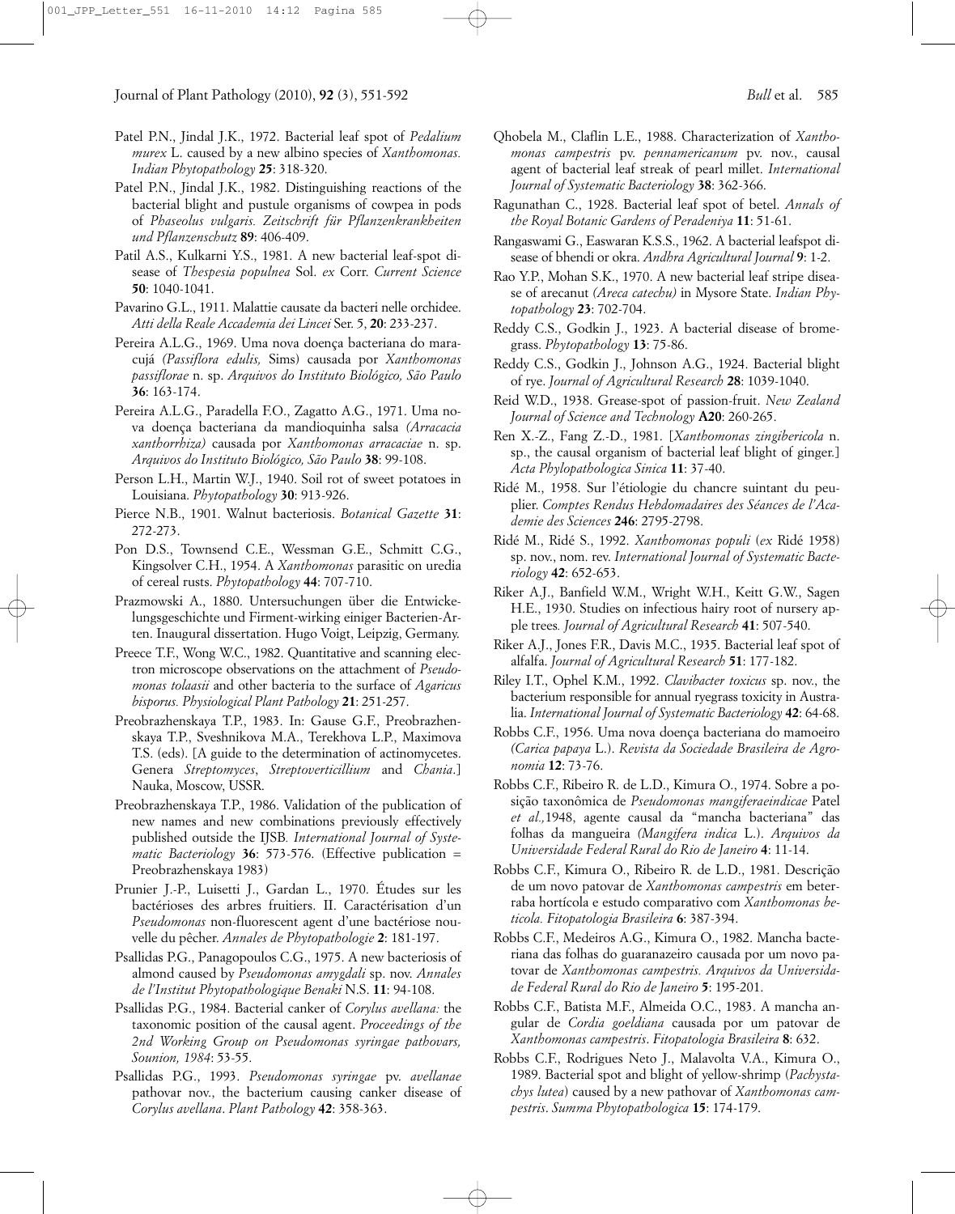Patel P.N., Jindal J.K., 1972. Bacterial leaf spot of *Pedalium murex* L. caused by a new albino species of *Xanthomonas. Indian Phytopathology* **25**: 318-320.

Patel P.N., Jindal J.K., 1982. Distinguishing reactions of the bacterial blight and pustule organisms of cowpea in pods of *Phaseolus vulgaris. Zeitschrift für Pflanzenkrankheiten und Pflanzenschutz* **89**: 406-409.

Patil A.S., Kulkarni Y.S., 1981. A new bacterial leaf-spot disease of *Thespesia populnea* Sol. *ex* Corr. *Current Science* **50**: 1040-1041.

Pavarino G.L., 1911. Malattie causate da bacteri nelle orchidee. *Atti della Reale Accademia dei Lincei* Ser. 5, **20**: 233-237.

Pereira A.L.G., 1969. Uma nova doença bacteriana do maracujá *(Passiflora edulis,* Sims) causada por *Xanthomonas passiflorae* n. sp. *Arquivos do Instituto Biológico, São Paulo* **36**: 163-174.

Pereira A.L.G., Paradella F.O., Zagatto A.G., 1971. Uma nova doença bacteriana da mandioquinha salsa *(Arracacia xanthorrhiza)* causada por *Xanthomonas arracaciae* n. sp. *Arquivos do Instituto Biológico, São Paulo* **38**: 99-108.

Person L.H., Martin W.J., 1940. Soil rot of sweet potatoes in Louisiana. *Phytopathology* **30**: 913-926.

Pierce N.B., 1901. Walnut bacteriosis. *Botanical Gazette* **31**: 272-273.

Pon D.S., Townsend C.E., Wessman G.E., Schmitt C.G., Kingsolver C.H., 1954. A *Xanthomonas* parasitic on uredia of cereal rusts. *Phytopathology* **44**: 707-710.

Prazmowski A., 1880. Untersuchungen über die Entwickelungsgeschichte und Firment-wirking einiger Bacterien-Arten. Inaugural dissertation. Hugo Voigt, Leipzig, Germany.

Preece T.F., Wong W.C., 1982. Quantitative and scanning electron microscope observations on the attachment of *Pseudomonas tolaasii* and other bacteria to the surface of *Agaricus bisporus. Physiological Plant Pathology* **21**: 251-257.

Preobrazhenskaya T.P., 1983. In: Gause G.F., Preobrazhenskaya T.P., Sveshnikova M.A., Terekhova L.P., Maximova T.S. (eds). [A guide to the determination of actinomycetes. Genera *Streptomyces*, *Streptoverticillium* and *Chania*.] Nauka, Moscow, USSR.

Preobrazhenskaya T.P., 1986. Validation of the publication of new names and new combinations previously effectively published outside the IJSB*. International Journal of Systematic Bacteriology* **36**: 573-576. (Effective publication = Preobrazhenskaya 1983)

Prunier J.-P., Luisetti J., Gardan L., 1970. Études sur les bactérioses des arbres fruitiers. II. Caractérisation d'un *Pseudomonas* non-fluorescent agent d'une bactériose nouvelle du pêcher. *Annales de Phytopathologie* **2**: 181-197.

Psallidas P.G., Panagopoulos C.G., 1975. A new bacteriosis of almond caused by *Pseudomonas amygdali* sp. nov. *Annales de l'Institut Phytopathologique Benaki* N.S. **11**: 94-108.

Psallidas P.G., 1984. Bacterial canker of *Corylus avellana:* the taxonomic position of the causal agent. *Proceedings of the 2nd Working Group on Pseudomonas syringae pathovars, Sounion, 1984*: 53-55.

Psallidas P.G., 1993. *Pseudomonas syringae* pv. *avellanae* pathovar nov., the bacterium causing canker disease of *Corylus avellana*. *Plant Pathology* **42**: 358-363.

Qhobela M., Claflin L.E., 1988. Characterization of *Xanthomonas campestris* pv. *pennamericanum* pv. nov., causal agent of bacterial leaf streak of pearl millet. *International Journal of Systematic Bacteriology* **38**: 362-366.

Ragunathan C., 1928. Bacterial leaf spot of betel. *Annals of the Royal Botanic Gardens of Peradeniya* **11**: 51-61.

Rangaswami G., Easwaran K.S.S., 1962. A bacterial leafspot disease of bhendi or okra. *Andhra Agricultural Journal* **9**: 1-2.

Rao Y.P., Mohan S.K., 1970. A new bacterial leaf stripe disease of arecanut *(Areca catechu)* in Mysore State. *Indian Phytopathology* **23**: 702-704.

Reddy C.S., Godkin J., 1923. A bacterial disease of bromegrass. *Phytopathology* **13**: 75-86.

Reddy C.S., Godkin J., Johnson A.G., 1924. Bacterial blight of rye. *Journal of Agricultural Research* **28**: 1039-1040.

Reid W.D., 1938. Grease-spot of passion-fruit. *New Zealand Journal of Science and Technology* **A20**: 260-265.

Ren X.-Z., Fang Z.-D., 1981. [*Xanthomonas zingibericola* n. sp., the causal organism of bacterial leaf blight of ginger.] *Acta Phylopathologica Sinica* **11**: 37-40.

Ridé M., 1958. Sur l'étiologie du chancre suintant du peuplier. *Comptes Rendus Hebdomadaires des Séances de l'Academie des Sciences* **246**: 2795-2798.

Ridé M., Ridé S., 1992. *Xanthomonas populi* (*ex* Ridé 1958) sp. nov., nom. rev. *International Journal of Systematic Bacteriology* **42**: 652-653.

Riker A.J., Banfield W.M., Wright W.H., Keitt G.W., Sagen H.E., 1930. Studies on infectious hairy root of nursery apple trees*. Journal of Agricultural Research* **41**: 507-540.

Riker A.J., Jones F.R., Davis M.C., 1935. Bacterial leaf spot of alfalfa. *Journal of Agricultural Research* **51**: 177-182.

Riley I.T., Ophel K.M., 1992. *Clavibacter toxicus* sp. nov., the bacterium responsible for annual ryegrass toxicity in Australia. *International Journal of Systematic Bacteriology* **42**: 64-68.

Robbs C.F., 1956. Uma nova doença bacteriana do mamoeiro *(Carica papaya* L.). *Revista da Sociedade Brasileira de Agronomia* **12**: 73-76.

Robbs C.F., Ribeiro R. de L.D., Kimura O., 1974. Sobre a posição taxonômica de *Pseudomonas mangiferaeindicae* Patel *et al.,*1948, agente causal da "mancha bacteriana" das folhas da mangueira *(Mangifera indica* L.). *Arquivos da Universidade Federal Rural do Rio de Janeiro* **4**: 11-14.

Robbs C.F., Kimura O., Ribeiro R. de L.D., 1981. Descrição de um novo patovar de *Xanthomonas campestris* em beterraba hortícola e estudo comparativo com *Xanthomonas beticola. Fitopatologia Brasileira* **6**: 387-394.

Robbs C.F., Medeiros A.G., Kimura O., 1982. Mancha bacteriana das folhas do guaranazeiro causada por um novo patovar de *Xanthomonas campestris. Arquivos da Universidade Federal Rural do Rio de Janeiro* **5**: 195-201.

Robbs C.F., Batista M.F., Almeida O.C., 1983. A mancha angular de *Cordia goeldiana* causada por um patovar de *Xanthomonas campestris*. *Fitopatologia Brasileira* **8**: 632.

Robbs C.F., Rodrigues Neto J., Malavolta V.A., Kimura O., 1989. Bacterial spot and blight of yellow-shrimp (*Pachystachys lutea*) caused by a new pathovar of *Xanthomonas campestris*. *Summa Phytopathologica* **15**: 174-179.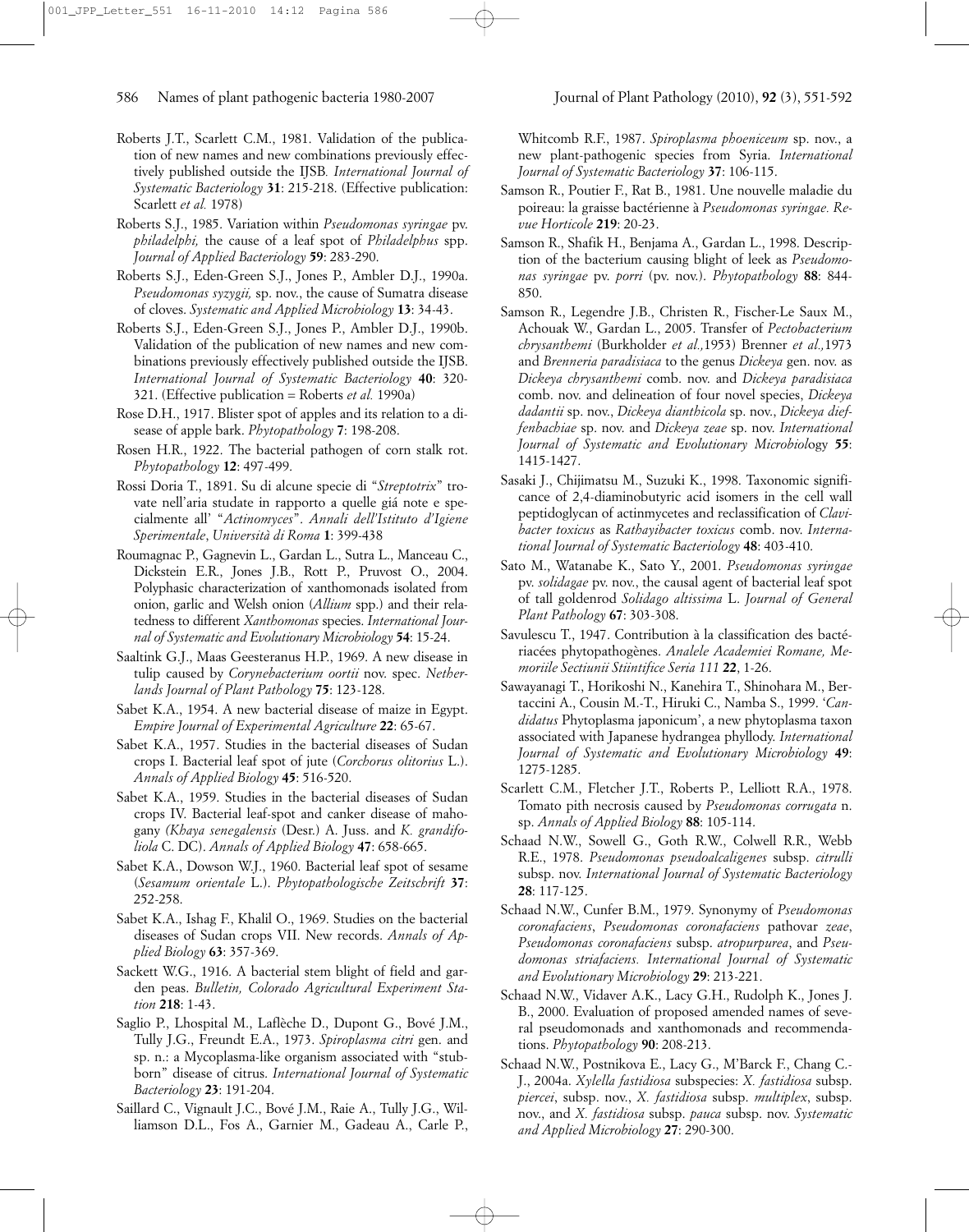Roberts J.T., Scarlett C.M., 1981. Validation of the publication of new names and new combinations previously effectively published outside the IJSB. *International Journal of Systematic Bacteriology* **31**: 215-218. (Effective publication: Scarlett *et al.* 1978)

Roberts S.J., 1985. Variation within *Pseudomonas syringae* pv. *philadelphi,* the cause of a leaf spot of *Philadelphus* spp. *Journal of Applied Bacteriology* **59**: 283-290.

Roberts S.J., Eden-Green S.J., Jones P., Ambler D.J., 1990a. *Pseudomonas syzygii,* sp. nov., the cause of Sumatra disease of cloves. *Systematic and Applied Microbiology* **13**: 34-43.

Roberts S.J., Eden-Green S.J., Jones P., Ambler D.J., 1990b. Validation of the publication of new names and new combinations previously effectively published outside the IJSB. *International Journal of Systematic Bacteriology* **40**: 320-321. (Effective publication = Roberts *et al.* 1990a)

Rose D.H., 1917. Blister spot of apples and its relation to a disease of apple bark. *Phytopathology* **7**: 198-208.

Rosen H.R., 1922. The bacterial pathogen of corn stalk rot. *Phytopathology* **12**: 497-499.

Rossi Doria T., 1891. Su di alcune specie di "*Streptotrix*" trovate nell'aria studate in rapporto a quelle giá note e specialmente all' "*Actinomyces*". *Annali dell'Istituto d'Igiene Sperimentale*, *Università di Roma* **1**: 399-438

Roumagnac P., Gagnevin L., Gardan L., Sutra L., Manceau C., Dickstein E.R., Jones J.B., Rott P., Pruvost O., 2004. Polyphasic characterization of xanthomonads isolated from onion, garlic and Welsh onion (*Allium* spp.) and their relatedness to different *Xanthomonas* species. *International Journal of Systematic and Evolutionary Microbiology* **54**: 15-24.

Saaltink G.J., Maas Geesteranus H.P., 1969. A new disease in tulip caused by *Corynebacterium oortii* nov. spec. *Netherlands Journal of Plant Pathology* **75**: 123-128.

Sabet K.A., 1954. A new bacterial disease of maize in Egypt. *Empire Journal of Experimental Agriculture* **22**: 65-67.

Sabet K.A., 1957. Studies in the bacterial diseases of Sudan crops I. Bacterial leaf spot of jute (*Corchorus olitorius* L.). *Annals of Applied Biology* **45**: 516-520.

Sabet K.A., 1959. Studies in the bacterial diseases of Sudan crops IV. Bacterial leaf-spot and canker disease of mahogany *(Khaya senegalensis* (Desr.) A. Juss. and *K. grandifoliola* C. DC). *Annals of Applied Biology* **47**: 658-665.

Sabet K.A., Dowson W.J., 1960. Bacterial leaf spot of sesame (*Sesamum orientale* L.). *Phytopathologische Zeitschrift* **37**: 252-258.

Sabet K.A., Ishag F., Khalil O., 1969. Studies on the bacterial diseases of Sudan crops VII. New records. *Annals of Applied Biology* **63**: 357-369.

Sackett W.G., 1916. A bacterial stem blight of field and garden peas. *Bulletin, Colorado Agricultural Experiment Station* **218**: 1-43.

Saglio P., Lhospital M., Laflèche D., Dupont G., Bové J.M., Tully J.G., Freundt E.A., 1973. *Spiroplasma citri* gen. and sp. n.: a Mycoplasma-like organism associated with "stubborn" disease of citrus. *International Journal of Systematic Bacteriology* **23**: 191-204.

Saillard C., Vignault J.C., Bové J.M., Raie A., Tully J.G., Williamson D.L., Fos A., Garnier M., Gadeau A., Carle P., Whitcomb R.F., 1987. *Spiroplasma phoeniceum* sp. nov., a new plant-pathogenic species from Syria. *International Journal of Systematic Bacteriology* **37**: 106-115.

Samson R., Poutier F., Rat B., 1981. Une nouvelle maladie du poireau: la graisse bactérienne à *Pseudomonas syringae. Revue Horticole* **219**: 20-23.

Samson R., Shafik H., Benjama A., Gardan L., 1998. Description of the bacterium causing blight of leek as *Pseudomonas syringae* pv. *porri* (pv. nov.). *Phytopathology* **88**: 844-850.

Samson R., Legendre J.B., Christen R., Fischer-Le Saux M., Achouak W., Gardan L., 2005. Transfer of *Pectobacterium chrysanthemi* (Burkholder *et al.,*1953) Brenner *et al.,*1973 and *Brenneria paradisiaca* to the genus *Dickeya* gen. nov. as *Dickeya chrysanthemi* comb. nov. and *Dickeya paradisiaca* comb. nov. and delineation of four novel species, *Dickeya dadantii* sp. nov., *Dickeya dianthicola* sp. nov., *Dickeya dieffenbachiae* sp. nov. and *Dickeya zeae* sp. nov. *International Journal of Systematic and Evolutionary Microbiol*ogy **55**: 1415-1427.

Sasaki J., Chijimatsu M., Suzuki K., 1998. Taxonomic significance of 2,4-diaminobutyric acid isomers in the cell wall peptidoglycan of actinmycetes and reclassification of *Clavibacter toxicus* as *Rathayibacter toxicus* comb. nov. *International Journal of Systematic Bacteriology* **48**: 403-410.

Sato M., Watanabe K., Sato Y., 2001. *Pseudomonas syringae* pv. *solidagae* pv. nov., the causal agent of bacterial leaf spot of tall goldenrod *Solidago altissima* L. *Journal of General Plant Pathology* **67**: 303-308.

Savulescu T., 1947. Contribution à la classification des bactériacées phytopathogènes. *Analele Academiei Romane, Memoriile Sectiunii Stiintifice Seria 111* **22**, 1-26.

Sawayanagi T., Horikoshi N., Kanehira T., Shinohara M., Bertaccini A., Cousin M.-T., Hiruki C., Namba S., 1999. '*Candidatus* Phytoplasma japonicum', a new phytoplasma taxon associated with Japanese hydrangea phyllody. *International Journal of Systematic and Evolutionary Microbiology* **49**: 1275-1285.

Scarlett C.M., Fletcher J.T., Roberts P., Lelliott R.A., 1978. Tomato pith necrosis caused by *Pseudomonas corrugata* n. sp. *Annals of Applied Biology* **88**: 105-114.

Schaad N.W., Sowell G., Goth R.W., Colwell R.R., Webb R.E., 1978. *Pseudomonas pseudoalcaligenes* subsp. *citrulli* subsp. nov. *International Journal of Systematic Bacteriology* **28**: 117-125.

Schaad N.W., Cunfer B.M., 1979. Synonymy of *Pseudomonas coronafaciens*, *Pseudomonas coronafaciens* pathovar *zeae*, *Pseudomonas coronafaciens* subsp. *atropurpurea*, and *Pseudomonas striafaciens. International Journal of Systematic and Evolutionary Microbiology* **29**: 213-221.

Schaad N.W., Vidaver A.K., Lacy G.H., Rudolph K., Jones J. B., 2000. Evaluation of proposed amended names of several pseudomonads and xanthomonads and recommendations. *Phytopathology* **90**: 208-213.

Schaad N.W., Postnikova E., Lacy G., M'Barck F., Chang C.-J., 2004a. *Xylella fastidiosa* subspecies: *X. fastidiosa* subsp. *piercei*, subsp. nov., *X. fastidiosa* subsp. *multiplex*, subsp. nov., and *X. fastidiosa* subsp. *pauca* subsp. nov. *Systematic and Applied Microbiology* **27**: 290-300.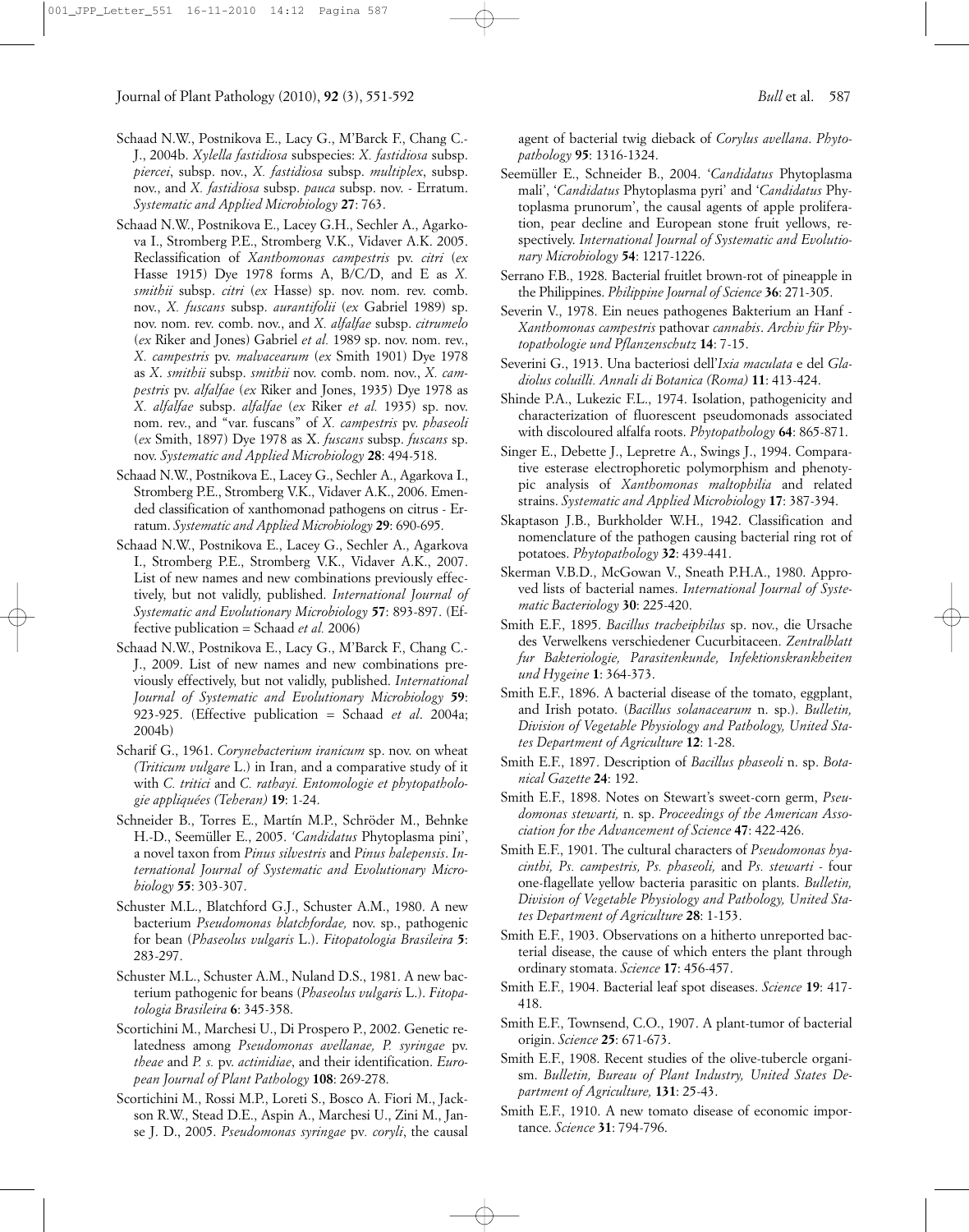Schaad N.W., Postnikova E., Lacy G., M'Barck F., Chang C.-J., 2004b. *Xylella fastidiosa* subspecies: *X. fastidiosa* subsp. *piercei*, subsp. nov., *X. fastidiosa* subsp. *multiplex*, subsp. nov., and *X. fastidiosa* subsp. *pauca* subsp. nov. - Erratum. *Systematic and Applied Microbiology* **27**: 763.

Schaad N.W., Postnikova E., Lacey G.H., Sechler A., Agarkova I., Stromberg P.E., Stromberg V.K., Vidaver A.K. 2005. Reclassification of *Xanthomonas campestris* pv. *citri* (*ex* Hasse 1915) Dye 1978 forms A, B/C/D, and E as *X. smithii* subsp. *citri* (*ex* Hasse) sp. nov. nom. rev. comb. nov., *X. fuscans* subsp. *aurantifolii* (*ex* Gabriel 1989) sp. nov. nom. rev. comb. nov., and *X. alfalfae* subsp. *citrumelo* (*ex* Riker and Jones) Gabriel *et al.* 1989 sp. nov. nom. rev., *X. campestris* pv. *malvacearum* (*ex* Smith 1901) Dye 1978 as *X. smithii* subsp. *smithii* nov. comb. nom. nov., *X. campestris* pv. *alfalfae* (*ex* Riker and Jones, 1935) Dye 1978 as *X. alfalfae* subsp. *alfalfae* (*ex* Riker *et al.* 1935) sp. nov. nom. rev., and "var. fuscans" of *X. campestris* pv. *phaseoli* (*ex* Smith, 1897) Dye 1978 as X. *fuscans* subsp. *fuscans* sp. nov. *Systematic and Applied Microbiology* **28**: 494-518.

Schaad N.W., Postnikova E., Lacey G., Sechler A., Agarkova I., Stromberg P.E., Stromberg V.K., Vidaver A.K., 2006. Emended classification of xanthomonad pathogens on citrus - Erratum. *Systematic and Applied Microbiology* **29**: 690-695.

Schaad N.W., Postnikova E., Lacey G., Sechler A., Agarkova I., Stromberg P.E., Stromberg V.K., Vidaver A.K., 2007. List of new names and new combinations previously effectively, but not validly, published. *International Journal of Systematic and Evolutionary Microbiology* **57**: 893-897. (Effective publication = Schaad *et al.* 2006)

Schaad N.W., Postnikova E., Lacy G., M'Barck F., Chang C.-J., 2009. List of new names and new combinations previously effectively, but not validly, published. *International Journal of Systematic and Evolutionary Microbiology* **59**: 923-925. (Effective publication = Schaad *et al*. 2004a; 2004b)

Scharif G., 1961. *Corynebacterium iranicum* sp. nov. on wheat *(Triticum vulgare* L.) in Iran, and a comparative study of it with *C. tritici* and *C. rathayi. Entomologie et phytopathologie appliquées (Teheran)* **19**: 1-24.

Schneider B., Torres E., Martín M.P., Schröder M., Behnke H.-D., Seemüller E., 2005. *'Candidatus* Phytoplasma pini', a novel taxon from *Pinus silvestris* and *Pinus halepensis*. *International Journal of Systematic and Evolutionary Microbiology* **55**: 303-307.

Schuster M.L., Blatchford G.J., Schuster A.M., 1980. A new bacterium *Pseudomonas blatchfordae,* nov. sp., pathogenic for bean (*Phaseolus vulgaris* L.). *Fitopatologia Brasileira* **5**: 283-297.

Schuster M.L., Schuster A.M., Nuland D.S., 1981. A new bacterium pathogenic for beans (*Phaseolus vulgaris* L.). *Fitopatologia Brasileira* **6**: 345-358.

Scortichini M., Marchesi U., Di Prospero P., 2002. Genetic relatedness among *Pseudomonas avellanae, P. syringae* pv. *theae* and *P. s.* pv. *actinidiae*, and their identification. *European Journal of Plant Pathology* **108**: 269-278.

Scortichini M., Rossi M.P., Loreti S., Bosco A. Fiori M., Jackson R.W., Stead D.E., Aspin A., Marchesi U., Zini M., Janse J. D., 2005. *Pseudomonas syringae* pv*. coryli*, the causal agent of bacterial twig dieback of *Corylus avellana*. *Phytopathology* **95**: 1316-1324.

Seemüller E., Schneider B., 2004. '*Candidatus* Phytoplasma mali', '*Candidatus* Phytoplasma pyri' and '*Candidatus* Phytoplasma prunorum', the causal agents of apple proliferation, pear decline and European stone fruit yellows, respectively. *International Journal of Systematic and Evolutionary Microbiology* **54**: 1217-1226.

Serrano F.B., 1928. Bacterial fruitlet brown-rot of pineapple in the Philippines. *Philippine Journal of Science* **36**: 271-305.

Severin V., 1978. Ein neues pathogenes Bakterium an Hanf - *Xanthomonas campestris* pathovar *cannabis*. *Archiv für Phytopathologie und Pflanzenschutz* **14**: 7-15.

Severini G., 1913. Una bacteriosi dell'*Ixia maculata* e del *Gladiolus coluilli. Annali di Botanica (Roma)* **11**: 413-424.

Shinde P.A., Lukezic F.L., 1974. Isolation, pathogenicity and characterization of fluorescent pseudomonads associated with discoloured alfalfa roots. *Phytopathology* **64**: 865-871.

Singer E., Debette J., Lepretre A., Swings J., 1994. Comparative esterase electrophoretic polymorphism and phenotypic analysis of *Xanthomonas maltophilia* and related strains. *Systematic and Applied Microbiology* **17**: 387-394.

Skaptason J.B., Burkholder W.H., 1942. Classification and nomenclature of the pathogen causing bacterial ring rot of potatoes. *Phytopathology* **32**: 439-441.

Skerman V.B.D., McGowan V., Sneath P.H.A., 1980. Approved lists of bacterial names. *International Journal of Systematic Bacteriology* **30**: 225-420.

Smith E.F., 1895. *Bacillus tracheiphilus* sp. nov., die Ursache des Verwelkens verschiedener Cucurbitaceen. *Zentralblatt fur Bakteriologie, Parasitenkunde, Infektionskrankheiten und Hygeine* **1**: 364-373.

Smith E.F., 1896. A bacterial disease of the tomato, eggplant, and Irish potato. (*Bacillus solanacearum* n. sp.). *Bulletin, Division of Vegetable Physiology and Pathology, United States Department of Agriculture* **12**: 1-28.

Smith E.F., 1897. Description of *Bacillus phaseoli* n. sp. *Botanical Gazette* **24**: 192.

Smith E.F., 1898. Notes on Stewart's sweet-corn germ, *Pseudomonas stewarti,* n. sp. *Proceedings of the American Association for the Advancement of Science* **47**: 422-426.

Smith E.F., 1901. The cultural characters of *Pseudomonas hyacinthi, Ps. campestris, Ps. phaseoli,* and *Ps. stewarti* - four one-flagellate yellow bacteria parasitic on plants. *Bulletin, Division of Vegetable Physiology and Pathology, United States Department of Agriculture* **28**: 1-153.

Smith E.F., 1903. Observations on a hitherto unreported bacterial disease, the cause of which enters the plant through ordinary stomata. *Science* **17**: 456-457.

Smith E.F., 1904. Bacterial leaf spot diseases. *Science* **19**: 417-418.

Smith E.F., Townsend, C.O., 1907. A plant-tumor of bacterial origin. *Science* **25**: 671-673.

Smith E.F., 1908. Recent studies of the olive-tubercle organism. *Bulletin, Bureau of Plant Industry, United States Department of Agriculture,* **131**: 25-43.

Smith E.F., 1910. A new tomato disease of economic importance. *Science* **31**: 794-796.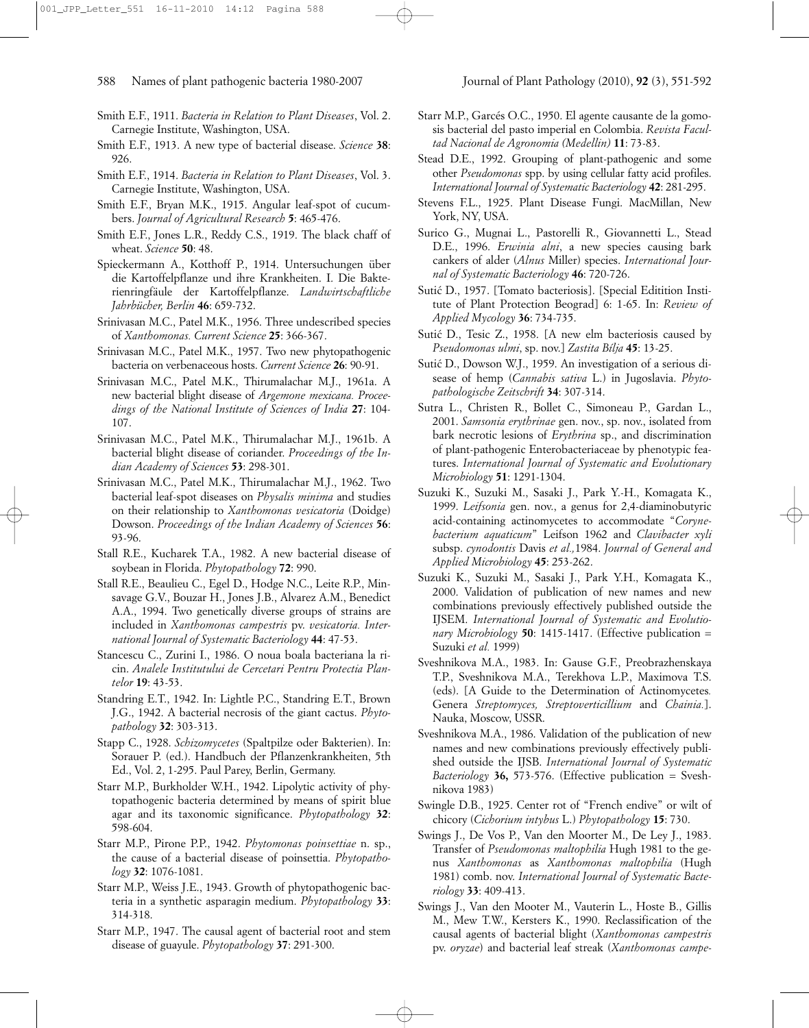Smith E.F., 1911. *Bacteria in Relation to Plant Diseases*, Vol. 2. Carnegie Institute, Washington, USA.

Smith E.F., 1913. A new type of bacterial disease. *Science* **38**: 926.

Smith E.F., 1914. *Bacteria in Relation to Plant Diseases*, Vol. 3. Carnegie Institute, Washington, USA.

Smith E.F., Bryan M.K., 1915. Angular leaf-spot of cucumbers. *Journal of Agricultural Research* **5**: 465-476.

Smith E.F., Jones L.R., Reddy C.S., 1919. The black chaff of wheat. *Science* **50**: 48.

Spieckermann A., Kotthoff P., 1914. Untersuchungen über die Kartoffelpflanze und ihre Krankheiten. I. Die Bakterienringfäule der Kartoffelpflanze. *Landwirtschaftliche Jahrbücher, Berlin* **46**: 659-732.

Srinivasan M.C., Patel M.K., 1956. Three undescribed species of *Xanthomonas. Current Science* **25**: 366-367.

Srinivasan M.C., Patel M.K., 1957. Two new phytopathogenic bacteria on verbenaceous hosts. *Current Science* **26**: 90-91.

Srinivasan M.C., Patel M.K., Thirumalachar M.J., 1961a. A new bacterial blight disease of *Argemone mexicana. Proceedings of the National Institute of Sciences of India* **27**: 104-107.

Srinivasan M.C., Patel M.K., Thirumalachar M.J., 1961b. A bacterial blight disease of coriander. *Proceedings of the Indian Academy of Sciences* **53**: 298-301.

Srinivasan M.C., Patel M.K., Thirumalachar M.J., 1962. Two bacterial leaf-spot diseases on *Physalis minima* and studies on their relationship to *Xanthomonas vesicatoria* (Doidge) Dowson. *Proceedings of the Indian Academy of Sciences* **56**: 93-96.

Stall R.E., Kucharek T.A., 1982. A new bacterial disease of soybean in Florida. *Phytopathology* **72**: 990.

Stall R.E., Beaulieu C., Egel D., Hodge N.C., Leite R.P., Minsavage G.V., Bouzar H., Jones J.B., Alvarez A.M., Benedict A.A., 1994. Two genetically diverse groups of strains are included in *Xanthomonas campestris* pv. *vesicatoria. International Journal of Systematic Bacteriology* **44**: 47-53.

Stancescu C., Zurini I., 1986. O noua boala bacteriana la ricin. *Analele Institutului de Cercetari Pentru Protectia Plantelor* **19**: 43-53.

Standring E.T., 1942. In: Lightle P.C., Standring E.T., Brown J.G., 1942. A bacterial necrosis of the giant cactus. *Phytopathology* **32**: 303-313.

Stapp C., 1928. *Schizomycetes* (Spaltpilze oder Bakterien). In: Sorauer P. (ed.). Handbuch der Pflanzenkrankheiten, 5th Ed., Vol. 2, 1-295. Paul Parey, Berlin, Germany.

Starr M.P., Burkholder W.H., 1942. Lipolytic activity of phytopathogenic bacteria determined by means of spirit blue agar and its taxonomic significance. *Phytopathology* **32**: 598-604.

Starr M.P., Pirone P.P., 1942. *Phytomonas poinsettiae* n. sp., the cause of a bacterial disease of poinsettia. *Phytopathology* **32**: 1076-1081.

Starr M.P., Weiss J.E., 1943. Growth of phytopathogenic bacteria in a synthetic asparagin medium. *Phytopathology* **33**: 314-318.

Starr M.P., 1947. The causal agent of bacterial root and stem disease of guayule. *Phytopathology* **37**: 291-300.

Starr M.P., Garcés O.C., 1950. El agente causante de la gomosis bacterial del pasto imperial en Colombia. *Revista Facultad Nacional de Agronomia (Medellin)* **11**: 73-83.

Stead D.E., 1992. Grouping of plant-pathogenic and some other *Pseudomonas* spp. by using cellular fatty acid profiles. *International Journal of Systematic Bacteriology* **42**: 281-295.

Stevens F.L., 1925. Plant Disease Fungi. MacMillan, New York, NY, USA.

Surico G., Mugnai L., Pastorelli R., Giovannetti L., Stead D.E., 1996. *Erwinia alni*, a new species causing bark cankers of alder (*Alnus* Miller) species. *International Journal of Systematic Bacteriology* **46**: 720-726.

Sutić D., 1957. [Tomato bacteriosis]. [Special Editition Institute of Plant Protection Beograd] 6: 1-65. In: *Review of Applied Mycology* **36**: 734-735.

Sutić D., Tesic Z., 1958. [A new elm bacteriosis caused by *Pseudomonas ulmi*, sp. nov.] *Zastita Bílja* **45**: 13-25.

Sutić D., Dowson W.J., 1959. An investigation of a serious disease of hemp (*Cannabis sativa* L.) in Jugoslavia. *Phytopathologische Zeitschrift* **34**: 307-314.

Sutra L., Christen R., Bollet C., Simoneau P., Gardan L., 2001. *Samsonia erythrinae* gen. nov., sp. nov., isolated from bark necrotic lesions of *Erythrina* sp., and discrimination of plant-pathogenic Enterobacteriaceae by phenotypic features. *International Journal of Systematic and Evolutionary Microbiology* **51**: 1291-1304.

Suzuki K., Suzuki M., Sasaki J., Park Y.-H., Komagata K., 1999. *Leifsonia* gen. nov., a genus for 2,4-diaminobutyric acid-containing actinomycetes to accommodate "*Corynebacterium aquaticum*" Leifson 1962 and *Clavibacter xyli* subsp. *cynodontis* Davis *et al.*,1984. *Journal of General and Applied Microbiology* **45**: 253-262.

Suzuki K., Suzuki M., Sasaki J., Park Y.H., Komagata K., 2000. Validation of publication of new names and new combinations previously effectively published outside the IJSEM. *International Journal of Systematic and Evolutionary Microbiology* **50**: 1415-1417. (Effective publication = Suzuki *et al.* 1999)

Sveshnikova M.A., 1983. In: Gause G.F., Preobrazhenskaya T.P., Sveshnikova M.A., Terekhova L.P., Maximova T.S. (eds). [A Guide to the Determination of Actinomycetes. Genera *Streptomyces, Streptoverticillium* and *Chainia.*]. Nauka, Moscow, USSR.

Sveshnikova M.A., 1986. Validation of the publication of new names and new combinations previously effectively published outside the IJSB. *International Journal of Systematic Bacteriology* **36,** 573-576. (Effective publication = Sveshnikova 1983)

Swingle D.B., 1925. Center rot of "French endive" or wilt of chicory (*Cichorium intybus* L.) *Phytopathology* **15**: 730.

Swings J., De Vos P., Van den Moorter M., De Ley J., 1983. Transfer of *Pseudomonas maltophilia* Hugh 1981 to the genus *Xanthomonas* as *Xanthomonas maltophilia* (Hugh 1981) comb. nov. *International Journal of Systematic Bacteriology* **33**: 409-413.

Swings J., Van den Mooter M., Vauterin L., Hoste B., Gillis M., Mew T.W., Kersters K., 1990. Reclassification of the causal agents of bacterial blight (*Xanthomonas campestris* pv. *oryzae*) and bacterial leaf streak (*Xanthomonas campe-*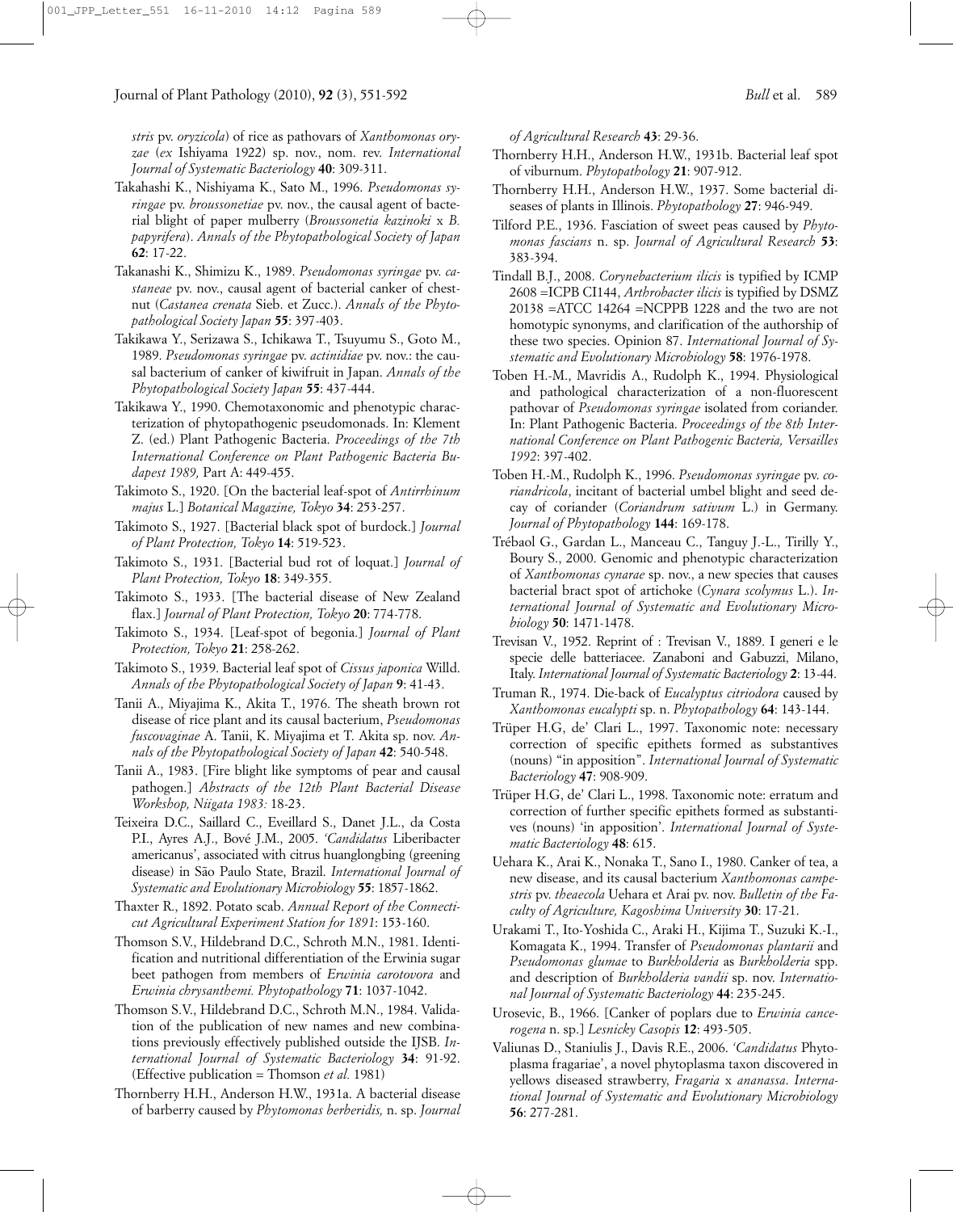*stris* pv. *oryzicola*) of rice as pathovars of *Xanthomonas oryzae* (*ex* Ishiyama 1922) sp. nov., nom. rev. *International Journal of Systematic Bacteriology* **40**: 309-311.

Takahashi K., Nishiyama K., Sato M., 1996. *Pseudomonas syringae* pv. *broussonetiae* pv. nov., the causal agent of bacterial blight of paper mulberry (*Broussonetia kazinoki* x *B. papyrifera*). *Annals of the Phytopathological Society of Japan* **62**: 17-22.

Takanashi K., Shimizu K., 1989. *Pseudomonas syringae* pv. *castaneae* pv. nov., causal agent of bacterial canker of chestnut (*Castanea crenata* Sieb. et Zucc.). *Annals of the Phytopathological Society Japan* **55**: 397-403.

Takikawa Y., Serizawa S., Ichikawa T., Tsuyumu S., Goto M., 1989. *Pseudomonas syringae* pv. *actinidiae* pv. nov.: the causal bacterium of canker of kiwifruit in Japan. *Annals of the Phytopathological Society Japan* **55**: 437-444.

Takikawa Y., 1990. Chemotaxonomic and phenotypic characterization of phytopathogenic pseudomonads. In: Klement Z. (ed.) Plant Pathogenic Bacteria. *Proceedings of the 7th International Conference on Plant Pathogenic Bacteria Budapest 1989,* Part A: 449-455.

Takimoto S., 1920. [On the bacterial leaf-spot of *Antirrhinum majus* L.] *Botanical Magazine, Tokyo* **34**: 253-257.

Takimoto S., 1927. [Bacterial black spot of burdock.] *Journal of Plant Protection, Tokyo* **14**: 519-523.

Takimoto S., 1931. [Bacterial bud rot of loquat.] *Journal of Plant Protection, Tokyo* **18**: 349-355.

Takimoto S., 1933. [The bacterial disease of New Zealand flax.] *Journal of Plant Protection, Tokyo* **20**: 774-778.

Takimoto S., 1934. [Leaf-spot of begonia.] *Journal of Plant Protection, Tokyo* **21**: 258-262.

Takimoto S., 1939. Bacterial leaf spot of *Cissus japonica* Willd. *Annals of the Phytopathological Society of Japan* **9**: 41-43.

Tanii A., Miyajima K., Akita T., 1976. The sheath brown rot disease of rice plant and its causal bacterium, *Pseudomonas fuscovaginae* A. Tanii, K. Miyajima et T. Akita sp. nov. *Annals of the Phytopathological Society of Japan* **42**: 540-548.

Tanii A., 1983. [Fire blight like symptoms of pear and causal pathogen.] *Abstracts of the 12th Plant Bacterial Disease Workshop, Niigata 1983:* 18-23.

Teixeira D.C., Saillard C., Eveillard S., Danet J.L., da Costa P.I., Ayres A.J., Bové J.M., 2005. *'Candidatus* Liberibacter americanus', associated with citrus huanglongbing (greening disease) in São Paulo State, Brazil. *International Journal of Systematic and Evolutionary Microbiology* **55**: 1857-1862.

Thaxter R., 1892. Potato scab. *Annual Report of the Connecticut Agricultural Experiment Station for 1891*: 153-160.

Thomson S.V., Hildebrand D.C., Schroth M.N., 1981. Identification and nutritional differentiation of the Erwinia sugar beet pathogen from members of *Erwinia carotovora* and *Erwinia chrysanthemi. Phytopathology* **71**: 1037-1042.

Thomson S.V., Hildebrand D.C., Schroth M.N., 1984. Validation of the publication of new names and new combinations previously effectively published outside the IJSB. *International Journal of Systematic Bacteriology* **34**: 91-92. (Effective publication = Thomson *et al.* 1981)

Thornberry H.H., Anderson H.W., 1931a. A bacterial disease of barberry caused by *Phytomonas berberidis,* n. sp. *Journal of Agricultural Research* **43**: 29-36.

Thornberry H.H., Anderson H.W., 1931b. Bacterial leaf spot of viburnum. *Phytopathology* **21**: 907-912.

Thornberry H.H., Anderson H.W., 1937. Some bacterial diseases of plants in Illinois. *Phytopathology* **27**: 946-949.

Tilford P.E., 1936. Fasciation of sweet peas caused by *Phytomonas fascians* n. sp. *Journal of Agricultural Research* **53**: 383-394.

Tindall B.J., 2008. *Corynebacterium ilicis* is typified by ICMP 2608 =ICPB CI144, *Arthrobacter ilicis* is typified by DSMZ 20138 =ATCC 14264 =NCPPB 1228 and the two are not homotypic synonyms, and clarification of the authorship of these two species. Opinion 87. *International Journal of Systematic and Evolutionary Microbiology* **58**: 1976-1978.

Toben H.-M., Mavridis A., Rudolph K., 1994. Physiological and pathological characterization of a non-fluorescent pathovar of *Pseudomonas syringae* isolated from coriander. In: Plant Pathogenic Bacteria. *Proceedings of the 8th International Conference on Plant Pathogenic Bacteria, Versailles 1992*: 397-402.

Toben H.-M., Rudolph K., 1996. *Pseudomonas syringae* pv. *coriandricola*, incitant of bacterial umbel blight and seed decay of coriander (*Coriandrum sativum* L.) in Germany. *Journal of Phytopathology* **144**: 169-178.

Trébaol G., Gardan L., Manceau C., Tanguy J.-L., Tirilly Y., Boury S., 2000. Genomic and phenotypic characterization of *Xanthomonas cynarae* sp. nov., a new species that causes bacterial bract spot of artichoke (*Cynara scolymus* L.). *International Journal of Systematic and Evolutionary Microbiology* **50**: 1471-1478.

Trevisan V., 1952. Reprint of : Trevisan V., 1889. I generi e le specie delle batteriacee. Zanaboni and Gabuzzi, Milano, Italy. *International Journal of Systematic Bacteriology* **2**: 13-44.

Truman R., 1974. Die-back of *Eucalyptus citriodora* caused by *Xanthomonas eucalypti* sp. n. *Phytopathology* **64**: 143-144.

Trüper H.G, de' Clari L., 1997. Taxonomic note: necessary correction of specific epithets formed as substantives (nouns) "in apposition". *International Journal of Systematic Bacteriology* **47**: 908-909.

Trüper H.G, de' Clari L., 1998. Taxonomic note: erratum and correction of further specific epithets formed as substantives (nouns) 'in apposition'. *International Journal of Systematic Bacteriology* **48**: 615.

Uehara K., Arai K., Nonaka T., Sano I., 1980. Canker of tea, a new disease, and its causal bacterium *Xanthomonas campestris* pv. *theaecola* Uehara et Arai pv. nov. *Bulletin of the Faculty of Agriculture, Kagoshima University* **30**: 17-21.

Urakami T., Ito-Yoshida C., Araki H., Kijima T., Suzuki K.-I., Komagata K., 1994. Transfer of *Pseudomonas plantarii* and *Pseudomonas glumae* to *Burkholderia* as *Burkholderia* spp. and description of *Burkholderia vandii* sp. nov. *International Journal of Systematic Bacteriology* **44**: 235-245.

Urosevic, B., 1966. [Canker of poplars due to *Erwinia cancerogena* n. sp.] *Lesnicky Casopis* **12**: 493-505.

Valiunas D., Staniulis J., Davis R.E., 2006. *'Candidatus* Phytoplasma fragariae', a novel phytoplasma taxon discovered in yellows diseased strawberry, *Fragaria* x *ananassa*. *International Journal of Systematic and Evolutionary Microbiology* **56**: 277-281.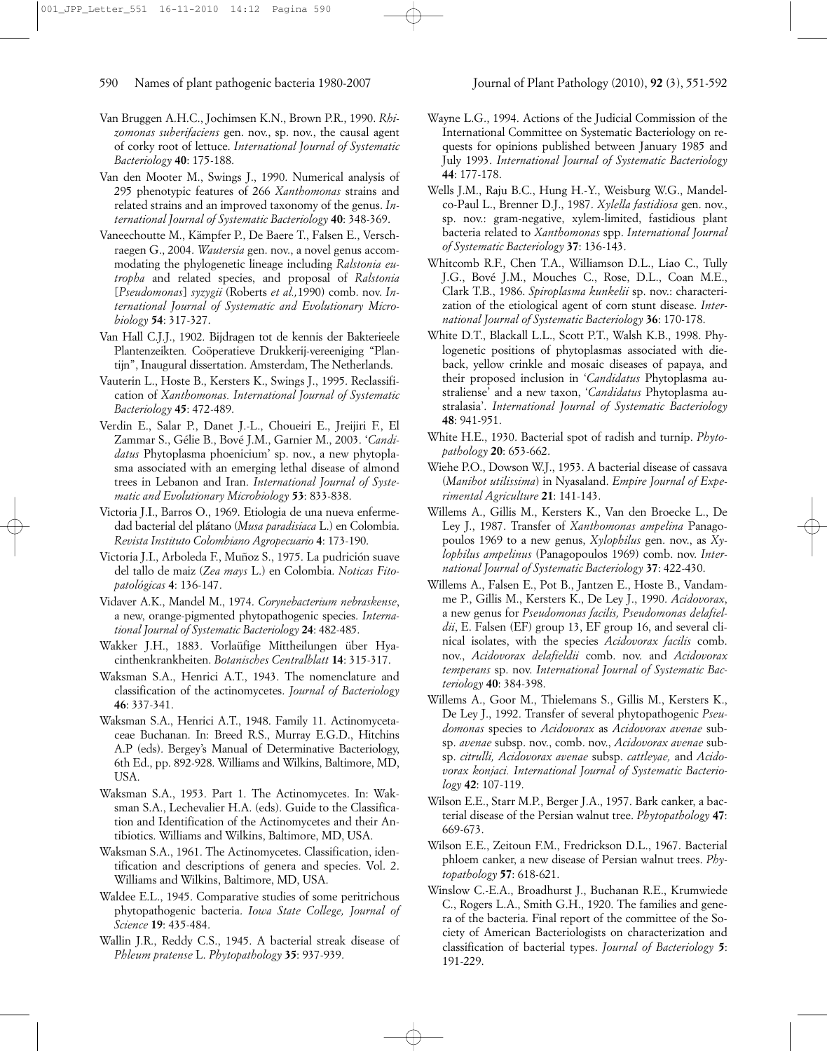Van Bruggen A.H.C., Jochimsen K.N., Brown P.R., 1990. *Rhizomonas suberifaciens* gen. nov., sp. nov., the causal agent of corky root of lettuce. *International Journal of Systematic Bacteriology* **40**: 175-188.

Van den Mooter M., Swings J., 1990. Numerical analysis of 295 phenotypic features of 266 *Xanthomonas* strains and related strains and an improved taxonomy of the genus. *International Journal of Systematic Bacteriology* **40**: 348-369.

Vaneechoutte M., Kämpfer P., De Baere T., Falsen E., Verschraegen G., 2004. *Wautersia* gen. nov., a novel genus accommodating the phylogenetic lineage including *Ralstonia eutropha* and related species, and proposal of *Ralstonia* [*Pseudomonas*] *syzygii* (Roberts *et al.,*1990) comb. nov. *International Journal of Systematic and Evolutionary Microbiology* **54**: 317-327.

Van Hall C.J.J., 1902. Bijdragen tot de kennis der Bakterieele Plantenzeikten*.* Coöperatieve Drukkerij-vereeniging "Plantijn", Inaugural dissertation. Amsterdam, The Netherlands.

Vauterin L., Hoste B., Kersters K., Swings J., 1995. Reclassification of *Xanthomonas. International Journal of Systematic Bacteriology* **45**: 472-489.

Verdin E., Salar P., Danet J.-L., Choueiri E., Jreijiri F., El Zammar S., Gélie B., Bové J.M., Garnier M., 2003. '*Candidatus* Phytoplasma phoenicium' sp. nov., a new phytoplasma associated with an emerging lethal disease of almond trees in Lebanon and Iran. *International Journal of Systematic and Evolutionary Microbiology* **53**: 833-838.

Victoria J.I., Barros O., 1969. Etiologia de una nueva enfermedad bacterial del plátano (*Musa paradisiaca* L.) en Colombia. *Revista Instituto Colombiano Agropecuario* **4**: 173-190.

Victoria J.I., Arboleda F., Muñoz S., 1975. La pudrición suave del tallo de maiz (*Zea mays* L.) en Colombia. *Noticas Fitopatológicas* **4**: 136-147.

Vidaver A.K., Mandel M., 1974. *Corynebacterium nebraskense*, a new, orange-pigmented phytopathogenic species. *International Journal of Systematic Bacteriology* **24**: 482-485.

Wakker J.H., 1883. Vorlaüfige Mittheilungen über Hyacinthenkrankheiten. *Botanisches Centralblatt* **14**: 315-317.

Waksman S.A., Henrici A.T., 1943. The nomenclature and classification of the actinomycetes. *Journal of Bacteriology* **46**: 337-341.

Waksman S.A., Henrici A.T., 1948. Family 11. Actinomycetaceae Buchanan. In: Breed R.S., Murray E.G.D., Hitchins A.P (eds). Bergey's Manual of Determinative Bacteriology, 6th Ed., pp. 892-928. Williams and Wilkins, Baltimore, MD, USA.

Waksman S.A., 1953. Part 1. The Actinomycetes. In: Waksman S.A., Lechevalier H.A. (eds). Guide to the Classification and Identification of the Actinomycetes and their Antibiotics. Williams and Wilkins, Baltimore, MD, USA.

Waksman S.A., 1961. The Actinomycetes. Classification, identification and descriptions of genera and species. Vol. 2. Williams and Wilkins, Baltimore, MD, USA.

Waldee E.L., 1945. Comparative studies of some peritrichous phytopathogenic bacteria. *Iowa State College, Journal of Science* **19**: 435-484.

Wallin J.R., Reddy C.S., 1945. A bacterial streak disease of *Phleum pratense* L. *Phytopathology* **35**: 937-939.

Wayne L.G., 1994. Actions of the Judicial Commission of the International Committee on Systematic Bacteriology on requests for opinions published between January 1985 and July 1993. *International Journal of Systematic Bacteriology* **44**: 177-178.

Wells J.M., Raju B.C., Hung H.-Y., Weisburg W.G., Mandelco-Paul L., Brenner D.J., 1987. *Xylella fastidiosa* gen. nov., sp. nov.: gram-negative, xylem-limited, fastidious plant bacteria related to *Xanthomonas* spp. *International Journal of Systematic Bacteriology* **37**: 136-143.

Whitcomb R.F., Chen T.A., Williamson D.L., Liao C., Tully J.G., Bové J.M., Mouches C., Rose, D.L., Coan M.E., Clark T.B., 1986. *Spiroplasma kunkelii* sp. nov.: characterization of the etiological agent of corn stunt disease. *International Journal of Systematic Bacteriology* **36**: 170-178.

White D.T., Blackall L.L., Scott P.T., Walsh K.B., 1998. Phylogenetic positions of phytoplasmas associated with dieback, yellow crinkle and mosaic diseases of papaya, and their proposed inclusion in '*Candidatus* Phytoplasma australiense' and a new taxon, '*Candidatus* Phytoplasma australasia'. *International Journal of Systematic Bacteriology* **48**: 941-951.

White H.E., 1930. Bacterial spot of radish and turnip. *Phytopathology* **20**: 653-662.

Wiehe P.O., Dowson W.J., 1953. A bacterial disease of cassava (*Manihot utilissima*) in Nyasaland. *Empire Journal of Experimental Agriculture* **21**: 141-143.

Willems A., Gillis M., Kersters K., Van den Broecke L., De Ley J., 1987. Transfer of *Xanthomonas ampelina* Panagopoulos 1969 to a new genus, *Xylophilus* gen. nov., as *Xylophilus ampelinus* (Panagopoulos 1969) comb. nov. *International Journal of Systematic Bacteriology* **37**: 422-430.

Willems A., Falsen E., Pot B., Jantzen E., Hoste B., Vandamme P., Gillis M., Kersters K., De Ley J., 1990. *Acidovorax*, a new genus for *Pseudomonas facilis, Pseudomonas delafieldii*, E. Falsen (EF) group 13, EF group 16, and several clinical isolates, with the species *Acidovorax facilis* comb. nov., *Acidovorax delafieldii* comb. nov. and *Acidovorax temperans* sp. nov. *International Journal of Systematic Bacteriology* **40**: 384-398.

Willems A., Goor M., Thielemans S., Gillis M., Kersters K., De Ley J., 1992. Transfer of several phytopathogenic *Pseudomonas* species to *Acidovorax* as *Acidovorax avenae* subsp. *avenae* subsp. nov., comb. nov., *Acidovorax avenae* subsp. *citrulli, Acidovorax avenae* subsp. *cattleyae,* and *Acidovorax konjaci. International Journal of Systematic Bacteriology* **42**: 107-119.

Wilson E.E., Starr M.P., Berger J.A., 1957. Bark canker, a bacterial disease of the Persian walnut tree. *Phytopathology* **47**: 669-673.

Wilson E.E., Zeitoun F.M., Fredrickson D.L., 1967. Bacterial phloem canker, a new disease of Persian walnut trees. *Phytopathology* **57**: 618-621.

Winslow C.-E.A., Broadhurst J., Buchanan R.E., Krumwiede C., Rogers L.A., Smith G.H., 1920. The families and genera of the bacteria. Final report of the committee of the Society of American Bacteriologists on characterization and classification of bacterial types. *Journal of Bacteriology* **5**: 191-229.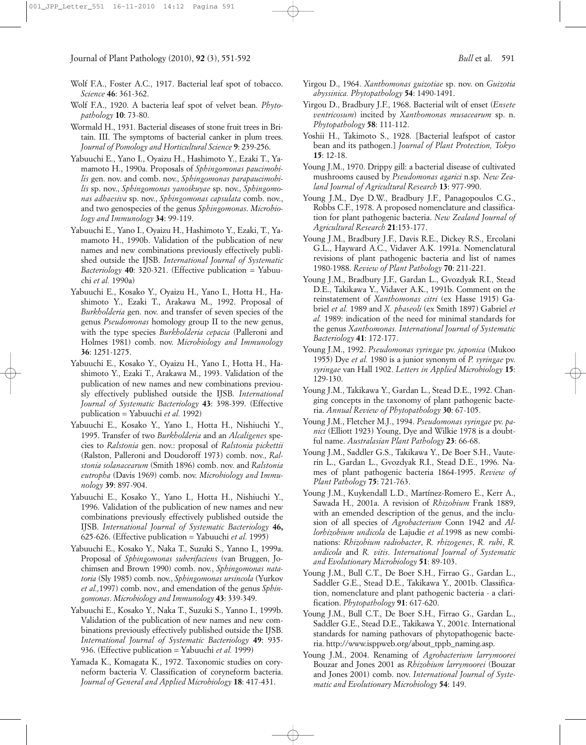Wolf F.A., Foster A.C., 1917. Bacterial leaf spot of tobacco. *Science* **46**: 361-362.

Wolf F.A., 1920. A bacteria leaf spot of velvet bean. *Phytopathology* **10**: 73-80.

Wormald H., 1931. Bacterial diseases of stone fruit trees in Britain. III. The symptoms of bacterial canker in plum trees. *Journal of Pomology and Horticultural Science* **9**: 239-256.

Yabuuchi E., Yano I., Oyaizu H., Hashimoto Y., Ezaki T., Yamamoto H., 1990a. Proposals of *Sphingomonas paucimobilis* gen. nov. and comb. nov., *Sphingomonas parapaucimobilis* sp. nov., *Sphingomonas yanoikuyae* sp. nov., *Sphingomonas adhaesiva* sp. nov., *Sphingomonas capsulata* comb. nov., and two genospecies of the genus *Sphingomonas*. *Microbiology and Immunology* **34**: 99-119.

Yabuuchi E., Yano I., Oyaizu H., Hashimoto Y., Ezaki, T., Yamamoto H., 1990b. Validation of the publication of new names and new combinations previously effectively published outside the IJSB. *International Journal of Systematic Bacteriology* **40**: 320-321. (Effective publication = Yabuuchi *et al.* 1990a)

Yabuuchi E., Kosako Y., Oyaizu H., Yano I., Hotta H., Hashimoto Y., Ezaki T., Arakawa M., 1992. Proposal of *Burkholderia* gen. nov. and transfer of seven species of the genus *Pseudomonas* homology group II to the new genus, with the type species *Burkholderia cepacia* (Palleroni and Holmes 1981) comb. nov. *Microbiology and Immunology* **36**: 1251-1275.

Yabuuchi E., Kosako Y., Oyaizu H., Yano I., Hotta H., Hashimoto Y., Ezaki T., Arakawa M., 1993. Validation of the publication of new names and new combinations previously effectively published outside the IJSB. *International Journal of Systematic Bacteriology* **43**: 398-399. (Effective publication = Yabuuchi *et al.* 1992)

Yabuuchi E., Kosako Y., Yano I., Hotta H., Nishiuchi Y., 1995. Transfer of two *Burkholderia* and an *Alcaligenes* species to *Ralstonia* gen. nov.: proposal of *Ralstonia pickettii* (Ralston, Palleroni and Doudoroff 1973) comb. nov., *Ralstonia solanacearum* (Smith 1896) comb. nov. and *Ralstonia eutropha* (Davis 1969) comb. nov. *Microbiology and Immunology* **39**: 897-904.

Yabuuchi E., Kosako Y., Yano I., Hotta H., Nishiuchi Y., 1996. Validation of the publication of new names and new combinations previously effectively published outside the IJSB. *International Journal of Systematic Bacteriology* **46,** 625-626. (Effective publication = Yabuuchi *et al.* 1995)

Yabuuchi E., Kosako Y., Naka T., Suzuki S., Yanno I., 1999a. Proposal of *Sphingomonas suberifaciens* (van Bruggen, Jochimsen and Brown 1990) comb. nov., *Sphingomonas natatoria* (Sly 1985) comb. nov., *Sphingomonas ursincola* (Yurkov *et al.,*1997) comb. nov., and emendation of the genus *Sphingomonas*. *Microbiology and Immunology* **43**: 339-349.

Yabuuchi E., Kosako Y., Naka T., Suzuki S., Yanno I., 1999b. Validation of the publication of new names and new combinations previously effectively published outside the IJSB. *International Journal of Systematic Bacteriology* **49**: 935-936. (Effective publication = Yabuuchi *et al.* 1999)

Yamada K., Komagata K., 1972. Taxonomic studies on coryneform bacteria V. Classification of coryneform bacteria. *Journal of General and Applied Microbiology* **18**: 417-431.

Yirgou D., 1964. *Xanthomonas guizotiae* sp. nov. on *Guizotia abyssinica. Phytopathology* **54**: 1490-1491.

Yirgou D., Bradbury J.F., 1968. Bacterial wilt of enset (*Ensete ventricosum*) incited by *Xanthomonas musacearum* sp. n. *Phytopathology* **58**: 111-112.

Yoshii H., Takimoto S., 1928. [Bacterial leafspot of castor bean and its pathogen.] *Journal of Plant Protection, Tokyo* **15**: 12-18.

Young J.M., 1970. Drippy gill: a bacterial disease of cultivated mushrooms caused by *Pseudomonas agarici* n.sp. *New Zealand Journal of Agricultural Research* **13**: 977-990.

Young J.M., Dye D.W., Bradbury J.F., Panagopoulos C.G., Robbs C.F., 1978. A proposed nomenclature and classification for plant pathogenic bacteria. *New Zealand Journal of Agricultural Research* **21**:153-177.

Young J.M., Bradbury J.F., Davis R.E., Dickey R.S., Ercolani G.L., Hayward A.C., Vidaver A.K. 1991a. Nomenclatural revisions of plant pathogenic bacteria and list of names 1980-1988. *Review of Plant Pathology* **70**: 211-221.

Young J.M., Bradbury J.F., Gardan L., Gvozdyak R.I., Stead D.E., Takikawa Y., Vidaver A.K., 1991b. Comment on the reinstatement of *Xanthomonas citri* (ex Hasse 1915) Gabriel *et al.* 1989 and *X. phaseoli* (ex Smith 1897) Gabriel *et al.* 1989: indication of the need for minimal standards for the genus *Xanthomonas. International Journal of Systematic Bacteriology* **41**: 172-177.

Young J.M., 1992. *Pseudomonas syringae* pv. *japonica* (Mukoo 1955) Dye *et al.* 1980 is a junior synonym of *P. syringae* pv. *syringae* van Hall 1902. *Letters in Applied Microbiology* **15**: 129-130.

Young J.M., Takikawa Y., Gardan L., Stead D.E., 1992. Changing concepts in the taxonomy of plant pathogenic bacteria. *Annual Review of Phytopathology* **30**: 67-105.

Young J.M., Fletcher M.J., 1994. *Pseudomonas syringae* pv. *panici* (Elliott 1923) Young, Dye and Wilkie 1978 is a doubtful name. *Australasian Plant Pathology* **23**: 66-68.

Young J.M., Saddler G.S., Takikawa Y., De Boer S.H., Vauterin L., Gardan L., Gvozdyak R.I., Stead D.E., 1996. Names of plant pathogenic bacteria 1864-1995. *Review of Plant Pathology* **75**: 721-763.

Young J.M., Kuykendall L.D., Martínez-Romero E., Kerr A., Sawada H., 2001a. A revision of *Rhizobium* Frank 1889, with an emended description of the genus, and the inclusion of all species of *Agrobacterium* Conn 1942 and *Allorhizobium undicola* de Lajudie *et al.*1998 as new combinations: *Rhizobium radiobacter*, *R. rhizogenes*, *R. rubi*, *R. undicola* and *R. vitis*. *International Journal of Systematic and Evolutionary Microbiology* **51**: 89-103.

Young J.M., Bull C.T., De Boer S.H., Firrao G., Gardan L., Saddler G.E., Stead D.E., Takikawa Y., 2001b. Classification, nomenclature and plant pathogenic bacteria - a clarification. *Phytopathology* **91**: 617-620.

Young J.M., Bull C.T., De Boer S.H., Firrao G., Gardan L., Saddler G.E., Stead D.E., Takikawa Y., 2001c. International standards for naming pathovars of phytopathogenic bacteria. http://www.isppweb.org/about_tppb_naming.asp.

Young J.M., 2004. Renaming of *Agrobacterium larrymoorei* Bouzar and Jones 2001 as *Rhizobium larrymoorei* (Bouzar and Jones 2001) comb. nov. *International Journal of Systematic and Evolutionary Microbiology* **54**: 149.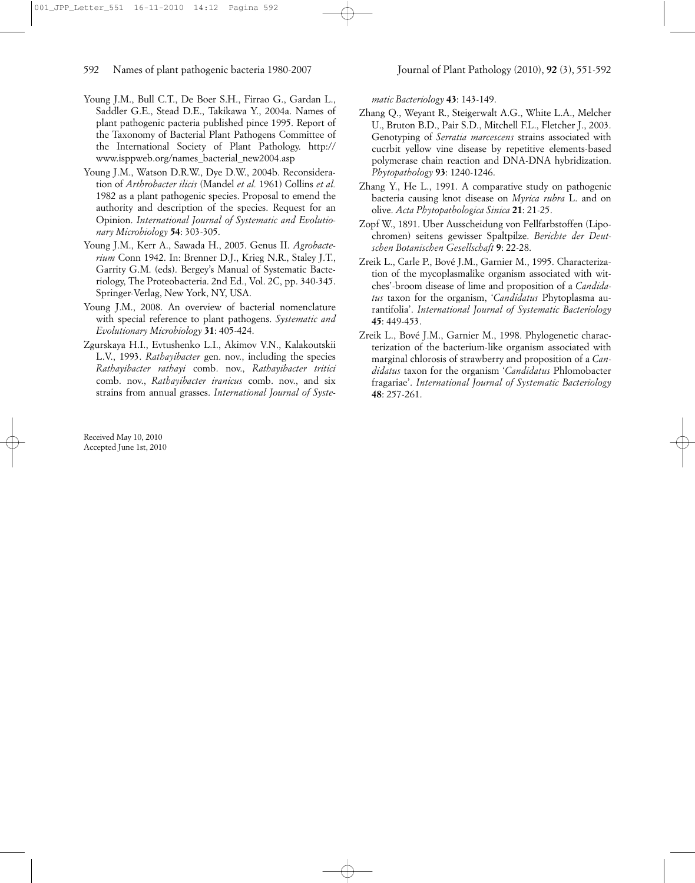Young J.M., Bull C.T., De Boer S.H., Firrao G., Gardan L., Saddler G.E., Stead D.E., Takikawa Y., 2004a. Names of plant pathogenic pacteria published pince 1995. Report of the Taxonomy of Bacterial Plant Pathogens Committee of the International Society of Plant Pathology. http://www.isppweb.org/names_bacterial_new2004.asp

Young J.M., Watson D.R.W., Dye D.W., 2004b. Reconsideration of *Arthrobacter ilicis* (Mandel *et al.* 1961) Collins *et al.* 1982 as a plant pathogenic species. Proposal to emend the authority and description of the species. Request for an Opinion. *International Journal of Systematic and Evolutionary Microbiology* **54**: 303-305.

Young J.M., Kerr A., Sawada H., 2005. Genus II. *Agrobacterium* Conn 1942. In: Brenner D.J., Krieg N.R., Staley J.T., Garrity G.M. (eds). Bergey's Manual of Systematic Bacteriology, The Proteobacteria. 2nd Ed., Vol. 2C, pp. 340-345. Springer-Verlag, New York, NY, USA.

Young J.M., 2008. An overview of bacterial nomenclature with special reference to plant pathogens. *Systematic and Evolutionary Microbiology* **31**: 405-424.

Zgurskaya H.I., Evtushenko L.I., Akimov V.N., Kalakoutskii L.V., 1993. *Rathayibacter* gen. nov., including the species *Rathayibacter rathayi* comb. nov., *Rathayibacter tritici* comb. nov., *Rathayibacter iranicus* comb. nov., and six strains from annual grasses. *International Journal of Systematic Bacteriology* **43**: 143-149.

Zhang Q., Weyant R., Steigerwalt A.G., White L.A., Melcher U., Bruton B.D., Pair S.D., Mitchell F.L., Fletcher J., 2003. Genotyping of *Serratia marcescens* strains associated with cucrbit yellow vine disease by repetitive elements-based polymerase chain reaction and DNA-DNA hybridization. *Phytopathology* **93**: 1240-1246.

Zhang Y., He L., 1991. A comparative study on pathogenic bacteria causing knot disease on *Myrica rubra* L. and on olive. *Acta Phytopathologica Sinica* **21**: 21-25.

Zopf W., 1891. Uber Ausscheidung von Fellfarbstoffen (Lipochromen) seitens gewisser Spaltpilze. *Berichte der Deutschen Botanischen Gesellschaft* **9**: 22-28.

Zreik L., Carle P., Bové J.M., Garnier M., 1995. Characterization of the mycoplasmalike organism associated with witches'-broom disease of lime and proposition of a *Candidatus* taxon for the organism, '*Candidatus* Phytoplasma aurantifolia'. *International Journal of Systematic Bacteriology* **45**: 449-453.

Zreik L., Bové J.M., Garnier M., 1998. Phylogenetic characterization of the bacterium-like organism associated with marginal chlorosis of strawberry and proposition of a *Candidatus* taxon for the organism '*Candidatus* Phlomobacter fragariae'. *International Journal of Systematic Bacteriology* **48**: 257-261.

Received May 10, 2010
Accepted June 1st, 2010